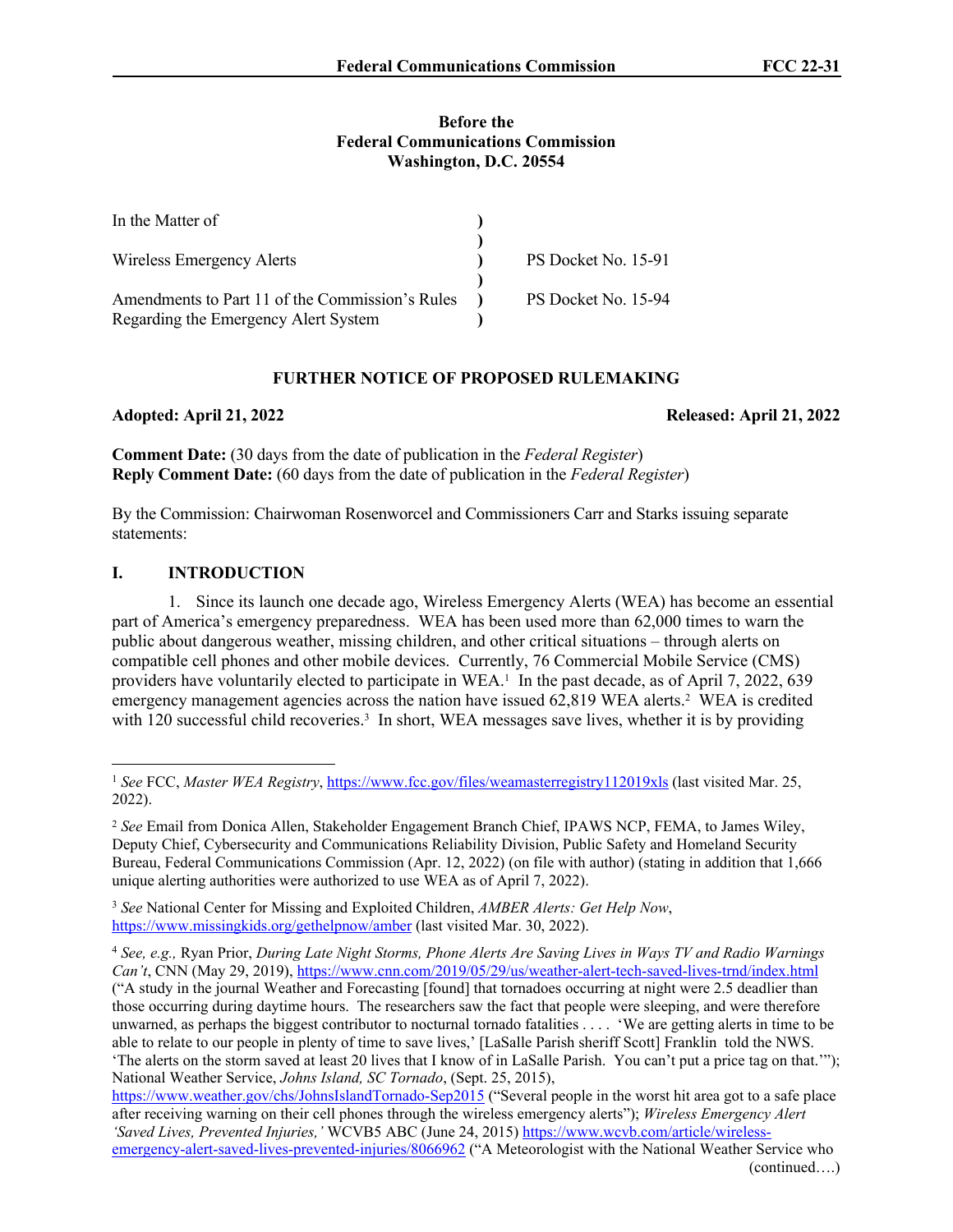**Before the**
**Federal Communications Commission**
**Washington, D.C. 20554**

| | | |
|---|---|---|
| In the Matter of | ) | |
| | ) | |
| Wireless Emergency Alerts | ) | PS Docket No. 15-91 |
| | ) | |
| Amendments to Part 11 of the Commission's Rules Regarding the Emergency Alert System | ) | PS Docket No. 15-94 |

## FURTHER NOTICE OF PROPOSED RULEMAKING

**Adopted: April 21, 2022** **Released: April 21, 2022**

**Comment Date:** (30 days from the date of publication in the *Federal Register*)
**Reply Comment Date:** (60 days from the date of publication in the *Federal Register*)

By the Commission: Chairwoman Rosenworcel and Commissioners Carr and Starks issuing separate statements:

## I. INTRODUCTION

1. Since its launch one decade ago, Wireless Emergency Alerts (WEA) has become an essential part of America's emergency preparedness. WEA has been used more than 62,000 times to warn the public about dangerous weather, missing children, and other critical situations – through alerts on compatible cell phones and other mobile devices. Currently, 76 Commercial Mobile Service (CMS) providers have voluntarily elected to participate in WEA.[1] In the past decade, as of April 7, 2022, 639 emergency management agencies across the nation have issued 62,819 WEA alerts.[2] WEA is credited with 120 successful child recoveries.[3] In short, WEA messages save lives, whether it is by providing

---

[1] *See* FCC, *Master WEA Registry*, https://www.fcc.gov/files/weamasterregistry112019xls (last visited Mar. 25, 2022).

[2] *See* Email from Donica Allen, Stakeholder Engagement Branch Chief, IPAWS NCP, FEMA, to James Wiley, Deputy Chief, Cybersecurity and Communications Reliability Division, Public Safety and Homeland Security Bureau, Federal Communications Commission (Apr. 12, 2022) (on file with author) (stating in addition that 1,666 unique alerting authorities were authorized to use WEA as of April 7, 2022).

[3] *See* National Center for Missing and Exploited Children, *AMBER Alerts: Get Help Now*, https://www.missingkids.org/gethelpnow/amber (last visited Mar. 30, 2022).

[4] *See, e.g.,* Ryan Prior, *During Late Night Storms, Phone Alerts Are Saving Lives in Ways TV and Radio Warnings Can't*, CNN (May 29, 2019), https://www.cnn.com/2019/05/29/us/weather-alert-tech-saved-lives-trnd/index.html ("A study in the journal Weather and Forecasting [found] that tornadoes occurring at night were 2.5 deadlier than those occurring during daytime hours. The researchers saw the fact that people were sleeping, and were therefore unwarned, as perhaps the biggest contributor to nocturnal tornado fatalities . . . . 'We are getting alerts in time to be able to relate to our people in plenty of time to save lives,' [LaSalle Parish sheriff Scott] Franklin told the NWS. 'The alerts on the storm saved at least 20 lives that I know of in LaSalle Parish. You can't put a price tag on that.'"); National Weather Service, *Johns Island, SC Tornado*, (Sept. 25, 2015), https://www.weather.gov/chs/JohnsIslandTornado-Sep2015 ("Several people in the worst hit area got to a safe place after receiving warning on their cell phones through the wireless emergency alerts"); *Wireless Emergency Alert 'Saved Lives, Prevented Injuries,'* WCVB5 ABC (June 24, 2015) https://www.wcvb.com/article/wireless-emergency-alert-saved-lives-prevented-injuries/8066962 ("A Meteorologist with the National Weather Service who (continued….)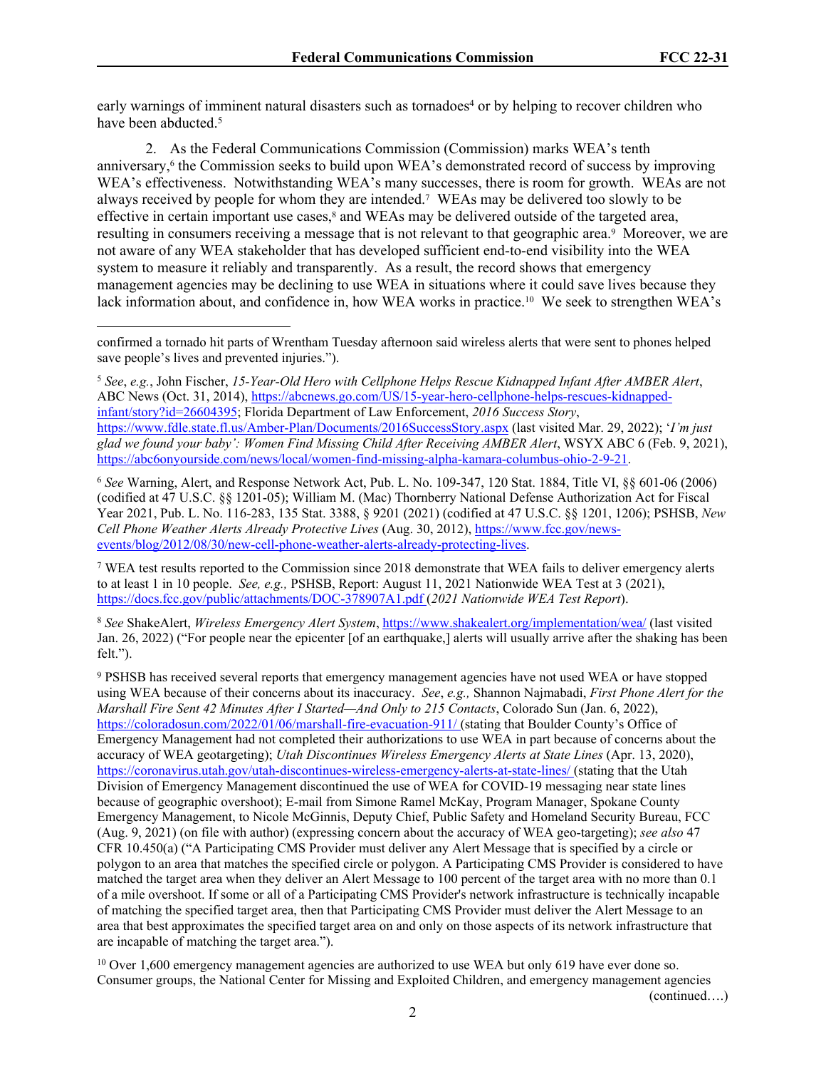early warnings of imminent natural disasters such as tornadoes[4] or by helping to recover children who have been abducted.[5]

2. As the Federal Communications Commission (Commission) marks WEA's tenth anniversary,[6] the Commission seeks to build upon WEA's demonstrated record of success by improving WEA's effectiveness. Notwithstanding WEA's many successes, there is room for growth. WEAs are not always received by people for whom they are intended.[7] WEAs may be delivered too slowly to be effective in certain important use cases,[8] and WEAs may be delivered outside of the targeted area, resulting in consumers receiving a message that is not relevant to that geographic area.[9] Moreover, we are not aware of any WEA stakeholder that has developed sufficient end-to-end visibility into the WEA system to measure it reliably and transparently. As a result, the record shows that emergency management agencies may be declining to use WEA in situations where it could save lives because they lack information about, and confidence in, how WEA works in practice.[10] We seek to strengthen WEA's

---

confirmed a tornado hit parts of Wrentham Tuesday afternoon said wireless alerts that were sent to phones helped save people's lives and prevented injuries.").

[5] *See*, *e.g.*, John Fischer, *15-Year-Old Hero with Cellphone Helps Rescue Kidnapped Infant After AMBER Alert*, ABC News (Oct. 31, 2014), https://abcnews.go.com/US/15-year-hero-cellphone-helps-rescues-kidnapped-infant/story?id=26604395; Florida Department of Law Enforcement, *2016 Success Story*, https://www.fdle.state.fl.us/Amber-Plan/Documents/2016SuccessStory.aspx (last visited Mar. 29, 2022); *'I'm just glad we found your baby': Women Find Missing Child After Receiving AMBER Alert*, WSYX ABC 6 (Feb. 9, 2021), https://abc6onyourside.com/news/local/women-find-missing-alpha-kamara-columbus-ohio-2-9-21.

[6] *See* Warning, Alert, and Response Network Act, Pub. L. No. 109-347, 120 Stat. 1884, Title VI, §§ 601-06 (2006) (codified at 47 U.S.C. §§ 1201-05); William M. (Mac) Thornberry National Defense Authorization Act for Fiscal Year 2021, Pub. L. No. 116-283, 135 Stat. 3388, § 9201 (2021) (codified at 47 U.S.C. §§ 1201, 1206); PSHSB, *New Cell Phone Weather Alerts Already Protective Lives* (Aug. 30, 2012), https://www.fcc.gov/news-events/blog/2012/08/30/new-cell-phone-weather-alerts-already-protecting-lives.

[7] WEA test results reported to the Commission since 2018 demonstrate that WEA fails to deliver emergency alerts to at least 1 in 10 people. *See, e.g.,* PSHSB, Report: August 11, 2021 Nationwide WEA Test at 3 (2021), https://docs.fcc.gov/public/attachments/DOC-378907A1.pdf (*2021 Nationwide WEA Test Report*).

[8] *See* ShakeAlert, *Wireless Emergency Alert System*, https://www.shakealert.org/implementation/wea/ (last visited Jan. 26, 2022) ("For people near the epicenter [of an earthquake,] alerts will usually arrive after the shaking has been felt.").

[9] PSHSB has received several reports that emergency management agencies have not used WEA or have stopped using WEA because of their concerns about its inaccuracy. *See*, *e.g.,* Shannon Najmabadi, *First Phone Alert for the Marshall Fire Sent 42 Minutes After I Started—And Only to 215 Contacts*, Colorado Sun (Jan. 6, 2022), https://coloradosun.com/2022/01/06/marshall-fire-evacuation-911/ (stating that Boulder County's Office of Emergency Management had not completed their authorizations to use WEA in part because of concerns about the accuracy of WEA geotargeting); *Utah Discontinues Wireless Emergency Alerts at State Lines* (Apr. 13, 2020), https://coronavirus.utah.gov/utah-discontinues-wireless-emergency-alerts-at-state-lines/ (stating that the Utah Division of Emergency Management discontinued the use of WEA for COVID-19 messaging near state lines because of geographic overshoot); E-mail from Simone Ramel McKay, Program Manager, Spokane County Emergency Management, to Nicole McGinnis, Deputy Chief, Public Safety and Homeland Security Bureau, FCC (Aug. 9, 2021) (on file with author) (expressing concern about the accuracy of WEA geo-targeting); *see also* 47 CFR 10.450(a) ("A Participating CMS Provider must deliver any Alert Message that is specified by a circle or polygon to an area that matches the specified circle or polygon. A Participating CMS Provider is considered to have matched the target area when they deliver an Alert Message to 100 percent of the target area with no more than 0.1 of a mile overshoot. If some or all of a Participating CMS Provider's network infrastructure is technically incapable of matching the specified target area, then that Participating CMS Provider must deliver the Alert Message to an area that best approximates the specified target area on and only on those aspects of its network infrastructure that are incapable of matching the target area.").

[10] Over 1,600 emergency management agencies are authorized to use WEA but only 619 have ever done so. Consumer groups, the National Center for Missing and Exploited Children, and emergency management agencies

(continued….)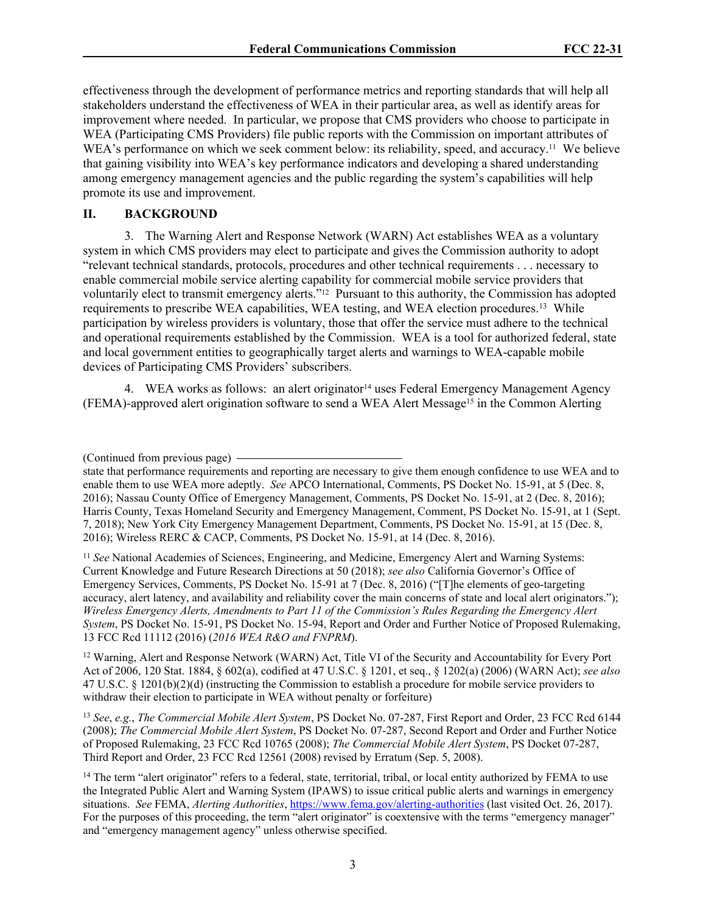effectiveness through the development of performance metrics and reporting standards that will help all stakeholders understand the effectiveness of WEA in their particular area, as well as identify areas for improvement where needed. In particular, we propose that CMS providers who choose to participate in WEA (Participating CMS Providers) file public reports with the Commission on important attributes of WEA's performance on which we seek comment below: its reliability, speed, and accuracy.[11] We believe that gaining visibility into WEA's key performance indicators and developing a shared understanding among emergency management agencies and the public regarding the system's capabilities will help promote its use and improvement.

## II. BACKGROUND

3. The Warning Alert and Response Network (WARN) Act establishes WEA as a voluntary system in which CMS providers may elect to participate and gives the Commission authority to adopt "relevant technical standards, protocols, procedures and other technical requirements . . . necessary to enable commercial mobile service alerting capability for commercial mobile service providers that voluntarily elect to transmit emergency alerts."[12] Pursuant to this authority, the Commission has adopted requirements to prescribe WEA capabilities, WEA testing, and WEA election procedures.[13] While participation by wireless providers is voluntary, those that offer the service must adhere to the technical and operational requirements established by the Commission. WEA is a tool for authorized federal, state and local government entities to geographically target alerts and warnings to WEA-capable mobile devices of Participating CMS Providers' subscribers.

4. WEA works as follows: an alert originator[14] uses Federal Emergency Management Agency (FEMA)-approved alert origination software to send a WEA Alert Message[15] in the Common Alerting

---

(Continued from previous page) state that performance requirements and reporting are necessary to give them enough confidence to use WEA and to enable them to use WEA more adeptly. *See* APCO International, Comments, PS Docket No. 15-91, at 5 (Dec. 8, 2016); Nassau County Office of Emergency Management, Comments, PS Docket No. 15-91, at 2 (Dec. 8, 2016); Harris County, Texas Homeland Security and Emergency Management, Comment, PS Docket No. 15-91, at 1 (Sept. 7, 2018); New York City Emergency Management Department, Comments, PS Docket No. 15-91, at 15 (Dec. 8, 2016); Wireless RERC & CACP, Comments, PS Docket No. 15-91, at 14 (Dec. 8, 2016).

[11] *See* National Academies of Sciences, Engineering, and Medicine, Emergency Alert and Warning Systems: Current Knowledge and Future Research Directions at 50 (2018); *see also* California Governor's Office of Emergency Services, Comments, PS Docket No. 15-91 at 7 (Dec. 8, 2016) ("[T]he elements of geo-targeting accuracy, alert latency, and availability and reliability cover the main concerns of state and local alert originators."); *Wireless Emergency Alerts, Amendments to Part 11 of the Commission's Rules Regarding the Emergency Alert System*, PS Docket No. 15-91, PS Docket No. 15-94, Report and Order and Further Notice of Proposed Rulemaking, 13 FCC Rcd 11112 (2016) (*2016 WEA R&O and FNPRM*).

[12] Warning, Alert and Response Network (WARN) Act, Title VI of the Security and Accountability for Every Port Act of 2006, 120 Stat. 1884, § 602(a), codified at 47 U.S.C. § 1201, et seq., § 1202(a) (2006) (WARN Act); *see also* 47 U.S.C. § 1201(b)(2)(d) (instructing the Commission to establish a procedure for mobile service providers to withdraw their election to participate in WEA without penalty or forfeiture)

[13] *See*, *e.g.*, *The Commercial Mobile Alert System*, PS Docket No. 07-287, First Report and Order, 23 FCC Rcd 6144 (2008); *The Commercial Mobile Alert System*, PS Docket No. 07-287, Second Report and Order and Further Notice of Proposed Rulemaking, 23 FCC Rcd 10765 (2008); *The Commercial Mobile Alert System*, PS Docket 07-287, Third Report and Order, 23 FCC Rcd 12561 (2008) revised by Erratum (Sep. 5, 2008).

[14] The term "alert originator" refers to a federal, state, territorial, tribal, or local entity authorized by FEMA to use the Integrated Public Alert and Warning System (IPAWS) to issue critical public alerts and warnings in emergency situations. *See* FEMA, *Alerting Authorities*, https://www.fema.gov/alerting-authorities (last visited Oct. 26, 2017). For the purposes of this proceeding, the term "alert originator" is coextensive with the terms "emergency manager" and "emergency management agency" unless otherwise specified.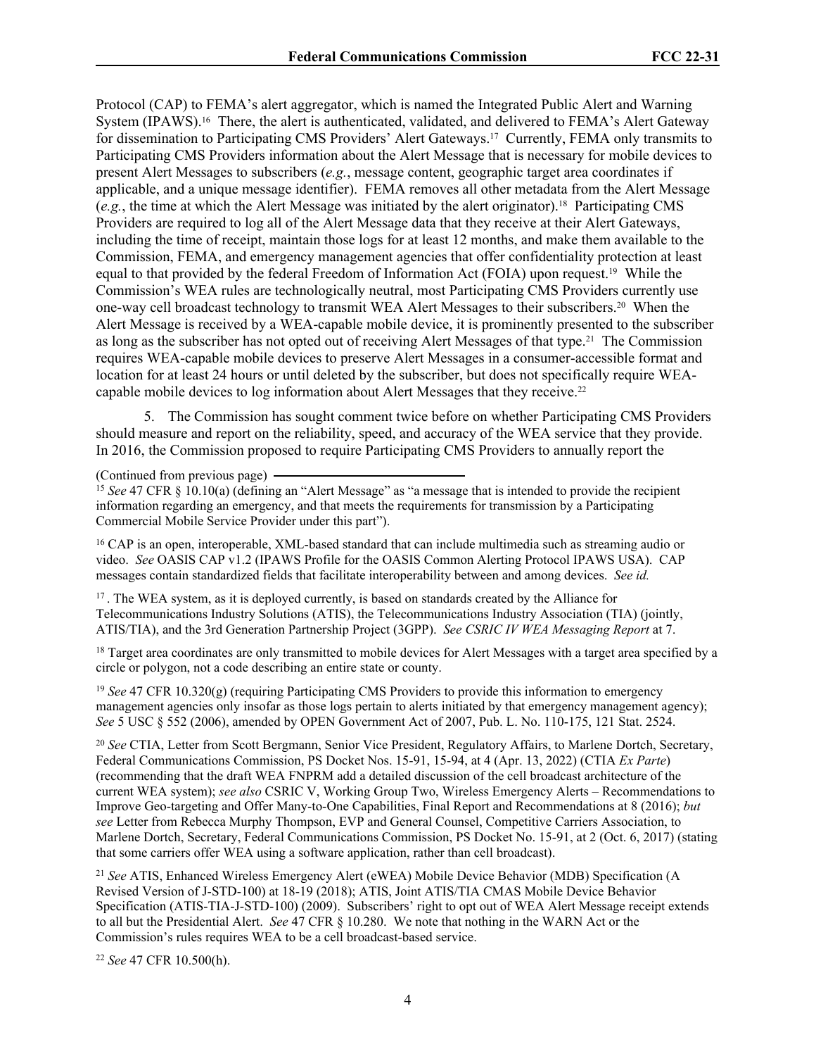Protocol (CAP) to FEMA's alert aggregator, which is named the Integrated Public Alert and Warning System (IPAWS).[16] There, the alert is authenticated, validated, and delivered to FEMA's Alert Gateway for dissemination to Participating CMS Providers' Alert Gateways.[17] Currently, FEMA only transmits to Participating CMS Providers information about the Alert Message that is necessary for mobile devices to present Alert Messages to subscribers (*e.g.*, message content, geographic target area coordinates if applicable, and a unique message identifier). FEMA removes all other metadata from the Alert Message (*e.g.*, the time at which the Alert Message was initiated by the alert originator).[18] Participating CMS Providers are required to log all of the Alert Message data that they receive at their Alert Gateways, including the time of receipt, maintain those logs for at least 12 months, and make them available to the Commission, FEMA, and emergency management agencies that offer confidentiality protection at least equal to that provided by the federal Freedom of Information Act (FOIA) upon request.[19] While the Commission's WEA rules are technologically neutral, most Participating CMS Providers currently use one-way cell broadcast technology to transmit WEA Alert Messages to their subscribers.[20] When the Alert Message is received by a WEA-capable mobile device, it is prominently presented to the subscriber as long as the subscriber has not opted out of receiving Alert Messages of that type.[21] The Commission requires WEA-capable mobile devices to preserve Alert Messages in a consumer-accessible format and location for at least 24 hours or until deleted by the subscriber, but does not specifically require WEA-capable mobile devices to log information about Alert Messages that they receive.[22]

5. The Commission has sought comment twice before on whether Participating CMS Providers should measure and report on the reliability, speed, and accuracy of the WEA service that they provide. In 2016, the Commission proposed to require Participating CMS Providers to annually report the

(Continued from previous page)

[15] *See* 47 CFR § 10.10(a) (defining an "Alert Message" as "a message that is intended to provide the recipient information regarding an emergency, and that meets the requirements for transmission by a Participating Commercial Mobile Service Provider under this part").

[16] CAP is an open, interoperable, XML-based standard that can include multimedia such as streaming audio or video. *See* OASIS CAP v1.2 (IPAWS Profile for the OASIS Common Alerting Protocol IPAWS USA). CAP messages contain standardized fields that facilitate interoperability between and among devices. *See id.*

[17]. The WEA system, as it is deployed currently, is based on standards created by the Alliance for Telecommunications Industry Solutions (ATIS), the Telecommunications Industry Association (TIA) (jointly, ATIS/TIA), and the 3rd Generation Partnership Project (3GPP). *See CSRIC IV WEA Messaging Report* at 7.

[18] Target area coordinates are only transmitted to mobile devices for Alert Messages with a target area specified by a circle or polygon, not a code describing an entire state or county.

[19] *See* 47 CFR 10.320(g) (requiring Participating CMS Providers to provide this information to emergency management agencies only insofar as those logs pertain to alerts initiated by that emergency management agency); *See* 5 USC § 552 (2006), amended by OPEN Government Act of 2007, Pub. L. No. 110-175, 121 Stat. 2524.

[20] *See* CTIA, Letter from Scott Bergmann, Senior Vice President, Regulatory Affairs, to Marlene Dortch, Secretary, Federal Communications Commission, PS Docket Nos. 15-91, 15-94, at 4 (Apr. 13, 2022) (CTIA *Ex Parte*) (recommending that the draft WEA FNPRM add a detailed discussion of the cell broadcast architecture of the current WEA system); *see also* CSRIC V, Working Group Two, Wireless Emergency Alerts – Recommendations to Improve Geo-targeting and Offer Many-to-One Capabilities, Final Report and Recommendations at 8 (2016); *but see* Letter from Rebecca Murphy Thompson, EVP and General Counsel, Competitive Carriers Association, to Marlene Dortch, Secretary, Federal Communications Commission, PS Docket No. 15-91, at 2 (Oct. 6, 2017) (stating that some carriers offer WEA using a software application, rather than cell broadcast).

[21] *See* ATIS, Enhanced Wireless Emergency Alert (eWEA) Mobile Device Behavior (MDB) Specification (A Revised Version of J-STD-100) at 18-19 (2018); ATIS, Joint ATIS/TIA CMAS Mobile Device Behavior Specification (ATIS-TIA-J-STD-100) (2009). Subscribers' right to opt out of WEA Alert Message receipt extends to all but the Presidential Alert. *See* 47 CFR § 10.280. We note that nothing in the WARN Act or the Commission's rules requires WEA to be a cell broadcast-based service.

[22] *See* 47 CFR 10.500(h).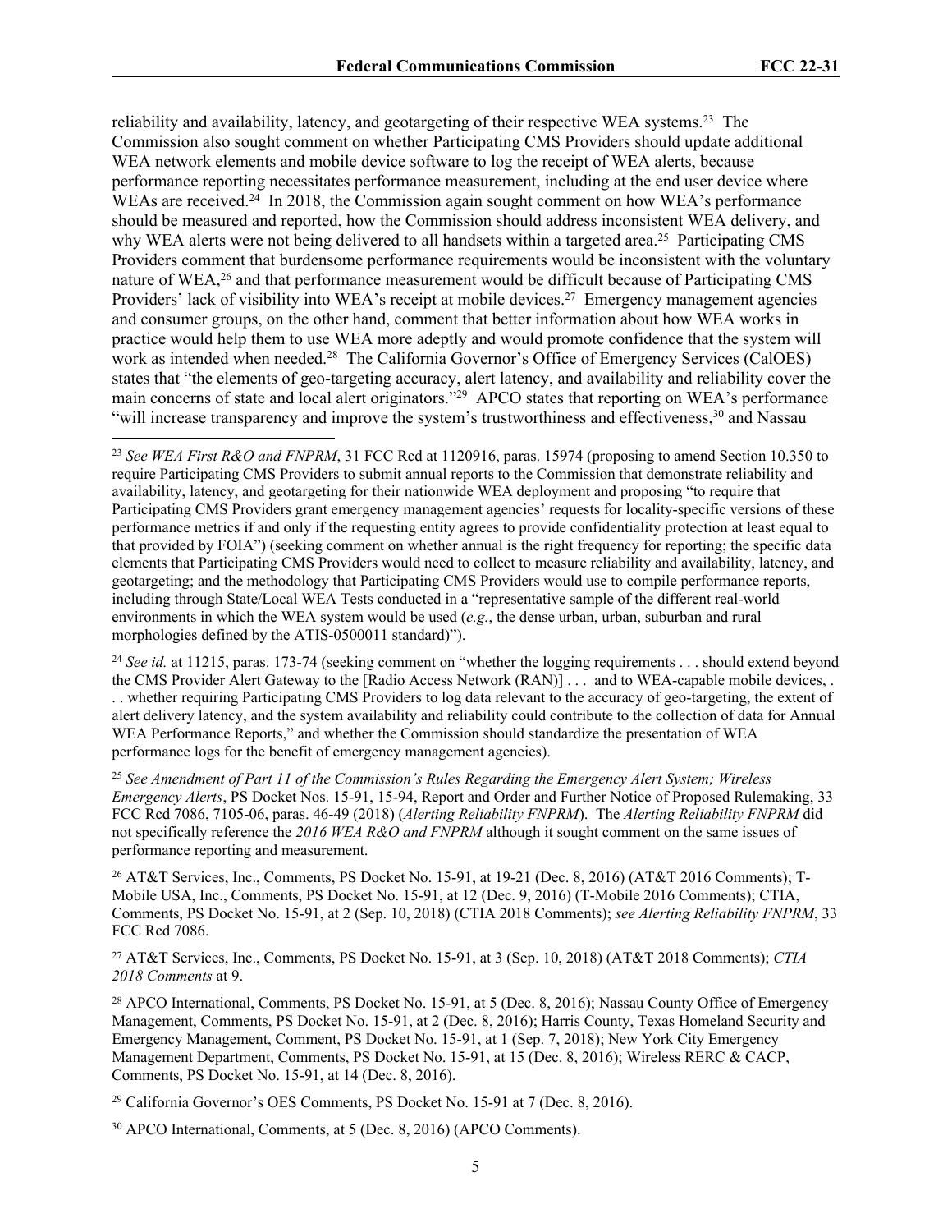reliability and availability, latency, and geotargeting of their respective WEA systems.[23] The Commission also sought comment on whether Participating CMS Providers should update additional WEA network elements and mobile device software to log the receipt of WEA alerts, because performance reporting necessitates performance measurement, including at the end user device where WEAs are received.[24] In 2018, the Commission again sought comment on how WEA's performance should be measured and reported, how the Commission should address inconsistent WEA delivery, and why WEA alerts were not being delivered to all handsets within a targeted area.[25] Participating CMS Providers comment that burdensome performance requirements would be inconsistent with the voluntary nature of WEA,[26] and that performance measurement would be difficult because of Participating CMS Providers' lack of visibility into WEA's receipt at mobile devices.[27] Emergency management agencies and consumer groups, on the other hand, comment that better information about how WEA works in practice would help them to use WEA more adeptly and would promote confidence that the system will work as intended when needed.[28] The California Governor's Office of Emergency Services (CalOES) states that "the elements of geo-targeting accuracy, alert latency, and availability and reliability cover the main concerns of state and local alert originators."[29] APCO states that reporting on WEA's performance "will increase transparency and improve the system's trustworthiness and effectiveness,[30] and Nassau

---

[23] *See WEA First R&O and FNPRM*, 31 FCC Rcd at 1120916, paras. 15974 (proposing to amend Section 10.350 to require Participating CMS Providers to submit annual reports to the Commission that demonstrate reliability and availability, latency, and geotargeting for their nationwide WEA deployment and proposing "to require that Participating CMS Providers grant emergency management agencies' requests for locality-specific versions of these performance metrics if and only if the requesting entity agrees to provide confidentiality protection at least equal to that provided by FOIA") (seeking comment on whether annual is the right frequency for reporting; the specific data elements that Participating CMS Providers would need to collect to measure reliability and availability, latency, and geotargeting; and the methodology that Participating CMS Providers would use to compile performance reports, including through State/Local WEA Tests conducted in a "representative sample of the different real-world environments in which the WEA system would be used (*e.g.*, the dense urban, urban, suburban and rural morphologies defined by the ATIS-0500011 standard)").

[24] *See id.* at 11215, paras. 173-74 (seeking comment on "whether the logging requirements . . . should extend beyond the CMS Provider Alert Gateway to the [Radio Access Network (RAN)] . . . and to WEA-capable mobile devices, . . . whether requiring Participating CMS Providers to log data relevant to the accuracy of geo-targeting, the extent of alert delivery latency, and the system availability and reliability could contribute to the collection of data for Annual WEA Performance Reports," and whether the Commission should standardize the presentation of WEA performance logs for the benefit of emergency management agencies).

[25] *See Amendment of Part 11 of the Commission's Rules Regarding the Emergency Alert System; Wireless Emergency Alerts*, PS Docket Nos. 15-91, 15-94, Report and Order and Further Notice of Proposed Rulemaking, 33 FCC Rcd 7086, 7105-06, paras. 46-49 (2018) (*Alerting Reliability FNPRM*). The *Alerting Reliability FNPRM* did not specifically reference the *2016 WEA R&O and FNPRM* although it sought comment on the same issues of performance reporting and measurement.

[26] AT&T Services, Inc., Comments, PS Docket No. 15-91, at 19-21 (Dec. 8, 2016) (AT&T 2016 Comments); T-Mobile USA, Inc., Comments, PS Docket No. 15-91, at 12 (Dec. 9, 2016) (T-Mobile 2016 Comments); CTIA, Comments, PS Docket No. 15-91, at 2 (Sep. 10, 2018) (CTIA 2018 Comments); *see Alerting Reliability FNPRM*, 33 FCC Rcd 7086.

[27] AT&T Services, Inc., Comments, PS Docket No. 15-91, at 3 (Sep. 10, 2018) (AT&T 2018 Comments); *CTIA 2018 Comments* at 9.

[28] APCO International, Comments, PS Docket No. 15-91, at 5 (Dec. 8, 2016); Nassau County Office of Emergency Management, Comments, PS Docket No. 15-91, at 2 (Dec. 8, 2016); Harris County, Texas Homeland Security and Emergency Management, Comment, PS Docket No. 15-91, at 1 (Sep. 7, 2018); New York City Emergency Management Department, Comments, PS Docket No. 15-91, at 15 (Dec. 8, 2016); Wireless RERC & CACP, Comments, PS Docket No. 15-91, at 14 (Dec. 8, 2016).

[29] California Governor's OES Comments, PS Docket No. 15-91 at 7 (Dec. 8, 2016).

[30] APCO International, Comments, at 5 (Dec. 8, 2016) (APCO Comments).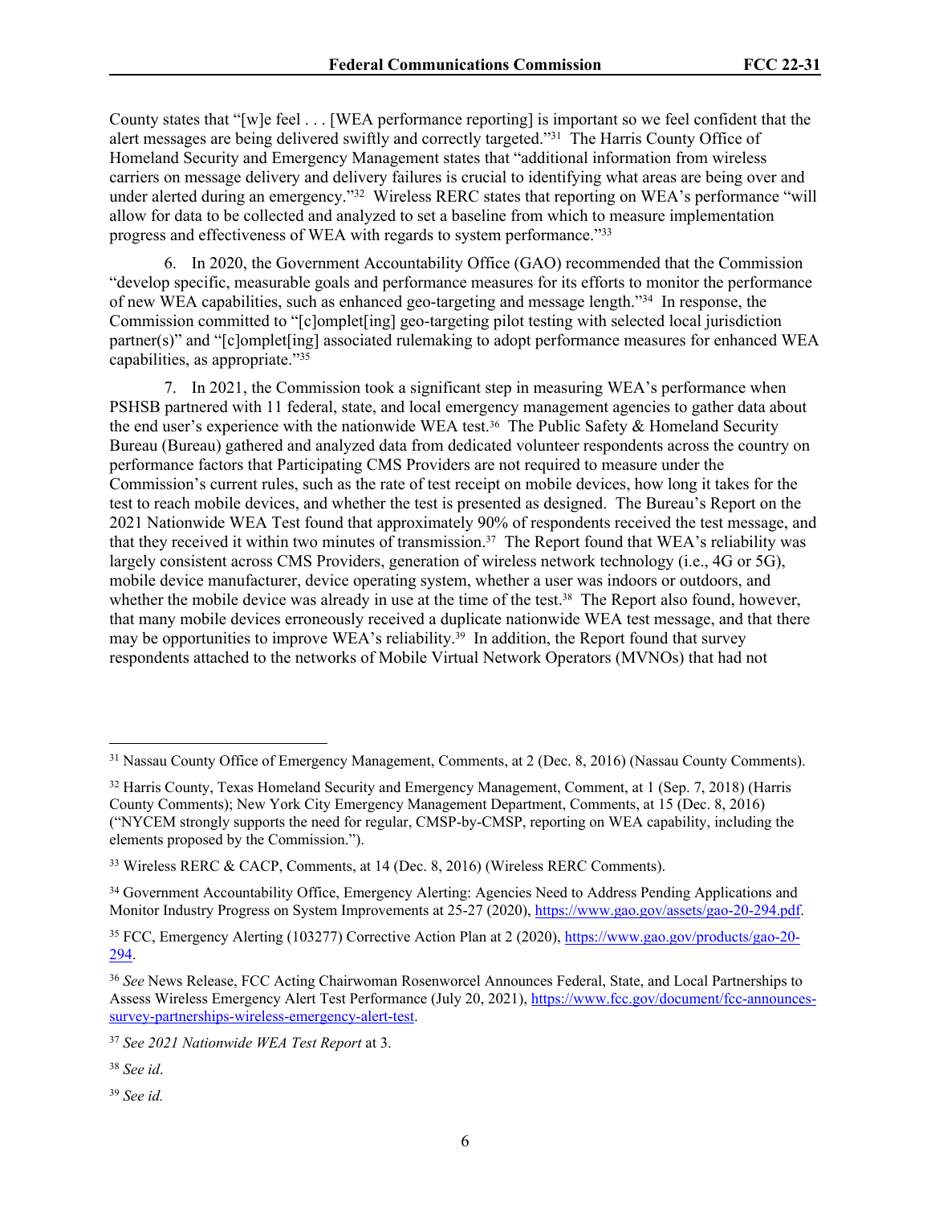County states that "[w]e feel . . . [WEA performance reporting] is important so we feel confident that the alert messages are being delivered swiftly and correctly targeted."[31] The Harris County Office of Homeland Security and Emergency Management states that "additional information from wireless carriers on message delivery and delivery failures is crucial to identifying what areas are being over and under alerted during an emergency."[32] Wireless RERC states that reporting on WEA's performance "will allow for data to be collected and analyzed to set a baseline from which to measure implementation progress and effectiveness of WEA with regards to system performance."[33]

6. In 2020, the Government Accountability Office (GAO) recommended that the Commission "develop specific, measurable goals and performance measures for its efforts to monitor the performance of new WEA capabilities, such as enhanced geo-targeting and message length."[34] In response, the Commission committed to "[c]omplet[ing] geo-targeting pilot testing with selected local jurisdiction partner(s)" and "[c]omplet[ing] associated rulemaking to adopt performance measures for enhanced WEA capabilities, as appropriate."[35]

7. In 2021, the Commission took a significant step in measuring WEA's performance when PSHSB partnered with 11 federal, state, and local emergency management agencies to gather data about the end user's experience with the nationwide WEA test.[36] The Public Safety & Homeland Security Bureau (Bureau) gathered and analyzed data from dedicated volunteer respondents across the country on performance factors that Participating CMS Providers are not required to measure under the Commission's current rules, such as the rate of test receipt on mobile devices, how long it takes for the test to reach mobile devices, and whether the test is presented as designed. The Bureau's Report on the 2021 Nationwide WEA Test found that approximately 90% of respondents received the test message, and that they received it within two minutes of transmission.[37] The Report found that WEA's reliability was largely consistent across CMS Providers, generation of wireless network technology (i.e., 4G or 5G), mobile device manufacturer, device operating system, whether a user was indoors or outdoors, and whether the mobile device was already in use at the time of the test.[38] The Report also found, however, that many mobile devices erroneously received a duplicate nationwide WEA test message, and that there may be opportunities to improve WEA's reliability.[39] In addition, the Report found that survey respondents attached to the networks of Mobile Virtual Network Operators (MVNOs) that had not

---

[31] Nassau County Office of Emergency Management, Comments, at 2 (Dec. 8, 2016) (Nassau County Comments).

[32] Harris County, Texas Homeland Security and Emergency Management, Comment, at 1 (Sep. 7, 2018) (Harris County Comments); New York City Emergency Management Department, Comments, at 15 (Dec. 8, 2016) ("NYCEM strongly supports the need for regular, CMSP-by-CMSP, reporting on WEA capability, including the elements proposed by the Commission.").

[33] Wireless RERC & CACP, Comments, at 14 (Dec. 8, 2016) (Wireless RERC Comments).

[34] Government Accountability Office, Emergency Alerting: Agencies Need to Address Pending Applications and Monitor Industry Progress on System Improvements at 25-27 (2020), https://www.gao.gov/assets/gao-20-294.pdf.

[35] FCC, Emergency Alerting (103277) Corrective Action Plan at 2 (2020), https://www.gao.gov/products/gao-20-294.

[36] *See* News Release, FCC Acting Chairwoman Rosenworcel Announces Federal, State, and Local Partnerships to Assess Wireless Emergency Alert Test Performance (July 20, 2021), https://www.fcc.gov/document/fcc-announces-survey-partnerships-wireless-emergency-alert-test.

[37] *See 2021 Nationwide WEA Test Report* at 3.

[38] *See id*.

[39] *See id.*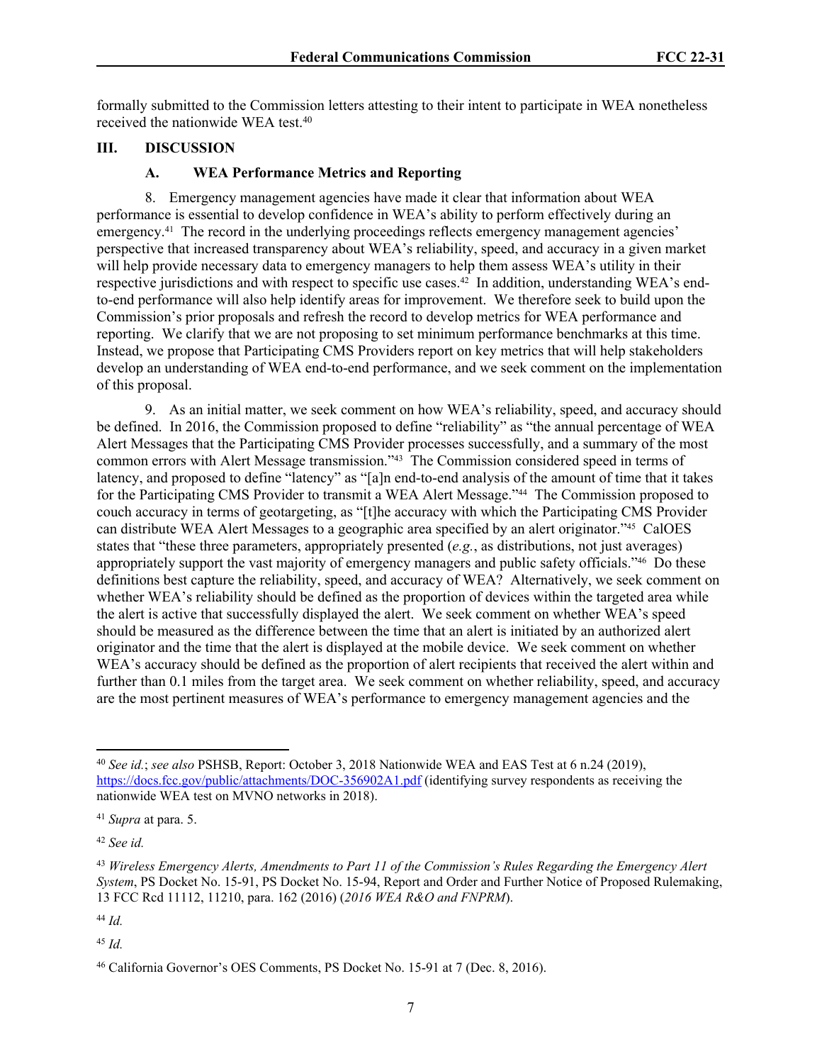formally submitted to the Commission letters attesting to their intent to participate in WEA nonetheless received the nationwide WEA test.[40]

## III. DISCUSSION

### A. WEA Performance Metrics and Reporting

8. Emergency management agencies have made it clear that information about WEA performance is essential to develop confidence in WEA's ability to perform effectively during an emergency.[41] The record in the underlying proceedings reflects emergency management agencies' perspective that increased transparency about WEA's reliability, speed, and accuracy in a given market will help provide necessary data to emergency managers to help them assess WEA's utility in their respective jurisdictions and with respect to specific use cases.[42] In addition, understanding WEA's end-to-end performance will also help identify areas for improvement. We therefore seek to build upon the Commission's prior proposals and refresh the record to develop metrics for WEA performance and reporting. We clarify that we are not proposing to set minimum performance benchmarks at this time. Instead, we propose that Participating CMS Providers report on key metrics that will help stakeholders develop an understanding of WEA end-to-end performance, and we seek comment on the implementation of this proposal.

9. As an initial matter, we seek comment on how WEA's reliability, speed, and accuracy should be defined. In 2016, the Commission proposed to define "reliability" as "the annual percentage of WEA Alert Messages that the Participating CMS Provider processes successfully, and a summary of the most common errors with Alert Message transmission."[43] The Commission considered speed in terms of latency, and proposed to define "latency" as "[a]n end-to-end analysis of the amount of time that it takes for the Participating CMS Provider to transmit a WEA Alert Message."[44] The Commission proposed to couch accuracy in terms of geotargeting, as "[t]he accuracy with which the Participating CMS Provider can distribute WEA Alert Messages to a geographic area specified by an alert originator."[45] CalOES states that "these three parameters, appropriately presented (*e.g.*, as distributions, not just averages) appropriately support the vast majority of emergency managers and public safety officials."[46] Do these definitions best capture the reliability, speed, and accuracy of WEA? Alternatively, we seek comment on whether WEA's reliability should be defined as the proportion of devices within the targeted area while the alert is active that successfully displayed the alert. We seek comment on whether WEA's speed should be measured as the difference between the time that an alert is initiated by an authorized alert originator and the time that the alert is displayed at the mobile device. We seek comment on whether WEA's accuracy should be defined as the proportion of alert recipients that received the alert within and further than 0.1 miles from the target area. We seek comment on whether reliability, speed, and accuracy are the most pertinent measures of WEA's performance to emergency management agencies and the

---

[40] *See id.*; *see also* PSHSB, Report: October 3, 2018 Nationwide WEA and EAS Test at 6 n.24 (2019), https://docs.fcc.gov/public/attachments/DOC-356902A1.pdf (identifying survey respondents as receiving the nationwide WEA test on MVNO networks in 2018).

[41] *Supra* at para. 5.

[42] *See id.*

[43] *Wireless Emergency Alerts, Amendments to Part 11 of the Commission's Rules Regarding the Emergency Alert System*, PS Docket No. 15-91, PS Docket No. 15-94, Report and Order and Further Notice of Proposed Rulemaking, 13 FCC Rcd 11112, 11210, para. 162 (2016) (*2016 WEA R&O and FNPRM*).

[44] *Id.*

[45] *Id.*

[46] California Governor's OES Comments, PS Docket No. 15-91 at 7 (Dec. 8, 2016).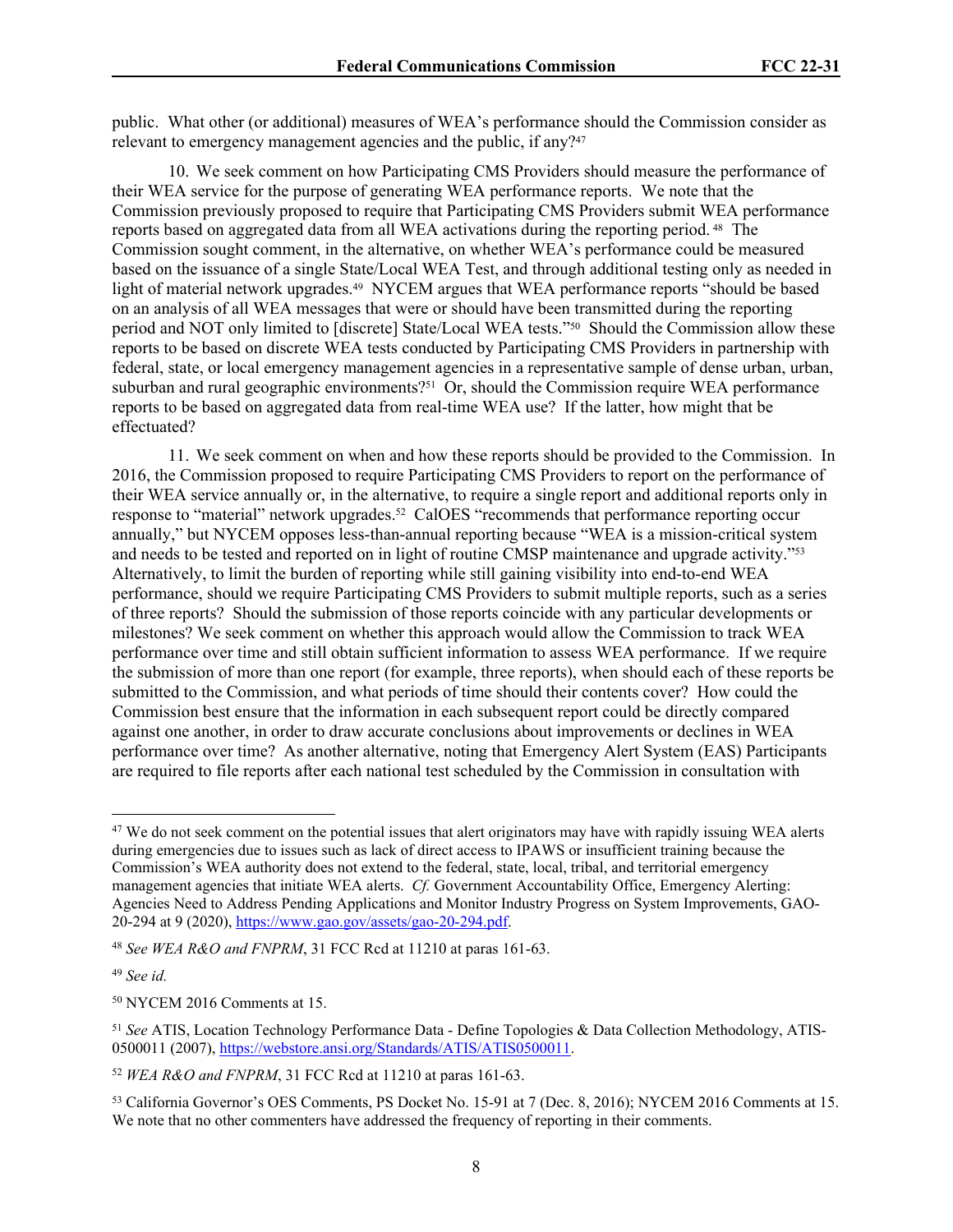public. What other (or additional) measures of WEA's performance should the Commission consider as relevant to emergency management agencies and the public, if any?[47]

10. We seek comment on how Participating CMS Providers should measure the performance of their WEA service for the purpose of generating WEA performance reports. We note that the Commission previously proposed to require that Participating CMS Providers submit WEA performance reports based on aggregated data from all WEA activations during the reporting period.[48] The Commission sought comment, in the alternative, on whether WEA's performance could be measured based on the issuance of a single State/Local WEA Test, and through additional testing only as needed in light of material network upgrades.[49] NYCEM argues that WEA performance reports "should be based on an analysis of all WEA messages that were or should have been transmitted during the reporting period and NOT only limited to [discrete] State/Local WEA tests."[50] Should the Commission allow these reports to be based on discrete WEA tests conducted by Participating CMS Providers in partnership with federal, state, or local emergency management agencies in a representative sample of dense urban, urban, suburban and rural geographic environments?[51] Or, should the Commission require WEA performance reports to be based on aggregated data from real-time WEA use? If the latter, how might that be effectuated?

11. We seek comment on when and how these reports should be provided to the Commission. In 2016, the Commission proposed to require Participating CMS Providers to report on the performance of their WEA service annually or, in the alternative, to require a single report and additional reports only in response to "material" network upgrades.[52] CalOES "recommends that performance reporting occur annually," but NYCEM opposes less-than-annual reporting because "WEA is a mission-critical system and needs to be tested and reported on in light of routine CMSP maintenance and upgrade activity."[53] Alternatively, to limit the burden of reporting while still gaining visibility into end-to-end WEA performance, should we require Participating CMS Providers to submit multiple reports, such as a series of three reports? Should the submission of those reports coincide with any particular developments or milestones? We seek comment on whether this approach would allow the Commission to track WEA performance over time and still obtain sufficient information to assess WEA performance. If we require the submission of more than one report (for example, three reports), when should each of these reports be submitted to the Commission, and what periods of time should their contents cover? How could the Commission best ensure that the information in each subsequent report could be directly compared against one another, in order to draw accurate conclusions about improvements or declines in WEA performance over time? As another alternative, noting that Emergency Alert System (EAS) Participants are required to file reports after each national test scheduled by the Commission in consultation with

---

[47] We do not seek comment on the potential issues that alert originators may have with rapidly issuing WEA alerts during emergencies due to issues such as lack of direct access to IPAWS or insufficient training because the Commission's WEA authority does not extend to the federal, state, local, tribal, and territorial emergency management agencies that initiate WEA alerts. *Cf.* Government Accountability Office, Emergency Alerting: Agencies Need to Address Pending Applications and Monitor Industry Progress on System Improvements, GAO-20-294 at 9 (2020), https://www.gao.gov/assets/gao-20-294.pdf.

[48] *See WEA R&O and FNPRM*, 31 FCC Rcd at 11210 at paras 161-63.

[49] *See id.*

[50] NYCEM 2016 Comments at 15.

[51] *See* ATIS, Location Technology Performance Data - Define Topologies & Data Collection Methodology, ATIS-0500011 (2007), https://webstore.ansi.org/Standards/ATIS/ATIS0500011.

[52] *WEA R&O and FNPRM*, 31 FCC Rcd at 11210 at paras 161-63.

[53] California Governor's OES Comments, PS Docket No. 15-91 at 7 (Dec. 8, 2016); NYCEM 2016 Comments at 15. We note that no other commenters have addressed the frequency of reporting in their comments.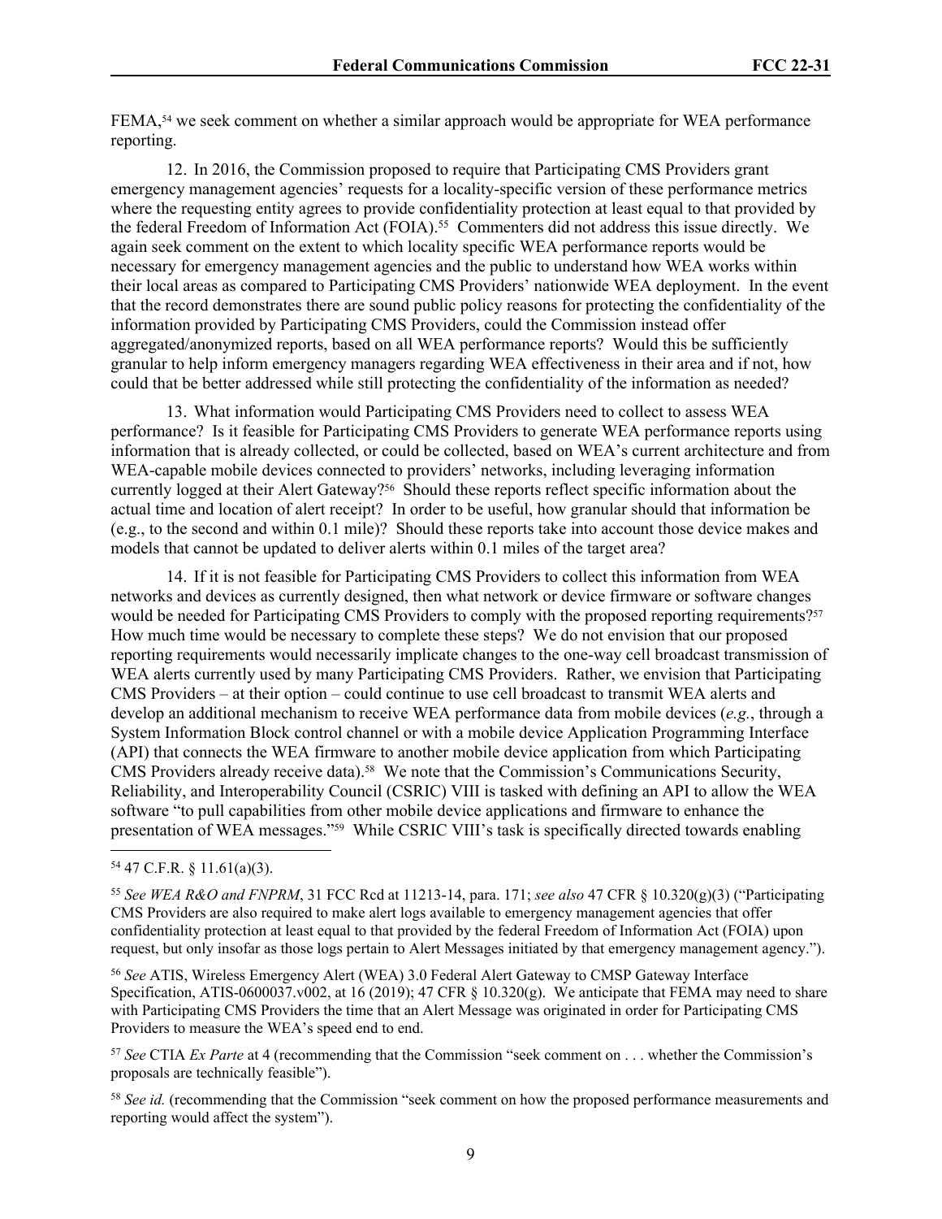FEMA,[54] we seek comment on whether a similar approach would be appropriate for WEA performance reporting.

12. In 2016, the Commission proposed to require that Participating CMS Providers grant emergency management agencies' requests for a locality-specific version of these performance metrics where the requesting entity agrees to provide confidentiality protection at least equal to that provided by the federal Freedom of Information Act (FOIA).[55] Commenters did not address this issue directly. We again seek comment on the extent to which locality specific WEA performance reports would be necessary for emergency management agencies and the public to understand how WEA works within their local areas as compared to Participating CMS Providers' nationwide WEA deployment. In the event that the record demonstrates there are sound public policy reasons for protecting the confidentiality of the information provided by Participating CMS Providers, could the Commission instead offer aggregated/anonymized reports, based on all WEA performance reports? Would this be sufficiently granular to help inform emergency managers regarding WEA effectiveness in their area and if not, how could that be better addressed while still protecting the confidentiality of the information as needed?

13. What information would Participating CMS Providers need to collect to assess WEA performance? Is it feasible for Participating CMS Providers to generate WEA performance reports using information that is already collected, or could be collected, based on WEA's current architecture and from WEA-capable mobile devices connected to providers' networks, including leveraging information currently logged at their Alert Gateway?[56] Should these reports reflect specific information about the actual time and location of alert receipt? In order to be useful, how granular should that information be (e.g., to the second and within 0.1 mile)? Should these reports take into account those device makes and models that cannot be updated to deliver alerts within 0.1 miles of the target area?

14. If it is not feasible for Participating CMS Providers to collect this information from WEA networks and devices as currently designed, then what network or device firmware or software changes would be needed for Participating CMS Providers to comply with the proposed reporting requirements?[57] How much time would be necessary to complete these steps? We do not envision that our proposed reporting requirements would necessarily implicate changes to the one-way cell broadcast transmission of WEA alerts currently used by many Participating CMS Providers. Rather, we envision that Participating CMS Providers – at their option – could continue to use cell broadcast to transmit WEA alerts and develop an additional mechanism to receive WEA performance data from mobile devices (*e.g.*, through a System Information Block control channel or with a mobile device Application Programming Interface (API) that connects the WEA firmware to another mobile device application from which Participating CMS Providers already receive data).[58] We note that the Commission's Communications Security, Reliability, and Interoperability Council (CSRIC) VIII is tasked with defining an API to allow the WEA software "to pull capabilities from other mobile device applications and firmware to enhance the presentation of WEA messages."[59] While CSRIC VIII's task is specifically directed towards enabling

---

[54] 47 C.F.R. § 11.61(a)(3).

[55] *See WEA R&O and FNPRM*, 31 FCC Rcd at 11213-14, para. 171; *see also* 47 CFR § 10.320(g)(3) ("Participating CMS Providers are also required to make alert logs available to emergency management agencies that offer confidentiality protection at least equal to that provided by the federal Freedom of Information Act (FOIA) upon request, but only insofar as those logs pertain to Alert Messages initiated by that emergency management agency.").

[56] *See* ATIS, Wireless Emergency Alert (WEA) 3.0 Federal Alert Gateway to CMSP Gateway Interface Specification, ATIS-0600037.v002, at 16 (2019); 47 CFR § 10.320(g). We anticipate that FEMA may need to share with Participating CMS Providers the time that an Alert Message was originated in order for Participating CMS Providers to measure the WEA's speed end to end.

[57] *See* CTIA *Ex Parte* at 4 (recommending that the Commission "seek comment on . . . whether the Commission's proposals are technically feasible").

[58] *See id.* (recommending that the Commission "seek comment on how the proposed performance measurements and reporting would affect the system").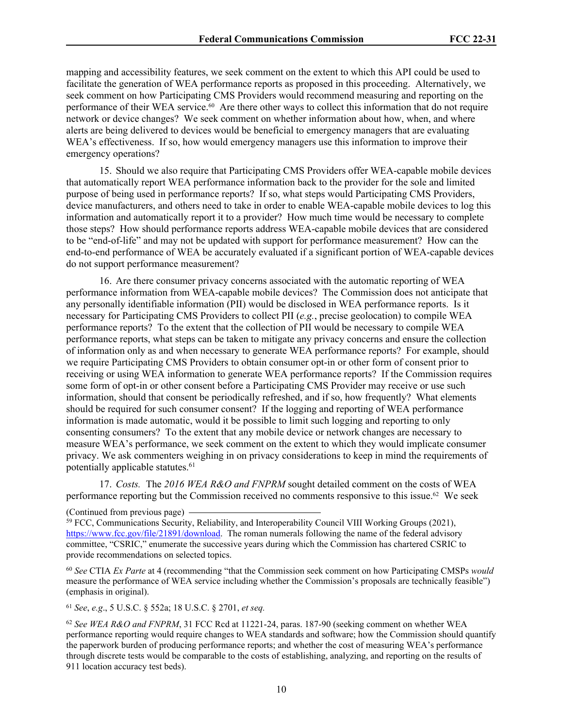mapping and accessibility features, we seek comment on the extent to which this API could be used to facilitate the generation of WEA performance reports as proposed in this proceeding. Alternatively, we seek comment on how Participating CMS Providers would recommend measuring and reporting on the performance of their WEA service.[60] Are there other ways to collect this information that do not require network or device changes? We seek comment on whether information about how, when, and where alerts are being delivered to devices would be beneficial to emergency managers that are evaluating WEA's effectiveness. If so, how would emergency managers use this information to improve their emergency operations?

15. Should we also require that Participating CMS Providers offer WEA-capable mobile devices that automatically report WEA performance information back to the provider for the sole and limited purpose of being used in performance reports? If so, what steps would Participating CMS Providers, device manufacturers, and others need to take in order to enable WEA-capable mobile devices to log this information and automatically report it to a provider? How much time would be necessary to complete those steps? How should performance reports address WEA-capable mobile devices that are considered to be "end-of-life" and may not be updated with support for performance measurement? How can the end-to-end performance of WEA be accurately evaluated if a significant portion of WEA-capable devices do not support performance measurement?

16. Are there consumer privacy concerns associated with the automatic reporting of WEA performance information from WEA-capable mobile devices? The Commission does not anticipate that any personally identifiable information (PII) would be disclosed in WEA performance reports. Is it necessary for Participating CMS Providers to collect PII (*e.g.*, precise geolocation) to compile WEA performance reports? To the extent that the collection of PII would be necessary to compile WEA performance reports, what steps can be taken to mitigate any privacy concerns and ensure the collection of information only as and when necessary to generate WEA performance reports? For example, should we require Participating CMS Providers to obtain consumer opt-in or other form of consent prior to receiving or using WEA information to generate WEA performance reports? If the Commission requires some form of opt-in or other consent before a Participating CMS Provider may receive or use such information, should that consent be periodically refreshed, and if so, how frequently? What elements should be required for such consumer consent? If the logging and reporting of WEA performance information is made automatic, would it be possible to limit such logging and reporting to only consenting consumers? To the extent that any mobile device or network changes are necessary to measure WEA's performance, we seek comment on the extent to which they would implicate consumer privacy. We ask commenters weighing in on privacy considerations to keep in mind the requirements of potentially applicable statutes.[61]

17. *Costs.* The *2016 WEA R&O and FNPRM* sought detailed comment on the costs of WEA performance reporting but the Commission received no comments responsive to this issue.[62] We seek

(Continued from previous page)

[59] FCC, Communications Security, Reliability, and Interoperability Council VIII Working Groups (2021), https://www.fcc.gov/file/21891/download. The roman numerals following the name of the federal advisory committee, "CSRIC," enumerate the successive years during which the Commission has chartered CSRIC to provide recommendations on selected topics.

[60] *See* CTIA *Ex Parte* at 4 (recommending "that the Commission seek comment on how Participating CMSPs *would* measure the performance of WEA service including whether the Commission's proposals are technically feasible") (emphasis in original).

[61] *See*, *e.g*., 5 U.S.C. § 552a; 18 U.S.C. § 2701, *et seq.*

[62] *See WEA R&O and FNPRM*, 31 FCC Rcd at 11221-24, paras. 187-90 (seeking comment on whether WEA performance reporting would require changes to WEA standards and software; how the Commission should quantify the paperwork burden of producing performance reports; and whether the cost of measuring WEA's performance through discrete tests would be comparable to the costs of establishing, analyzing, and reporting on the results of 911 location accuracy test beds).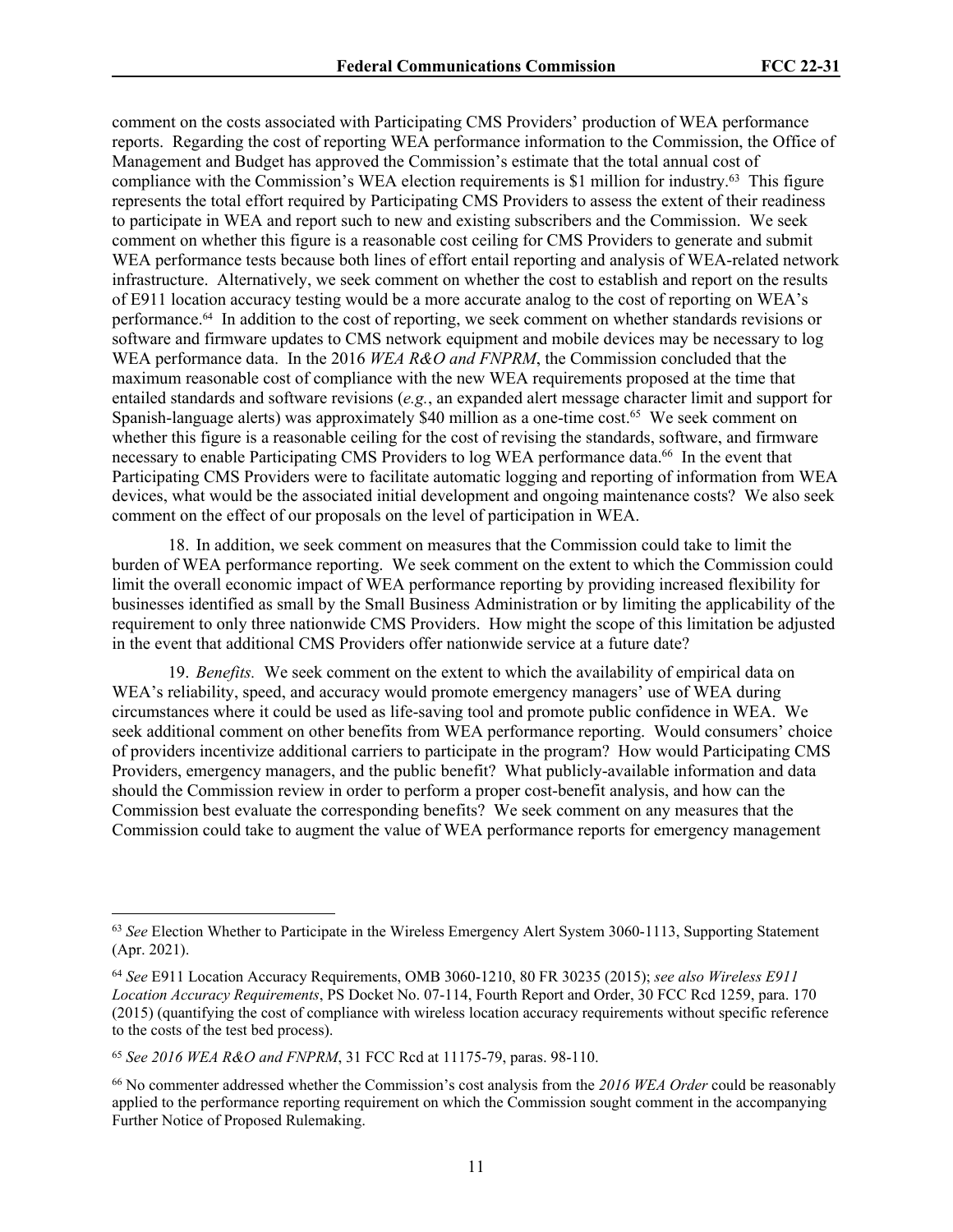comment on the costs associated with Participating CMS Providers' production of WEA performance reports. Regarding the cost of reporting WEA performance information to the Commission, the Office of Management and Budget has approved the Commission's estimate that the total annual cost of compliance with the Commission's WEA election requirements is $1 million for industry.[63] This figure represents the total effort required by Participating CMS Providers to assess the extent of their readiness to participate in WEA and report such to new and existing subscribers and the Commission. We seek comment on whether this figure is a reasonable cost ceiling for CMS Providers to generate and submit WEA performance tests because both lines of effort entail reporting and analysis of WEA-related network infrastructure. Alternatively, we seek comment on whether the cost to establish and report on the results of E911 location accuracy testing would be a more accurate analog to the cost of reporting on WEA's performance.[64] In addition to the cost of reporting, we seek comment on whether standards revisions or software and firmware updates to CMS network equipment and mobile devices may be necessary to log WEA performance data. In the 2016 *WEA R&O and FNPRM*, the Commission concluded that the maximum reasonable cost of compliance with the new WEA requirements proposed at the time that entailed standards and software revisions (*e.g.*, an expanded alert message character limit and support for Spanish-language alerts) was approximately $40 million as a one-time cost.[65] We seek comment on whether this figure is a reasonable ceiling for the cost of revising the standards, software, and firmware necessary to enable Participating CMS Providers to log WEA performance data.[66] In the event that Participating CMS Providers were to facilitate automatic logging and reporting of information from WEA devices, what would be the associated initial development and ongoing maintenance costs? We also seek comment on the effect of our proposals on the level of participation in WEA.

18. In addition, we seek comment on measures that the Commission could take to limit the burden of WEA performance reporting. We seek comment on the extent to which the Commission could limit the overall economic impact of WEA performance reporting by providing increased flexibility for businesses identified as small by the Small Business Administration or by limiting the applicability of the requirement to only three nationwide CMS Providers. How might the scope of this limitation be adjusted in the event that additional CMS Providers offer nationwide service at a future date?

19. *Benefits.* We seek comment on the extent to which the availability of empirical data on WEA's reliability, speed, and accuracy would promote emergency managers' use of WEA during circumstances where it could be used as life-saving tool and promote public confidence in WEA. We seek additional comment on other benefits from WEA performance reporting. Would consumers' choice of providers incentivize additional carriers to participate in the program? How would Participating CMS Providers, emergency managers, and the public benefit? What publicly-available information and data should the Commission review in order to perform a proper cost-benefit analysis, and how can the Commission best evaluate the corresponding benefits? We seek comment on any measures that the Commission could take to augment the value of WEA performance reports for emergency management

---

[63] *See* Election Whether to Participate in the Wireless Emergency Alert System 3060-1113, Supporting Statement (Apr. 2021).

[64] *See* E911 Location Accuracy Requirements, OMB 3060-1210, 80 FR 30235 (2015); *see also Wireless E911 Location Accuracy Requirements*, PS Docket No. 07-114, Fourth Report and Order, 30 FCC Rcd 1259, para. 170 (2015) (quantifying the cost of compliance with wireless location accuracy requirements without specific reference to the costs of the test bed process).

[65] *See 2016 WEA R&O and FNPRM*, 31 FCC Rcd at 11175-79, paras. 98-110.

[66] No commenter addressed whether the Commission's cost analysis from the *2016 WEA Order* could be reasonably applied to the performance reporting requirement on which the Commission sought comment in the accompanying Further Notice of Proposed Rulemaking.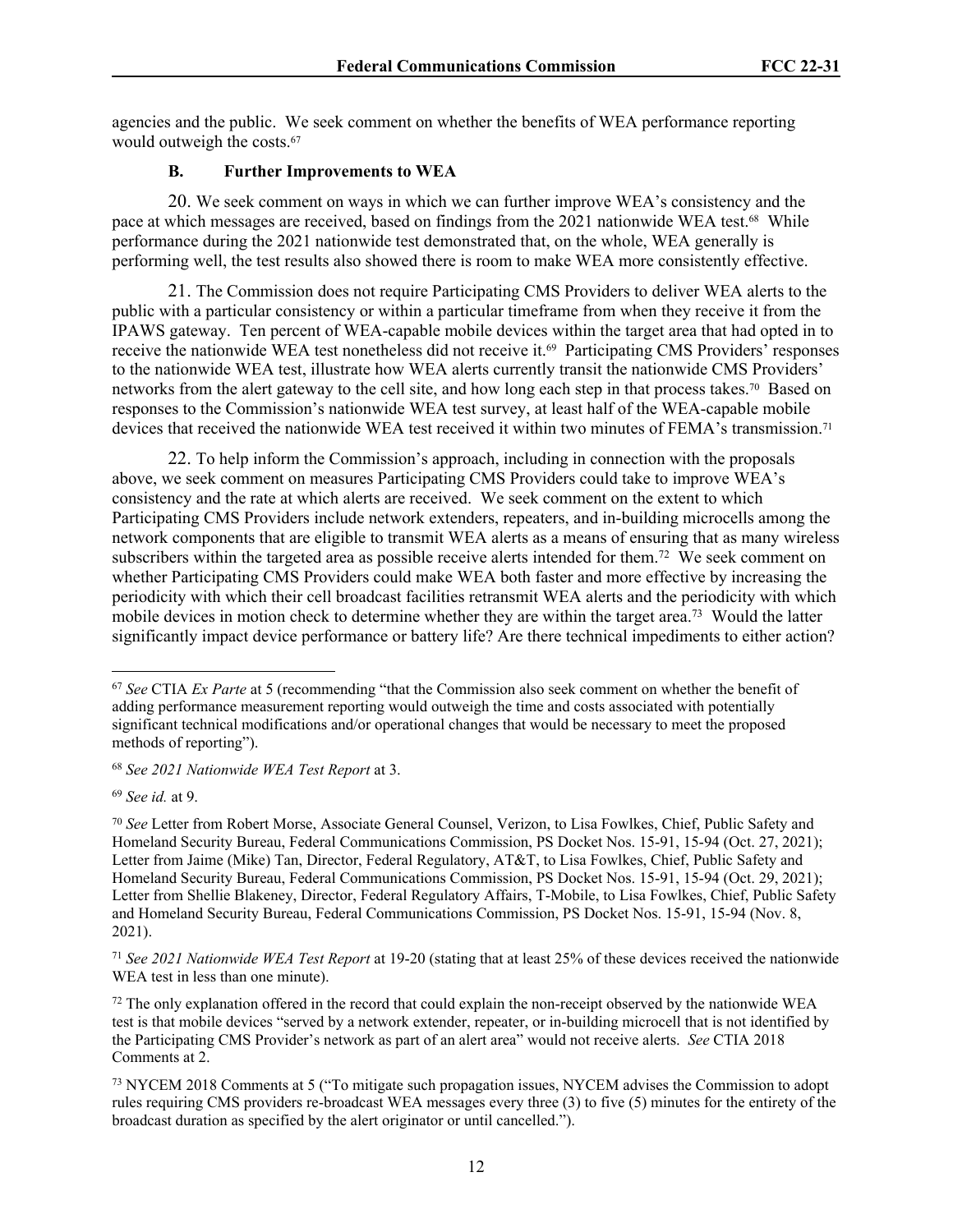agencies and the public. We seek comment on whether the benefits of WEA performance reporting would outweigh the costs.[67]

### B. Further Improvements to WEA

20. We seek comment on ways in which we can further improve WEA's consistency and the pace at which messages are received, based on findings from the 2021 nationwide WEA test.[68] While performance during the 2021 nationwide test demonstrated that, on the whole, WEA generally is performing well, the test results also showed there is room to make WEA more consistently effective.

21. The Commission does not require Participating CMS Providers to deliver WEA alerts to the public with a particular consistency or within a particular timeframe from when they receive it from the IPAWS gateway. Ten percent of WEA-capable mobile devices within the target area that had opted in to receive the nationwide WEA test nonetheless did not receive it.[69] Participating CMS Providers' responses to the nationwide WEA test, illustrate how WEA alerts currently transit the nationwide CMS Providers' networks from the alert gateway to the cell site, and how long each step in that process takes.[70] Based on responses to the Commission's nationwide WEA test survey, at least half of the WEA-capable mobile devices that received the nationwide WEA test received it within two minutes of FEMA's transmission.[71]

22. To help inform the Commission's approach, including in connection with the proposals above, we seek comment on measures Participating CMS Providers could take to improve WEA's consistency and the rate at which alerts are received. We seek comment on the extent to which Participating CMS Providers include network extenders, repeaters, and in-building microcells among the network components that are eligible to transmit WEA alerts as a means of ensuring that as many wireless subscribers within the targeted area as possible receive alerts intended for them.[72] We seek comment on whether Participating CMS Providers could make WEA both faster and more effective by increasing the periodicity with which their cell broadcast facilities retransmit WEA alerts and the periodicity with which mobile devices in motion check to determine whether they are within the target area.[73] Would the latter significantly impact device performance or battery life? Are there technical impediments to either action?

---

[67] *See* CTIA *Ex Parte* at 5 (recommending "that the Commission also seek comment on whether the benefit of adding performance measurement reporting would outweigh the time and costs associated with potentially significant technical modifications and/or operational changes that would be necessary to meet the proposed methods of reporting").

[68] *See 2021 Nationwide WEA Test Report* at 3.

[69] *See id.* at 9.

[70] *See* Letter from Robert Morse, Associate General Counsel, Verizon, to Lisa Fowlkes, Chief, Public Safety and Homeland Security Bureau, Federal Communications Commission, PS Docket Nos. 15-91, 15-94 (Oct. 27, 2021); Letter from Jaime (Mike) Tan, Director, Federal Regulatory, AT&T, to Lisa Fowlkes, Chief, Public Safety and Homeland Security Bureau, Federal Communications Commission, PS Docket Nos. 15-91, 15-94 (Oct. 29, 2021); Letter from Shellie Blakeney, Director, Federal Regulatory Affairs, T-Mobile, to Lisa Fowlkes, Chief, Public Safety and Homeland Security Bureau, Federal Communications Commission, PS Docket Nos. 15-91, 15-94 (Nov. 8, 2021).

[71] *See 2021 Nationwide WEA Test Report* at 19-20 (stating that at least 25% of these devices received the nationwide WEA test in less than one minute).

[72] The only explanation offered in the record that could explain the non-receipt observed by the nationwide WEA test is that mobile devices "served by a network extender, repeater, or in-building microcell that is not identified by the Participating CMS Provider's network as part of an alert area" would not receive alerts. *See* CTIA 2018 Comments at 2.

[73] NYCEM 2018 Comments at 5 ("To mitigate such propagation issues, NYCEM advises the Commission to adopt rules requiring CMS providers re-broadcast WEA messages every three (3) to five (5) minutes for the entirety of the broadcast duration as specified by the alert originator or until cancelled.").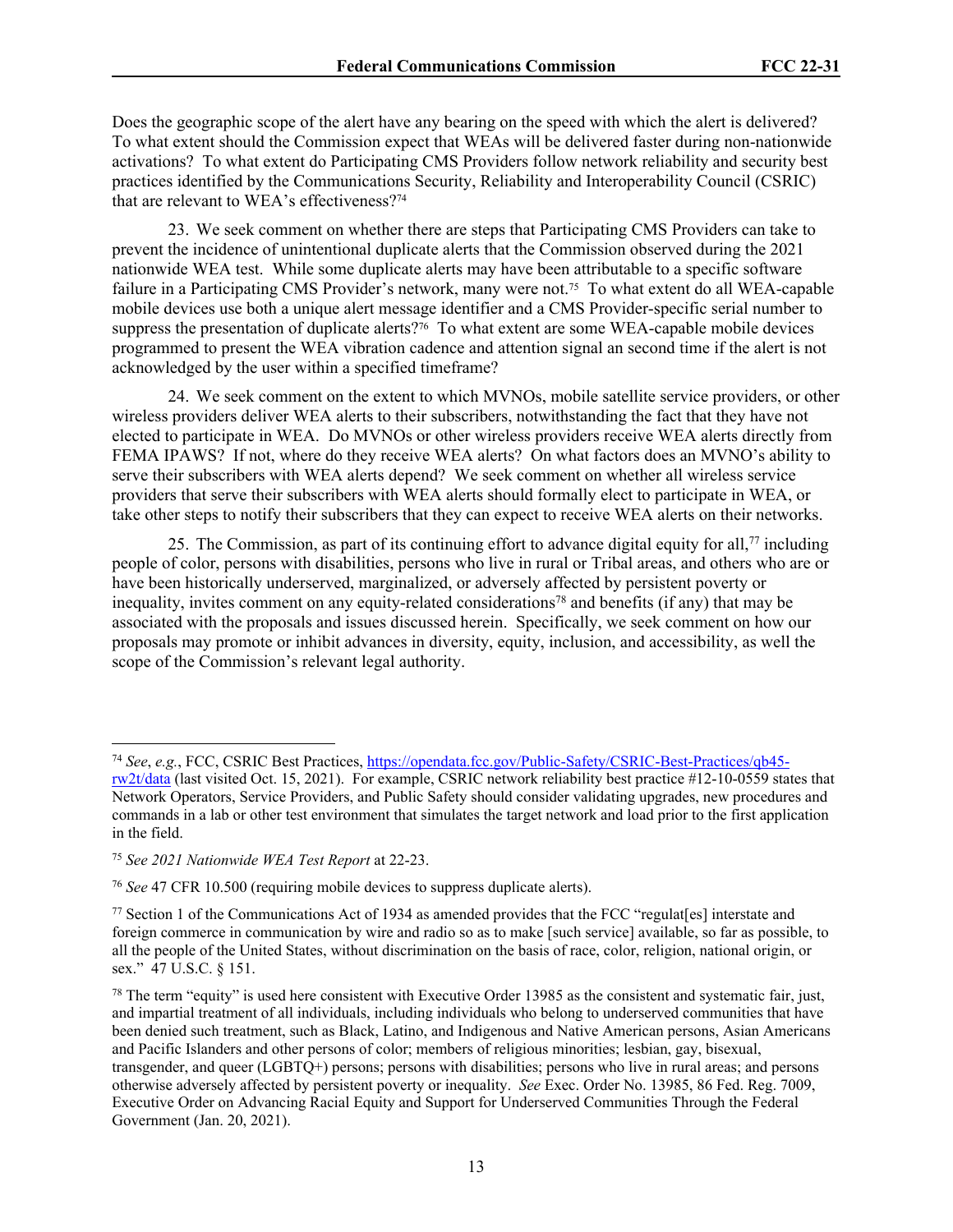Does the geographic scope of the alert have any bearing on the speed with which the alert is delivered? To what extent should the Commission expect that WEAs will be delivered faster during non-nationwide activations? To what extent do Participating CMS Providers follow network reliability and security best practices identified by the Communications Security, Reliability and Interoperability Council (CSRIC) that are relevant to WEA's effectiveness?[74]

23. We seek comment on whether there are steps that Participating CMS Providers can take to prevent the incidence of unintentional duplicate alerts that the Commission observed during the 2021 nationwide WEA test. While some duplicate alerts may have been attributable to a specific software failure in a Participating CMS Provider's network, many were not.[75] To what extent do all WEA-capable mobile devices use both a unique alert message identifier and a CMS Provider-specific serial number to suppress the presentation of duplicate alerts?[76] To what extent are some WEA-capable mobile devices programmed to present the WEA vibration cadence and attention signal an second time if the alert is not acknowledged by the user within a specified timeframe?

24. We seek comment on the extent to which MVNOs, mobile satellite service providers, or other wireless providers deliver WEA alerts to their subscribers, notwithstanding the fact that they have not elected to participate in WEA. Do MVNOs or other wireless providers receive WEA alerts directly from FEMA IPAWS? If not, where do they receive WEA alerts? On what factors does an MVNO's ability to serve their subscribers with WEA alerts depend? We seek comment on whether all wireless service providers that serve their subscribers with WEA alerts should formally elect to participate in WEA, or take other steps to notify their subscribers that they can expect to receive WEA alerts on their networks.

25. The Commission, as part of its continuing effort to advance digital equity for all,[77] including people of color, persons with disabilities, persons who live in rural or Tribal areas, and others who are or have been historically underserved, marginalized, or adversely affected by persistent poverty or inequality, invites comment on any equity-related considerations[78] and benefits (if any) that may be associated with the proposals and issues discussed herein. Specifically, we seek comment on how our proposals may promote or inhibit advances in diversity, equity, inclusion, and accessibility, as well the scope of the Commission's relevant legal authority.

---

[74] *See*, *e.g.*, FCC, CSRIC Best Practices, https://opendata.fcc.gov/Public-Safety/CSRIC-Best-Practices/qb45-rw2t/data (last visited Oct. 15, 2021). For example, CSRIC network reliability best practice #12-10-0559 states that Network Operators, Service Providers, and Public Safety should consider validating upgrades, new procedures and commands in a lab or other test environment that simulates the target network and load prior to the first application in the field.

[75] *See 2021 Nationwide WEA Test Report* at 22-23.

[76] *See* 47 CFR 10.500 (requiring mobile devices to suppress duplicate alerts).

[77] Section 1 of the Communications Act of 1934 as amended provides that the FCC "regulat[es] interstate and foreign commerce in communication by wire and radio so as to make [such service] available, so far as possible, to all the people of the United States, without discrimination on the basis of race, color, religion, national origin, or sex." 47 U.S.C. § 151.

[78] The term "equity" is used here consistent with Executive Order 13985 as the consistent and systematic fair, just, and impartial treatment of all individuals, including individuals who belong to underserved communities that have been denied such treatment, such as Black, Latino, and Indigenous and Native American persons, Asian Americans and Pacific Islanders and other persons of color; members of religious minorities; lesbian, gay, bisexual, transgender, and queer (LGBTQ+) persons; persons with disabilities; persons who live in rural areas; and persons otherwise adversely affected by persistent poverty or inequality. *See* Exec. Order No. 13985, 86 Fed. Reg. 7009, Executive Order on Advancing Racial Equity and Support for Underserved Communities Through the Federal Government (Jan. 20, 2021).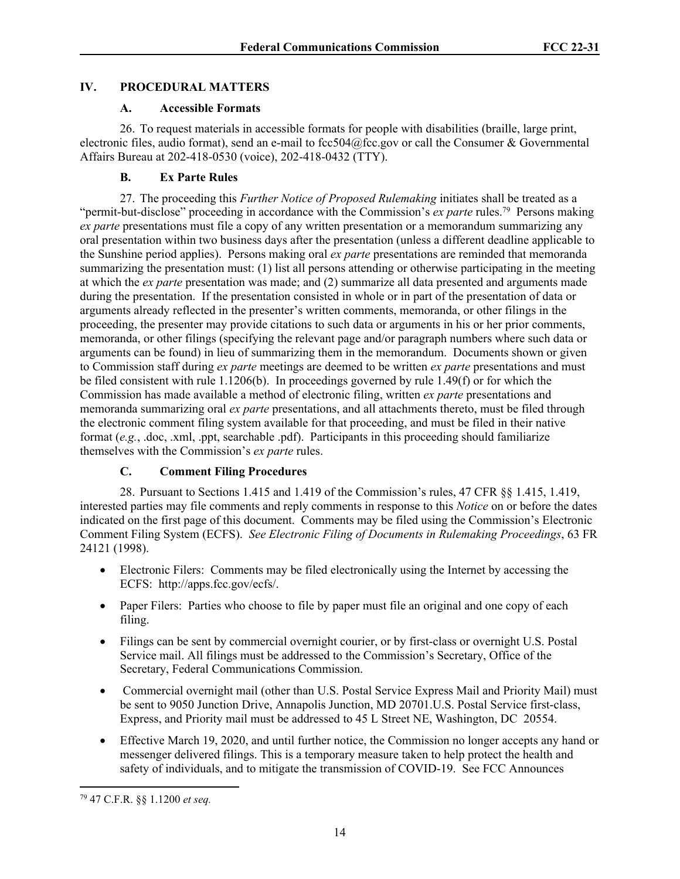## IV. PROCEDURAL MATTERS

### A. Accessible Formats

26. To request materials in accessible formats for people with disabilities (braille, large print, electronic files, audio format), send an e-mail to fcc504@fcc.gov or call the Consumer & Governmental Affairs Bureau at 202-418-0530 (voice), 202-418-0432 (TTY).

### B. Ex Parte Rules

27. The proceeding this *Further Notice of Proposed Rulemaking* initiates shall be treated as a "permit-but-disclose" proceeding in accordance with the Commission's *ex parte* rules.[79] Persons making *ex parte* presentations must file a copy of any written presentation or a memorandum summarizing any oral presentation within two business days after the presentation (unless a different deadline applicable to the Sunshine period applies). Persons making oral *ex parte* presentations are reminded that memoranda summarizing the presentation must: (1) list all persons attending or otherwise participating in the meeting at which the *ex parte* presentation was made; and (2) summarize all data presented and arguments made during the presentation. If the presentation consisted in whole or in part of the presentation of data or arguments already reflected in the presenter's written comments, memoranda, or other filings in the proceeding, the presenter may provide citations to such data or arguments in his or her prior comments, memoranda, or other filings (specifying the relevant page and/or paragraph numbers where such data or arguments can be found) in lieu of summarizing them in the memorandum. Documents shown or given to Commission staff during *ex parte* meetings are deemed to be written *ex parte* presentations and must be filed consistent with rule 1.1206(b). In proceedings governed by rule 1.49(f) or for which the Commission has made available a method of electronic filing, written *ex parte* presentations and memoranda summarizing oral *ex parte* presentations, and all attachments thereto, must be filed through the electronic comment filing system available for that proceeding, and must be filed in their native format (*e.g.*, .doc, .xml, .ppt, searchable .pdf). Participants in this proceeding should familiarize themselves with the Commission's *ex parte* rules.

### C. Comment Filing Procedures

28. Pursuant to Sections 1.415 and 1.419 of the Commission's rules, 47 CFR §§ 1.415, 1.419, interested parties may file comments and reply comments in response to this *Notice* on or before the dates indicated on the first page of this document. Comments may be filed using the Commission's Electronic Comment Filing System (ECFS). *See Electronic Filing of Documents in Rulemaking Proceedings*, 63 FR 24121 (1998).

- Electronic Filers: Comments may be filed electronically using the Internet by accessing the ECFS: http://apps.fcc.gov/ecfs/.
- Paper Filers: Parties who choose to file by paper must file an original and one copy of each filing.
- Filings can be sent by commercial overnight courier, or by first-class or overnight U.S. Postal Service mail. All filings must be addressed to the Commission's Secretary, Office of the Secretary, Federal Communications Commission.
- Commercial overnight mail (other than U.S. Postal Service Express Mail and Priority Mail) must be sent to 9050 Junction Drive, Annapolis Junction, MD 20701.U.S. Postal Service first-class, Express, and Priority mail must be addressed to 45 L Street NE, Washington, DC 20554.
- Effective March 19, 2020, and until further notice, the Commission no longer accepts any hand or messenger delivered filings. This is a temporary measure taken to help protect the health and safety of individuals, and to mitigate the transmission of COVID-19. See FCC Announces

[79] 47 C.F.R. §§ 1.1200 *et seq.*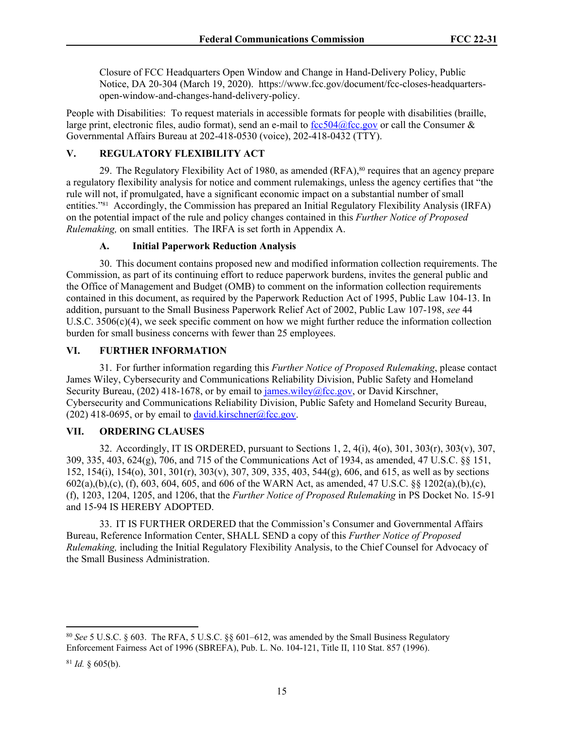Closure of FCC Headquarters Open Window and Change in Hand-Delivery Policy, Public Notice, DA 20-304 (March 19, 2020). https://www.fcc.gov/document/fcc-closes-headquarters-open-window-and-changes-hand-delivery-policy.

People with Disabilities: To request materials in accessible formats for people with disabilities (braille, large print, electronic files, audio format), send an e-mail to fcc504@fcc.gov or call the Consumer & Governmental Affairs Bureau at 202-418-0530 (voice), 202-418-0432 (TTY).

## V. REGULATORY FLEXIBILITY ACT

29. The Regulatory Flexibility Act of 1980, as amended (RFA),[80] requires that an agency prepare a regulatory flexibility analysis for notice and comment rulemakings, unless the agency certifies that "the rule will not, if promulgated, have a significant economic impact on a substantial number of small entities."[81] Accordingly, the Commission has prepared an Initial Regulatory Flexibility Analysis (IRFA) on the potential impact of the rule and policy changes contained in this *Further Notice of Proposed Rulemaking,* on small entities. The IRFA is set forth in Appendix A.

### A. Initial Paperwork Reduction Analysis

30. This document contains proposed new and modified information collection requirements. The Commission, as part of its continuing effort to reduce paperwork burdens, invites the general public and the Office of Management and Budget (OMB) to comment on the information collection requirements contained in this document, as required by the Paperwork Reduction Act of 1995, Public Law 104-13. In addition, pursuant to the Small Business Paperwork Relief Act of 2002, Public Law 107-198, *see* 44 U.S.C. 3506(c)(4), we seek specific comment on how we might further reduce the information collection burden for small business concerns with fewer than 25 employees.

## VI. FURTHER INFORMATION

31. For further information regarding this *Further Notice of Proposed Rulemaking*, please contact James Wiley, Cybersecurity and Communications Reliability Division, Public Safety and Homeland Security Bureau, (202) 418-1678, or by email to james.wiley@fcc.gov, or David Kirschner, Cybersecurity and Communications Reliability Division, Public Safety and Homeland Security Bureau, (202) 418-0695, or by email to david.kirschner@fcc.gov.

## VII. ORDERING CLAUSES

32. Accordingly, IT IS ORDERED, pursuant to Sections 1, 2, 4(i), 4(o), 301, 303(r), 303(v), 307, 309, 335, 403, 624(g), 706, and 715 of the Communications Act of 1934, as amended, 47 U.S.C. §§ 151, 152, 154(i), 154(o), 301, 301(r), 303(v), 307, 309, 335, 403, 544(g), 606, and 615, as well as by sections 602(a),(b),(c), (f), 603, 604, 605, and 606 of the WARN Act, as amended, 47 U.S.C. §§ 1202(a),(b),(c), (f), 1203, 1204, 1205, and 1206, that the *Further Notice of Proposed Rulemaking* in PS Docket No. 15-91 and 15-94 IS HEREBY ADOPTED.

33. IT IS FURTHER ORDERED that the Commission's Consumer and Governmental Affairs Bureau, Reference Information Center, SHALL SEND a copy of this *Further Notice of Proposed Rulemaking,* including the Initial Regulatory Flexibility Analysis, to the Chief Counsel for Advocacy of the Small Business Administration.

---

[80] *See* 5 U.S.C. § 603. The RFA, 5 U.S.C. §§ 601–612, was amended by the Small Business Regulatory Enforcement Fairness Act of 1996 (SBREFA), Pub. L. No. 104-121, Title II, 110 Stat. 857 (1996).

[81] *Id.* § 605(b).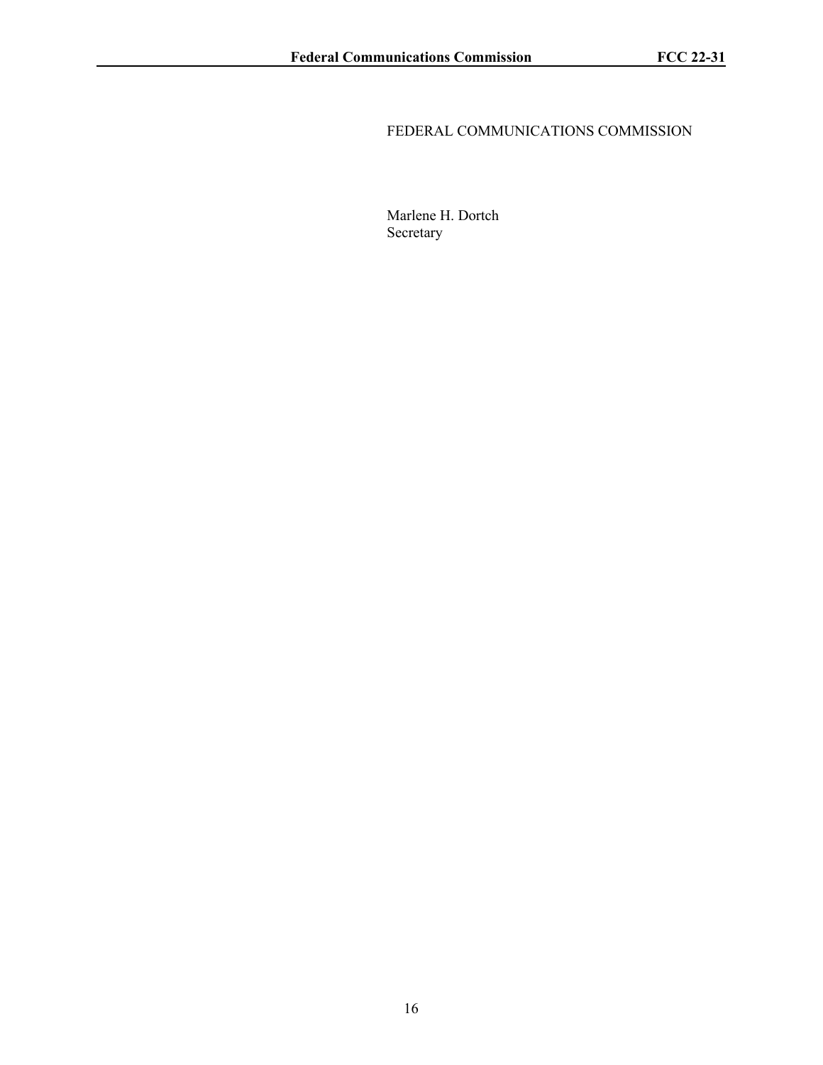FEDERAL COMMUNICATIONS COMMISSION

Marlene H. Dortch
Secretary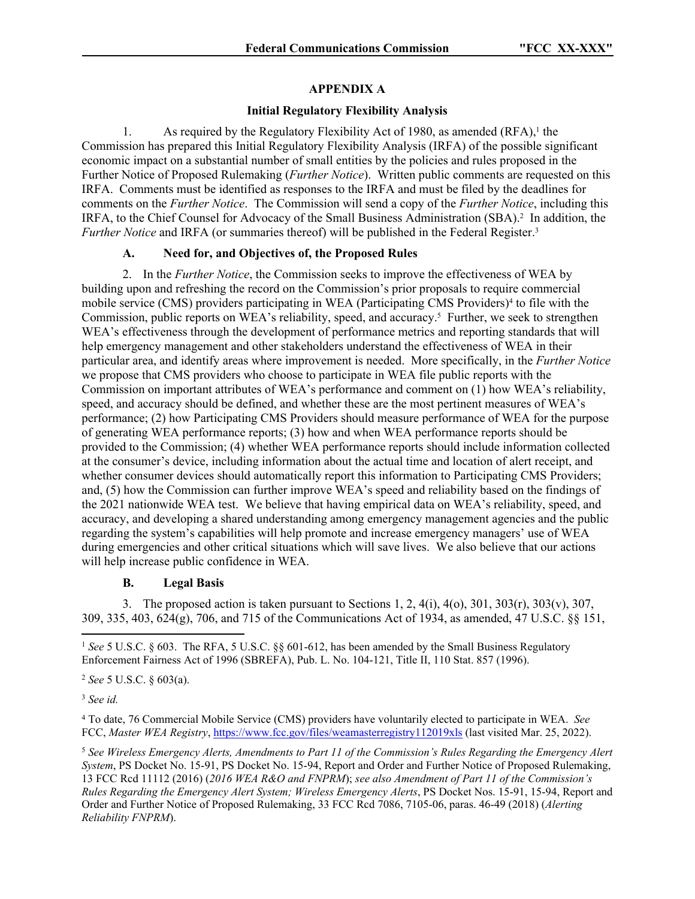## APPENDIX A

### Initial Regulatory Flexibility Analysis

1. As required by the Regulatory Flexibility Act of 1980, as amended (RFA),[1] the Commission has prepared this Initial Regulatory Flexibility Analysis (IRFA) of the possible significant economic impact on a substantial number of small entities by the policies and rules proposed in the Further Notice of Proposed Rulemaking (*Further Notice*). Written public comments are requested on this IRFA. Comments must be identified as responses to the IRFA and must be filed by the deadlines for comments on the *Further Notice*. The Commission will send a copy of the *Further Notice*, including this IRFA, to the Chief Counsel for Advocacy of the Small Business Administration (SBA).[2] In addition, the *Further Notice* and IRFA (or summaries thereof) will be published in the Federal Register.[3]

### A. Need for, and Objectives of, the Proposed Rules

2. In the *Further Notice*, the Commission seeks to improve the effectiveness of WEA by building upon and refreshing the record on the Commission's prior proposals to require commercial mobile service (CMS) providers participating in WEA (Participating CMS Providers)[4] to file with the Commission, public reports on WEA's reliability, speed, and accuracy.[5] Further, we seek to strengthen WEA's effectiveness through the development of performance metrics and reporting standards that will help emergency management and other stakeholders understand the effectiveness of WEA in their particular area, and identify areas where improvement is needed. More specifically, in the *Further Notice* we propose that CMS providers who choose to participate in WEA file public reports with the Commission on important attributes of WEA's performance and comment on (1) how WEA's reliability, speed, and accuracy should be defined, and whether these are the most pertinent measures of WEA's performance; (2) how Participating CMS Providers should measure performance of WEA for the purpose of generating WEA performance reports; (3) how and when WEA performance reports should be provided to the Commission; (4) whether WEA performance reports should include information collected at the consumer's device, including information about the actual time and location of alert receipt, and whether consumer devices should automatically report this information to Participating CMS Providers; and, (5) how the Commission can further improve WEA's speed and reliability based on the findings of the 2021 nationwide WEA test. We believe that having empirical data on WEA's reliability, speed, and accuracy, and developing a shared understanding among emergency management agencies and the public regarding the system's capabilities will help promote and increase emergency managers' use of WEA during emergencies and other critical situations which will save lives. We also believe that our actions will help increase public confidence in WEA.

### B. Legal Basis

3. The proposed action is taken pursuant to Sections 1, 2, 4(i), 4(o), 301, 303(r), 303(v), 307, 309, 335, 403, 624(g), 706, and 715 of the Communications Act of 1934, as amended, 47 U.S.C. §§ 151,

---

[1] *See* 5 U.S.C. § 603. The RFA, 5 U.S.C. §§ 601-612, has been amended by the Small Business Regulatory Enforcement Fairness Act of 1996 (SBREFA), Pub. L. No. 104-121, Title II, 110 Stat. 857 (1996).

[2] *See* 5 U.S.C. § 603(a).

[3] *See id.*

[4] To date, 76 Commercial Mobile Service (CMS) providers have voluntarily elected to participate in WEA. *See* FCC, *Master WEA Registry*, https://www.fcc.gov/files/weamasterregistry112019xls (last visited Mar. 25, 2022).

[5] *See Wireless Emergency Alerts, Amendments to Part 11 of the Commission's Rules Regarding the Emergency Alert System*, PS Docket No. 15-91, PS Docket No. 15-94, Report and Order and Further Notice of Proposed Rulemaking, 13 FCC Rcd 11112 (2016) (*2016 WEA R&O and FNPRM*); *see also Amendment of Part 11 of the Commission's Rules Regarding the Emergency Alert System; Wireless Emergency Alerts*, PS Docket Nos. 15-91, 15-94, Report and Order and Further Notice of Proposed Rulemaking, 33 FCC Rcd 7086, 7105-06, paras. 46-49 (2018) (*Alerting Reliability FNPRM*).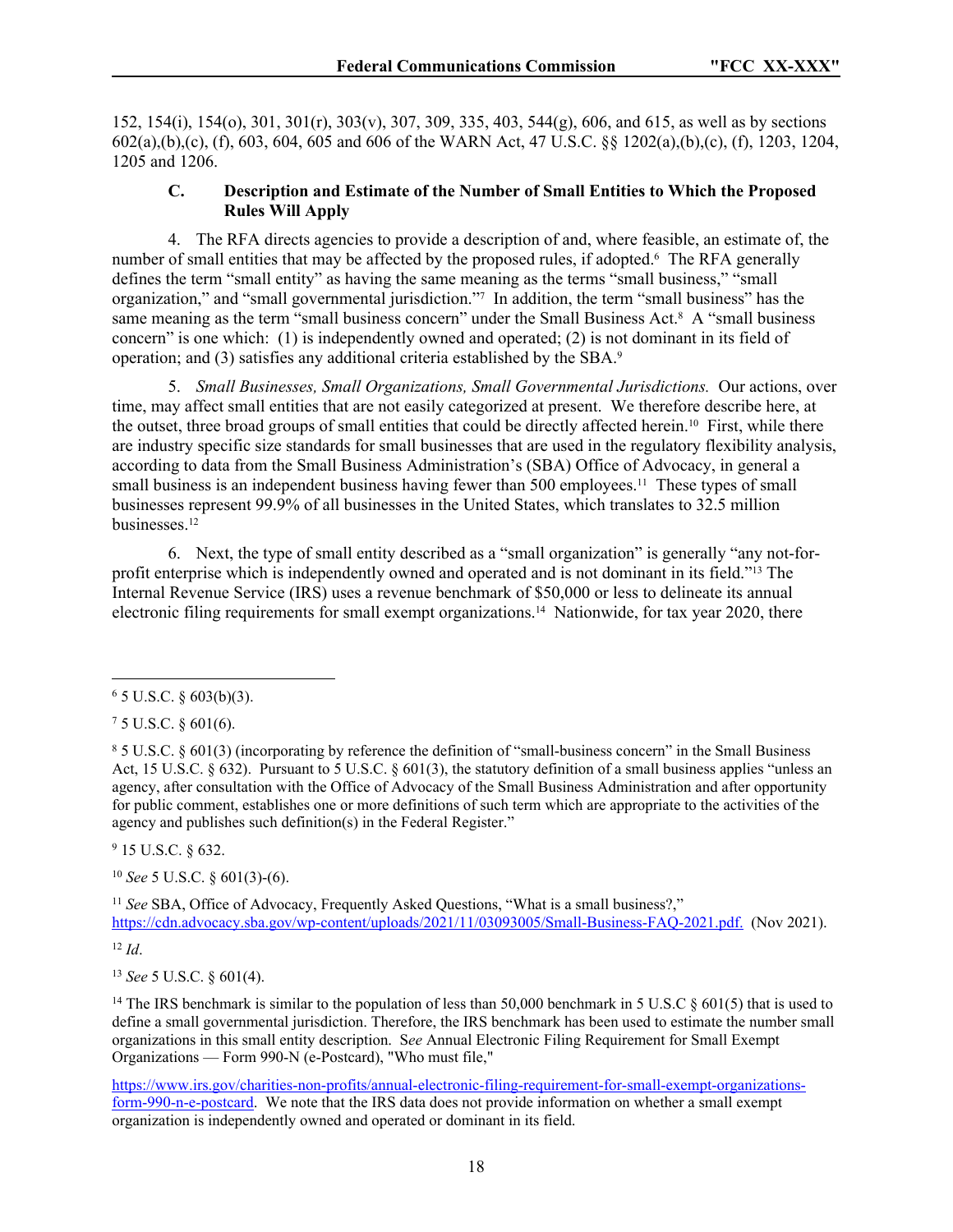152, 154(i), 154(o), 301, 301(r), 303(v), 307, 309, 335, 403, 544(g), 606, and 615, as well as by sections 602(a),(b),(c), (f), 603, 604, 605 and 606 of the WARN Act, 47 U.S.C. §§ 1202(a),(b),(c), (f), 1203, 1204, 1205 and 1206.

### C. Description and Estimate of the Number of Small Entities to Which the Proposed Rules Will Apply

4. The RFA directs agencies to provide a description of and, where feasible, an estimate of, the number of small entities that may be affected by the proposed rules, if adopted.[6] The RFA generally defines the term "small entity" as having the same meaning as the terms "small business," "small organization," and "small governmental jurisdiction."[7] In addition, the term "small business" has the same meaning as the term "small business concern" under the Small Business Act.[8] A "small business concern" is one which: (1) is independently owned and operated; (2) is not dominant in its field of operation; and (3) satisfies any additional criteria established by the SBA.[9]

5. *Small Businesses, Small Organizations, Small Governmental Jurisdictions.* Our actions, over time, may affect small entities that are not easily categorized at present. We therefore describe here, at the outset, three broad groups of small entities that could be directly affected herein.[10] First, while there are industry specific size standards for small businesses that are used in the regulatory flexibility analysis, according to data from the Small Business Administration's (SBA) Office of Advocacy, in general a small business is an independent business having fewer than 500 employees.[11] These types of small businesses represent 99.9% of all businesses in the United States, which translates to 32.5 million businesses.[12]

6. Next, the type of small entity described as a "small organization" is generally "any not-for-profit enterprise which is independently owned and operated and is not dominant in its field."[13] The Internal Revenue Service (IRS) uses a revenue benchmark of $50,000 or less to delineate its annual electronic filing requirements for small exempt organizations.[14] Nationwide, for tax year 2020, there

---

[6] 5 U.S.C. § 603(b)(3).

[7] 5 U.S.C. § 601(6).

[8] 5 U.S.C. § 601(3) (incorporating by reference the definition of "small-business concern" in the Small Business Act, 15 U.S.C. § 632). Pursuant to 5 U.S.C. § 601(3), the statutory definition of a small business applies "unless an agency, after consultation with the Office of Advocacy of the Small Business Administration and after opportunity for public comment, establishes one or more definitions of such term which are appropriate to the activities of the agency and publishes such definition(s) in the Federal Register."

[9] 15 U.S.C. § 632.

[10] *See* 5 U.S.C. § 601(3)-(6).

[11] *See* SBA, Office of Advocacy, Frequently Asked Questions, "What is a small business?," https://cdn.advocacy.sba.gov/wp-content/uploads/2021/11/03093005/Small-Business-FAQ-2021.pdf. (Nov 2021).

[12] *Id*.

[13] *See* 5 U.S.C. § 601(4).

[14] The IRS benchmark is similar to the population of less than 50,000 benchmark in 5 U.S.C § 601(5) that is used to define a small governmental jurisdiction. Therefore, the IRS benchmark has been used to estimate the number small organizations in this small entity description. S*ee* Annual Electronic Filing Requirement for Small Exempt Organizations — Form 990-N (e-Postcard), "Who must file," https://www.irs.gov/charities-non-profits/annual-electronic-filing-requirement-for-small-exempt-organizations-form-990-n-e-postcard. We note that the IRS data does not provide information on whether a small exempt organization is independently owned and operated or dominant in its field.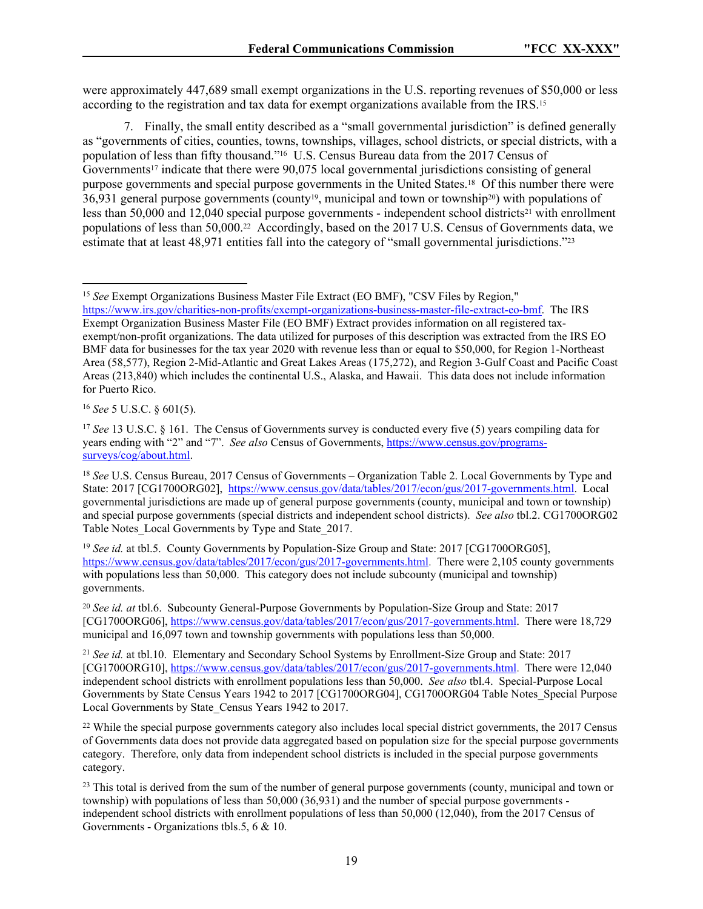were approximately 447,689 small exempt organizations in the U.S. reporting revenues of $50,000 or less according to the registration and tax data for exempt organizations available from the IRS.[15]

7. Finally, the small entity described as a "small governmental jurisdiction" is defined generally as "governments of cities, counties, towns, townships, villages, school districts, or special districts, with a population of less than fifty thousand."[16] U.S. Census Bureau data from the 2017 Census of Governments[17] indicate that there were 90,075 local governmental jurisdictions consisting of general purpose governments and special purpose governments in the United States.[18] Of this number there were 36,931 general purpose governments (county[19], municipal and town or township[20]) with populations of less than 50,000 and 12,040 special purpose governments - independent school districts[21] with enrollment populations of less than 50,000.[22] Accordingly, based on the 2017 U.S. Census of Governments data, we estimate that at least 48,971 entities fall into the category of "small governmental jurisdictions."[23]

---

[15] *See* Exempt Organizations Business Master File Extract (EO BMF), "CSV Files by Region," https://www.irs.gov/charities-non-profits/exempt-organizations-business-master-file-extract-eo-bmf. The IRS Exempt Organization Business Master File (EO BMF) Extract provides information on all registered tax-exempt/non-profit organizations. The data utilized for purposes of this description was extracted from the IRS EO BMF data for businesses for the tax year 2020 with revenue less than or equal to $50,000, for Region 1-Northeast Area (58,577), Region 2-Mid-Atlantic and Great Lakes Areas (175,272), and Region 3-Gulf Coast and Pacific Coast Areas (213,840) which includes the continental U.S., Alaska, and Hawaii. This data does not include information for Puerto Rico.

[16] *See* 5 U.S.C. § 601(5).

[17] *See* 13 U.S.C. § 161. The Census of Governments survey is conducted every five (5) years compiling data for years ending with "2" and "7". *See also* Census of Governments, https://www.census.gov/programs-surveys/cog/about.html.

[18] *See* U.S. Census Bureau, 2017 Census of Governments – Organization Table 2. Local Governments by Type and State: 2017 [CG1700ORG02], https://www.census.gov/data/tables/2017/econ/gus/2017-governments.html. Local governmental jurisdictions are made up of general purpose governments (county, municipal and town or township) and special purpose governments (special districts and independent school districts). *See also* tbl.2. CG1700ORG02 Table Notes_Local Governments by Type and State_2017.

[19] *See id.* at tbl.5. County Governments by Population-Size Group and State: 2017 [CG1700ORG05], https://www.census.gov/data/tables/2017/econ/gus/2017-governments.html. There were 2,105 county governments with populations less than 50,000. This category does not include subcounty (municipal and township) governments.

[20] *See id. at* tbl.6. Subcounty General-Purpose Governments by Population-Size Group and State: 2017 [CG1700ORG06], https://www.census.gov/data/tables/2017/econ/gus/2017-governments.html. There were 18,729 municipal and 16,097 town and township governments with populations less than 50,000.

[21] *See id.* at tbl.10. Elementary and Secondary School Systems by Enrollment-Size Group and State: 2017 [CG1700ORG10], https://www.census.gov/data/tables/2017/econ/gus/2017-governments.html. There were 12,040 independent school districts with enrollment populations less than 50,000. *See also* tbl.4. Special-Purpose Local Governments by State Census Years 1942 to 2017 [CG1700ORG04], CG1700ORG04 Table Notes_Special Purpose Local Governments by State_Census Years 1942 to 2017.

[22] While the special purpose governments category also includes local special district governments, the 2017 Census of Governments data does not provide data aggregated based on population size for the special purpose governments category. Therefore, only data from independent school districts is included in the special purpose governments category.

[23] This total is derived from the sum of the number of general purpose governments (county, municipal and town or township) with populations of less than 50,000 (36,931) and the number of special purpose governments - independent school districts with enrollment populations of less than 50,000 (12,040), from the 2017 Census of Governments - Organizations tbls.5, 6 & 10.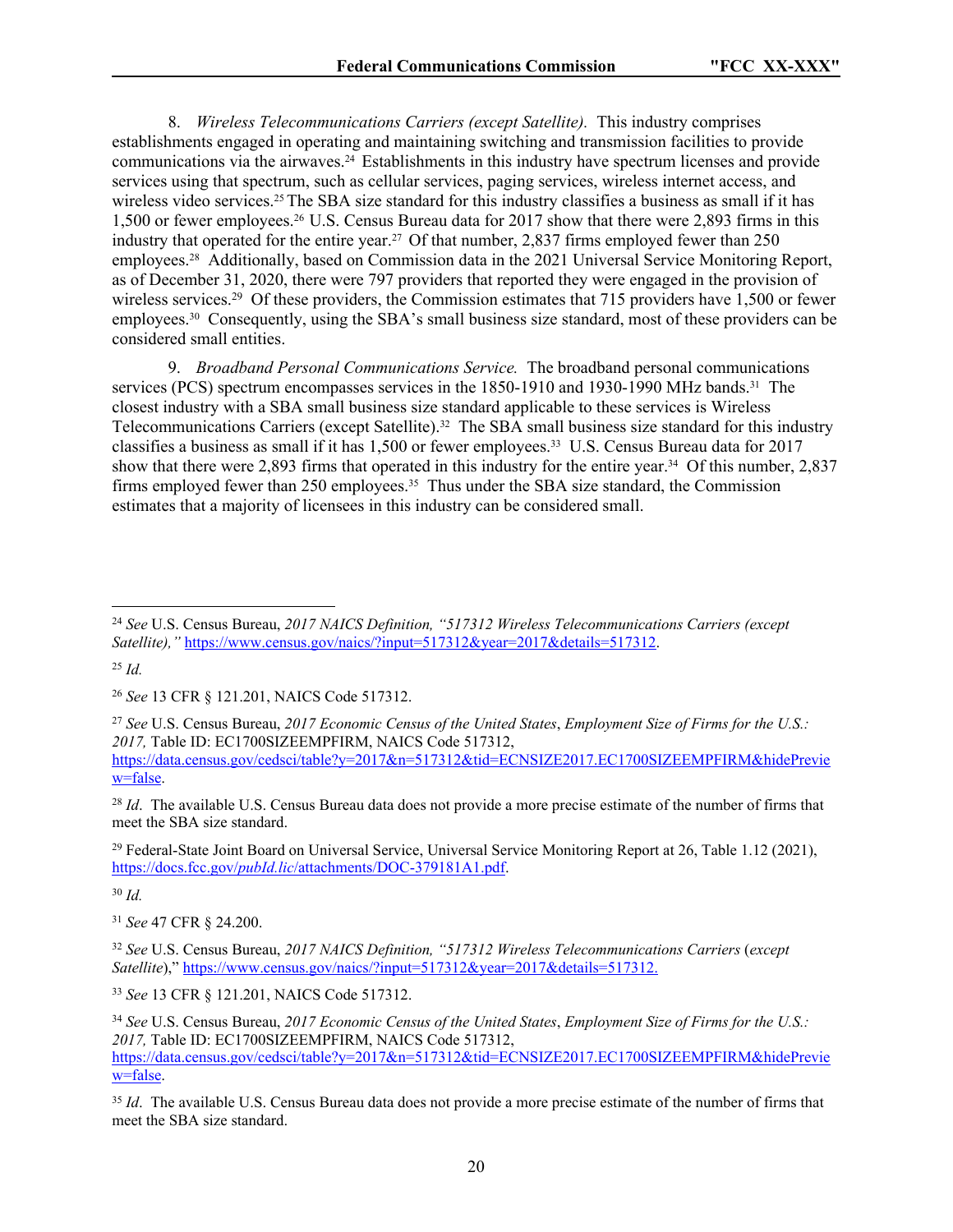8. *Wireless Telecommunications Carriers (except Satellite).* This industry comprises establishments engaged in operating and maintaining switching and transmission facilities to provide communications via the airwaves.[24] Establishments in this industry have spectrum licenses and provide services using that spectrum, such as cellular services, paging services, wireless internet access, and wireless video services.[25] The SBA size standard for this industry classifies a business as small if it has 1,500 or fewer employees.[26] U.S. Census Bureau data for 2017 show that there were 2,893 firms in this industry that operated for the entire year.[27] Of that number, 2,837 firms employed fewer than 250 employees.[28] Additionally, based on Commission data in the 2021 Universal Service Monitoring Report, as of December 31, 2020, there were 797 providers that reported they were engaged in the provision of wireless services.[29] Of these providers, the Commission estimates that 715 providers have 1,500 or fewer employees.[30] Consequently, using the SBA's small business size standard, most of these providers can be considered small entities.

9. *Broadband Personal Communications Service.* The broadband personal communications services (PCS) spectrum encompasses services in the 1850-1910 and 1930-1990 MHz bands.[31] The closest industry with a SBA small business size standard applicable to these services is Wireless Telecommunications Carriers (except Satellite).[32] The SBA small business size standard for this industry classifies a business as small if it has 1,500 or fewer employees.[33] U.S. Census Bureau data for 2017 show that there were 2,893 firms that operated in this industry for the entire year.[34] Of this number, 2,837 firms employed fewer than 250 employees.[35] Thus under the SBA size standard, the Commission estimates that a majority of licensees in this industry can be considered small.

---

[24] *See* U.S. Census Bureau, *2017 NAICS Definition, "517312 Wireless Telecommunications Carriers (except Satellite),"* https://www.census.gov/naics/?input=517312&year=2017&details=517312.

[25] *Id.*

[26] *See* 13 CFR § 121.201, NAICS Code 517312.

[27] *See* U.S. Census Bureau, *2017 Economic Census of the United States*, *Employment Size of Firms for the U.S.: 2017,* Table ID: EC1700SIZEEMPFIRM, NAICS Code 517312, https://data.census.gov/cedsci/table?y=2017&n=517312&tid=ECNSIZE2017.EC1700SIZEEMPFIRM&hidePreview=false.

[28] *Id*. The available U.S. Census Bureau data does not provide a more precise estimate of the number of firms that meet the SBA size standard.

[29] Federal-State Joint Board on Universal Service, Universal Service Monitoring Report at 26, Table 1.12 (2021), https://docs.fcc.gov/*pubId.lic*/attachments/DOC-379181A1.pdf.

[30] *Id.*

[31] *See* 47 CFR § 24.200.

[32] *See* U.S. Census Bureau, *2017 NAICS Definition, "517312 Wireless Telecommunications Carriers* (*except Satellite*)," https://www.census.gov/naics/?input=517312&year=2017&details=517312.

[33] *See* 13 CFR § 121.201, NAICS Code 517312.

[34] *See* U.S. Census Bureau, *2017 Economic Census of the United States*, *Employment Size of Firms for the U.S.: 2017,* Table ID: EC1700SIZEEMPFIRM, NAICS Code 517312, https://data.census.gov/cedsci/table?y=2017&n=517312&tid=ECNSIZE2017.EC1700SIZEEMPFIRM&hidePreview=false.

[35] *Id*. The available U.S. Census Bureau data does not provide a more precise estimate of the number of firms that meet the SBA size standard.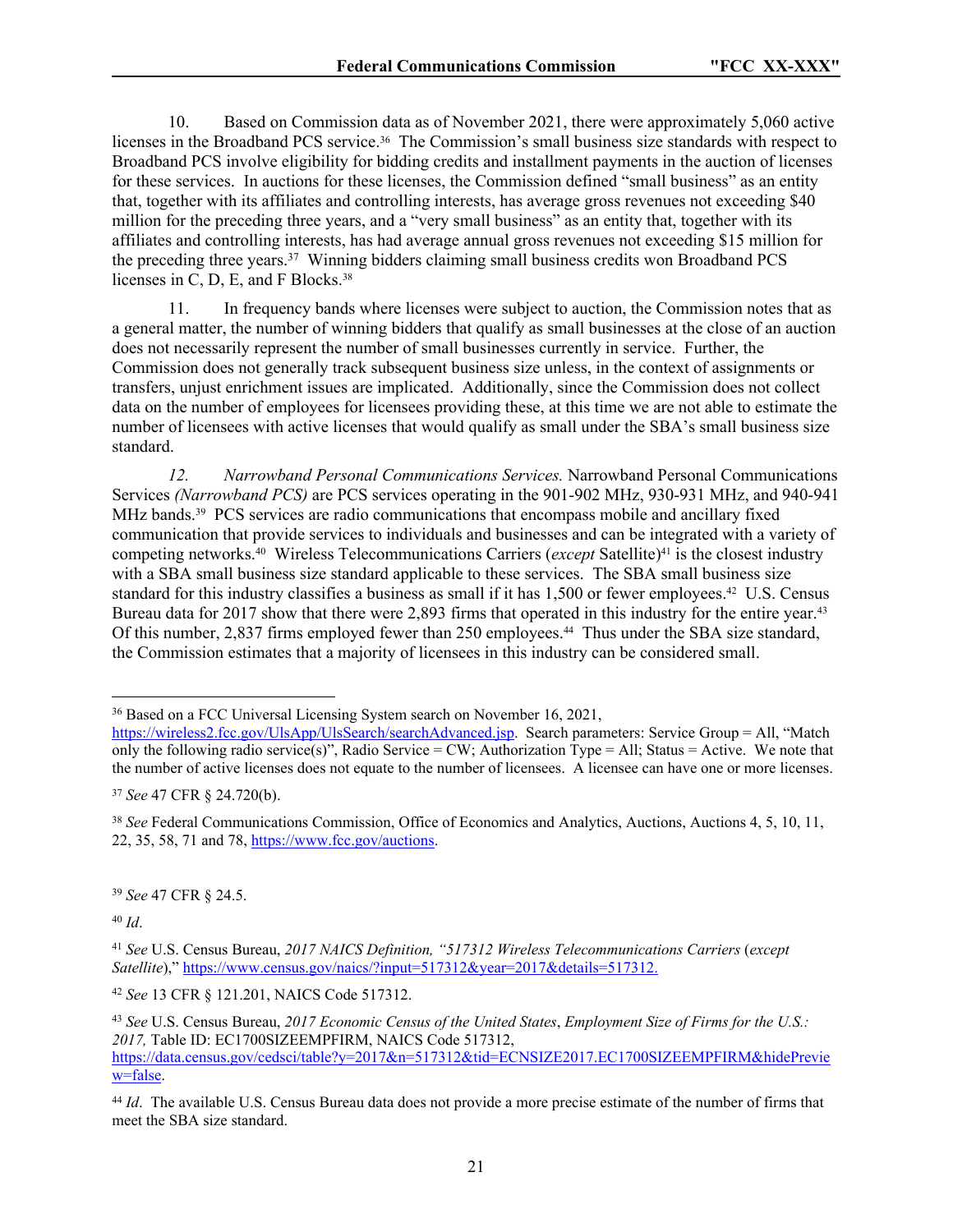10. Based on Commission data as of November 2021, there were approximately 5,060 active licenses in the Broadband PCS service.[36] The Commission's small business size standards with respect to Broadband PCS involve eligibility for bidding credits and installment payments in the auction of licenses for these services. In auctions for these licenses, the Commission defined "small business" as an entity that, together with its affiliates and controlling interests, has average gross revenues not exceeding $40 million for the preceding three years, and a "very small business" as an entity that, together with its affiliates and controlling interests, has had average annual gross revenues not exceeding $15 million for the preceding three years.[37] Winning bidders claiming small business credits won Broadband PCS licenses in C, D, E, and F Blocks.[38]

11. In frequency bands where licenses were subject to auction, the Commission notes that as a general matter, the number of winning bidders that qualify as small businesses at the close of an auction does not necessarily represent the number of small businesses currently in service. Further, the Commission does not generally track subsequent business size unless, in the context of assignments or transfers, unjust enrichment issues are implicated. Additionally, since the Commission does not collect data on the number of employees for licensees providing these, at this time we are not able to estimate the number of licensees with active licenses that would qualify as small under the SBA's small business size standard.

*12. Narrowband Personal Communications Services.* Narrowband Personal Communications Services *(Narrowband PCS)* are PCS services operating in the 901-902 MHz, 930-931 MHz, and 940-941 MHz bands.[39] PCS services are radio communications that encompass mobile and ancillary fixed communication that provide services to individuals and businesses and can be integrated with a variety of competing networks.[40] Wireless Telecommunications Carriers (*except* Satellite)[41] is the closest industry with a SBA small business size standard applicable to these services. The SBA small business size standard for this industry classifies a business as small if it has 1,500 or fewer employees.[42] U.S. Census Bureau data for 2017 show that there were 2,893 firms that operated in this industry for the entire year.[43] Of this number, 2,837 firms employed fewer than 250 employees.[44] Thus under the SBA size standard, the Commission estimates that a majority of licensees in this industry can be considered small.

---

[36] Based on a FCC Universal Licensing System search on November 16, 2021, https://wireless2.fcc.gov/UlsApp/UlsSearch/searchAdvanced.jsp. Search parameters: Service Group = All, "Match only the following radio service(s)", Radio Service = CW; Authorization Type = All; Status = Active. We note that the number of active licenses does not equate to the number of licensees. A licensee can have one or more licenses.

[37] *See* 47 CFR § 24.720(b).

[38] *See* Federal Communications Commission, Office of Economics and Analytics, Auctions, Auctions 4, 5, 10, 11, 22, 35, 58, 71 and 78, https://www.fcc.gov/auctions.

[39] *See* 47 CFR § 24.5.

[40] *Id*.

[41] *See* U.S. Census Bureau, *2017 NAICS Definition, "517312 Wireless Telecommunications Carriers* (*except Satellite*)," https://www.census.gov/naics/?input=517312&year=2017&details=517312.

[42] *See* 13 CFR § 121.201, NAICS Code 517312.

[43] *See* U.S. Census Bureau, *2017 Economic Census of the United States*, *Employment Size of Firms for the U.S.: 2017,* Table ID: EC1700SIZEEMPFIRM, NAICS Code 517312, https://data.census.gov/cedsci/table?y=2017&n=517312&tid=ECNSIZE2017.EC1700SIZEEMPFIRM&hidePreview=false.

[44] *Id*. The available U.S. Census Bureau data does not provide a more precise estimate of the number of firms that meet the SBA size standard.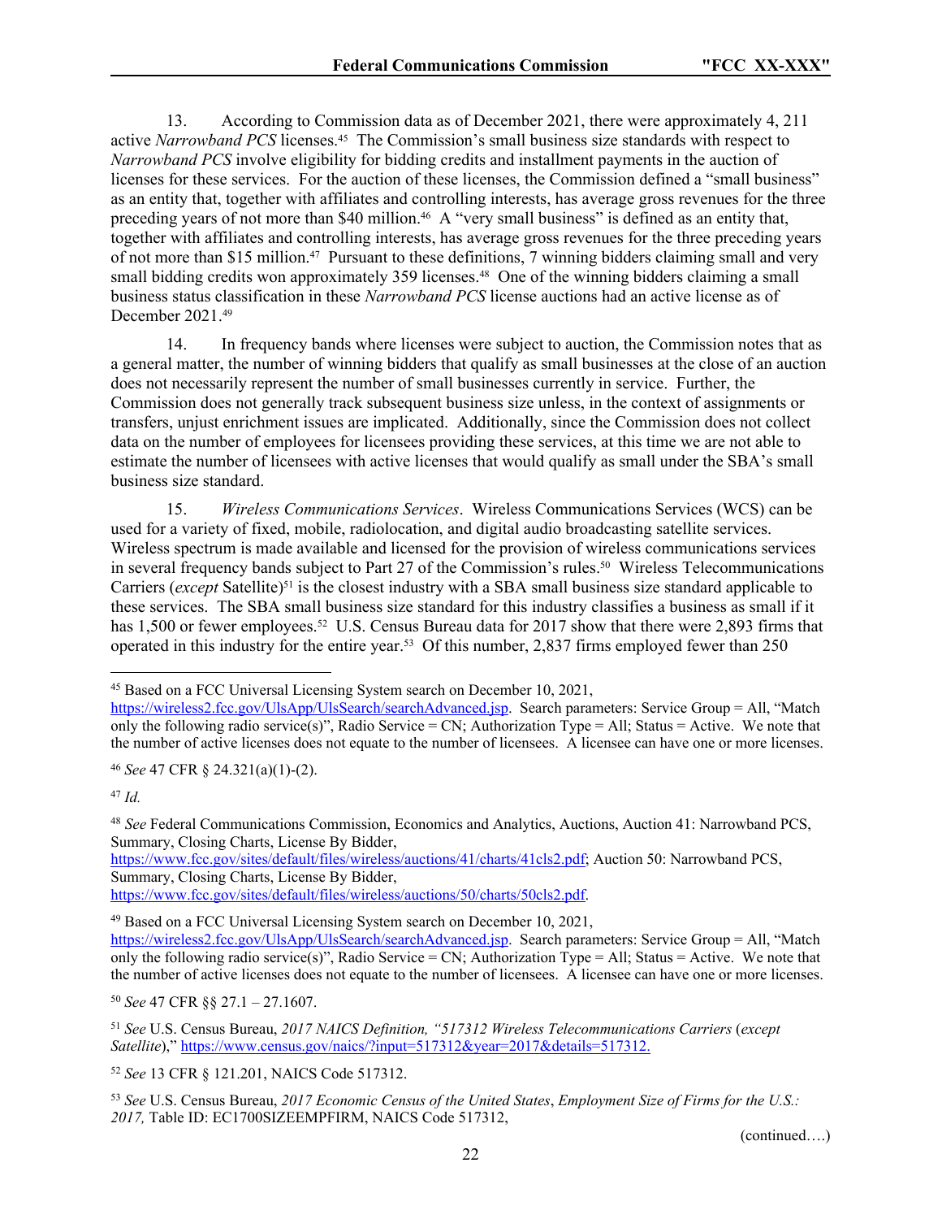13. According to Commission data as of December 2021, there were approximately 4, 211 active *Narrowband PCS* licenses.[45] The Commission's small business size standards with respect to *Narrowband PCS* involve eligibility for bidding credits and installment payments in the auction of licenses for these services. For the auction of these licenses, the Commission defined a "small business" as an entity that, together with affiliates and controlling interests, has average gross revenues for the three preceding years of not more than $40 million.[46] A "very small business" is defined as an entity that, together with affiliates and controlling interests, has average gross revenues for the three preceding years of not more than $15 million.[47] Pursuant to these definitions, 7 winning bidders claiming small and very small bidding credits won approximately 359 licenses.[48] One of the winning bidders claiming a small business status classification in these *Narrowband PCS* license auctions had an active license as of December 2021.[49]

14. In frequency bands where licenses were subject to auction, the Commission notes that as a general matter, the number of winning bidders that qualify as small businesses at the close of an auction does not necessarily represent the number of small businesses currently in service. Further, the Commission does not generally track subsequent business size unless, in the context of assignments or transfers, unjust enrichment issues are implicated. Additionally, since the Commission does not collect data on the number of employees for licensees providing these services, at this time we are not able to estimate the number of licensees with active licenses that would qualify as small under the SBA's small business size standard.

15. *Wireless Communications Services*. Wireless Communications Services (WCS) can be used for a variety of fixed, mobile, radiolocation, and digital audio broadcasting satellite services. Wireless spectrum is made available and licensed for the provision of wireless communications services in several frequency bands subject to Part 27 of the Commission's rules.[50] Wireless Telecommunications Carriers (*except* Satellite)[51] is the closest industry with a SBA small business size standard applicable to these services. The SBA small business size standard for this industry classifies a business as small if it has 1,500 or fewer employees.[52] U.S. Census Bureau data for 2017 show that there were 2,893 firms that operated in this industry for the entire year.[53] Of this number, 2,837 firms employed fewer than 250

---

[45] Based on a FCC Universal Licensing System search on December 10, 2021, https://wireless2.fcc.gov/UlsApp/UlsSearch/searchAdvanced.jsp. Search parameters: Service Group = All, "Match only the following radio service(s)", Radio Service = CN; Authorization Type = All; Status = Active. We note that the number of active licenses does not equate to the number of licensees. A licensee can have one or more licenses.

[46] *See* 47 CFR § 24.321(a)(1)-(2).

[47] *Id.*

[48] *See* Federal Communications Commission, Economics and Analytics, Auctions, Auction 41: Narrowband PCS, Summary, Closing Charts, License By Bidder, https://www.fcc.gov/sites/default/files/wireless/auctions/41/charts/41cls2.pdf; Auction 50: Narrowband PCS, Summary, Closing Charts, License By Bidder, https://www.fcc.gov/sites/default/files/wireless/auctions/50/charts/50cls2.pdf.

[49] Based on a FCC Universal Licensing System search on December 10, 2021, https://wireless2.fcc.gov/UlsApp/UlsSearch/searchAdvanced.jsp. Search parameters: Service Group = All, "Match only the following radio service(s)", Radio Service = CN; Authorization Type = All; Status = Active. We note that the number of active licenses does not equate to the number of licensees. A licensee can have one or more licenses.

[50] *See* 47 CFR §§ 27.1 – 27.1607.

[51] *See* U.S. Census Bureau, *2017 NAICS Definition, "517312 Wireless Telecommunications Carriers* (*except Satellite*)," https://www.census.gov/naics/?input=517312&year=2017&details=517312.

[52] *See* 13 CFR § 121.201, NAICS Code 517312.

[53] *See* U.S. Census Bureau, *2017 Economic Census of the United States*, *Employment Size of Firms for the U.S.: 2017,* Table ID: EC1700SIZEEMPFIRM, NAICS Code 517312,

(continued….)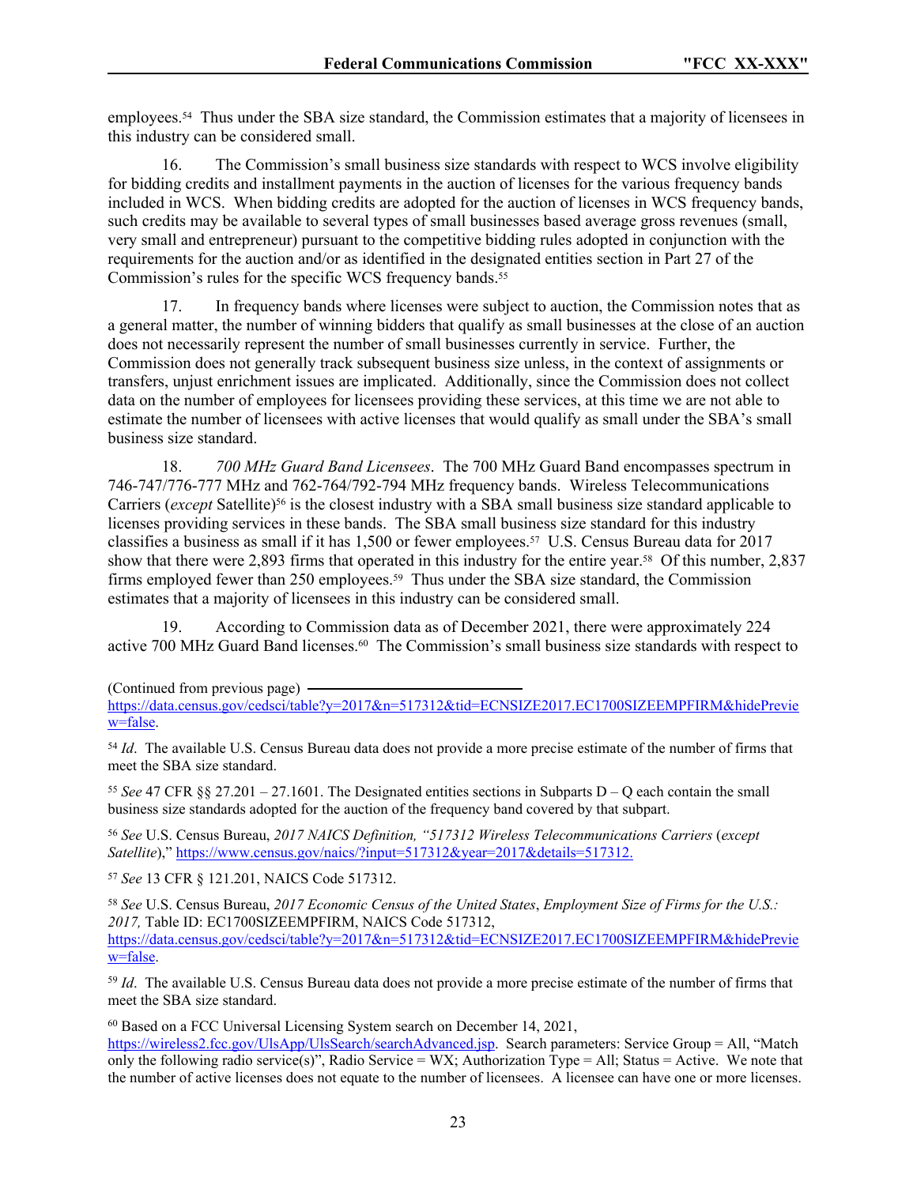employees.[54] Thus under the SBA size standard, the Commission estimates that a majority of licensees in this industry can be considered small.

16. The Commission's small business size standards with respect to WCS involve eligibility for bidding credits and installment payments in the auction of licenses for the various frequency bands included in WCS. When bidding credits are adopted for the auction of licenses in WCS frequency bands, such credits may be available to several types of small businesses based average gross revenues (small, very small and entrepreneur) pursuant to the competitive bidding rules adopted in conjunction with the requirements for the auction and/or as identified in the designated entities section in Part 27 of the Commission's rules for the specific WCS frequency bands.[55]

17. In frequency bands where licenses were subject to auction, the Commission notes that as a general matter, the number of winning bidders that qualify as small businesses at the close of an auction does not necessarily represent the number of small businesses currently in service. Further, the Commission does not generally track subsequent business size unless, in the context of assignments or transfers, unjust enrichment issues are implicated. Additionally, since the Commission does not collect data on the number of employees for licensees providing these services, at this time we are not able to estimate the number of licensees with active licenses that would qualify as small under the SBA's small business size standard.

18. *700 MHz Guard Band Licensees*. The 700 MHz Guard Band encompasses spectrum in 746-747/776-777 MHz and 762-764/792-794 MHz frequency bands. Wireless Telecommunications Carriers (*except* Satellite)[56] is the closest industry with a SBA small business size standard applicable to licenses providing services in these bands. The SBA small business size standard for this industry classifies a business as small if it has 1,500 or fewer employees.[57] U.S. Census Bureau data for 2017 show that there were 2,893 firms that operated in this industry for the entire year.[58] Of this number, 2,837 firms employed fewer than 250 employees.[59] Thus under the SBA size standard, the Commission estimates that a majority of licensees in this industry can be considered small.

19. According to Commission data as of December 2021, there were approximately 224 active 700 MHz Guard Band licenses.[60] The Commission's small business size standards with respect to

(Continued from previous page) https://data.census.gov/cedsci/table?y=2017&n=517312&tid=ECNSIZE2017.EC1700SIZEEMPFIRM&hidePreview=false.

[54] *Id*. The available U.S. Census Bureau data does not provide a more precise estimate of the number of firms that meet the SBA size standard.

[55] *See* 47 CFR §§ 27.201 – 27.1601. The Designated entities sections in Subparts D – Q each contain the small business size standards adopted for the auction of the frequency band covered by that subpart.

[56] *See* U.S. Census Bureau, *2017 NAICS Definition, "517312 Wireless Telecommunications Carriers* (*except Satellite*)," https://www.census.gov/naics/?input=517312&year=2017&details=517312.

[57] *See* 13 CFR § 121.201, NAICS Code 517312.

[58] *See* U.S. Census Bureau, *2017 Economic Census of the United States*, *Employment Size of Firms for the U.S.: 2017,* Table ID: EC1700SIZEEMPFIRM, NAICS Code 517312, https://data.census.gov/cedsci/table?y=2017&n=517312&tid=ECNSIZE2017.EC1700SIZEEMPFIRM&hidePreview=false.

[59] *Id*. The available U.S. Census Bureau data does not provide a more precise estimate of the number of firms that meet the SBA size standard.

[60] Based on a FCC Universal Licensing System search on December 14, 2021, https://wireless2.fcc.gov/UlsApp/UlsSearch/searchAdvanced.jsp. Search parameters: Service Group = All, "Match only the following radio service(s)", Radio Service = WX; Authorization Type = All; Status = Active. We note that the number of active licenses does not equate to the number of licensees. A licensee can have one or more licenses.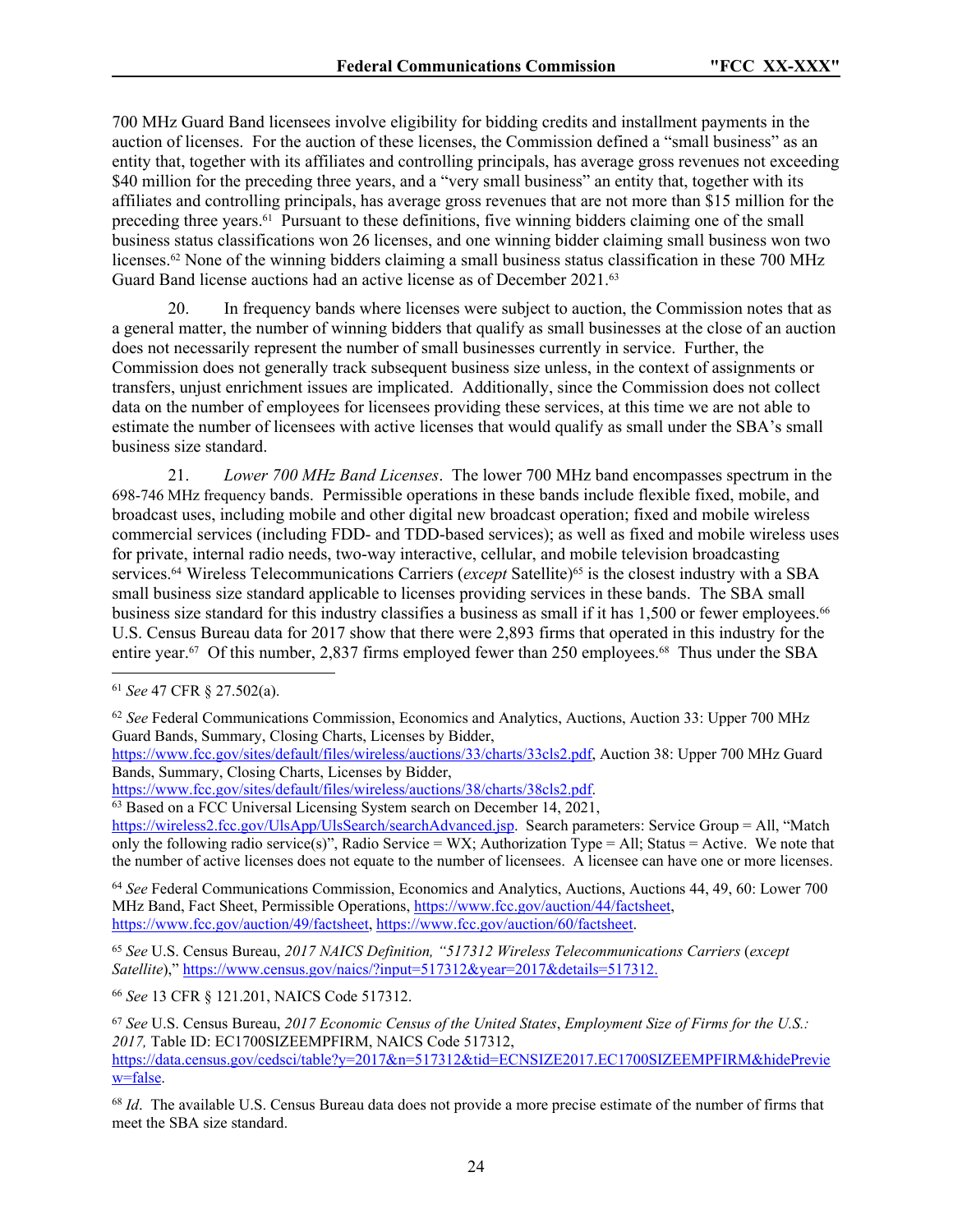700 MHz Guard Band licensees involve eligibility for bidding credits and installment payments in the auction of licenses. For the auction of these licenses, the Commission defined a "small business" as an entity that, together with its affiliates and controlling principals, has average gross revenues not exceeding $40 million for the preceding three years, and a "very small business" an entity that, together with its affiliates and controlling principals, has average gross revenues that are not more than $15 million for the preceding three years.[61] Pursuant to these definitions, five winning bidders claiming one of the small business status classifications won 26 licenses, and one winning bidder claiming small business won two licenses.[62] None of the winning bidders claiming a small business status classification in these 700 MHz Guard Band license auctions had an active license as of December 2021.[63]

20. In frequency bands where licenses were subject to auction, the Commission notes that as a general matter, the number of winning bidders that qualify as small businesses at the close of an auction does not necessarily represent the number of small businesses currently in service. Further, the Commission does not generally track subsequent business size unless, in the context of assignments or transfers, unjust enrichment issues are implicated. Additionally, since the Commission does not collect data on the number of employees for licensees providing these services, at this time we are not able to estimate the number of licensees with active licenses that would qualify as small under the SBA's small business size standard.

21. *Lower 700 MHz Band Licenses*. The lower 700 MHz band encompasses spectrum in the 698-746 MHz frequency bands. Permissible operations in these bands include flexible fixed, mobile, and broadcast uses, including mobile and other digital new broadcast operation; fixed and mobile wireless commercial services (including FDD- and TDD-based services); as well as fixed and mobile wireless uses for private, internal radio needs, two-way interactive, cellular, and mobile television broadcasting services.[64] Wireless Telecommunications Carriers (*except* Satellite)[65] is the closest industry with a SBA small business size standard applicable to licenses providing services in these bands. The SBA small business size standard for this industry classifies a business as small if it has 1,500 or fewer employees.[66] U.S. Census Bureau data for 2017 show that there were 2,893 firms that operated in this industry for the entire year.[67] Of this number, 2,837 firms employed fewer than 250 employees.[68] Thus under the SBA

---

[61] *See* 47 CFR § 27.502(a).

[62] *See* Federal Communications Commission, Economics and Analytics, Auctions, Auction 33: Upper 700 MHz Guard Bands, Summary, Closing Charts, Licenses by Bidder, https://www.fcc.gov/sites/default/files/wireless/auctions/33/charts/33cls2.pdf, Auction 38: Upper 700 MHz Guard Bands, Summary, Closing Charts, Licenses by Bidder, https://www.fcc.gov/sites/default/files/wireless/auctions/38/charts/38cls2.pdf.

[63] Based on a FCC Universal Licensing System search on December 14, 2021, https://wireless2.fcc.gov/UlsApp/UlsSearch/searchAdvanced.jsp. Search parameters: Service Group = All, "Match only the following radio service(s)", Radio Service = WX; Authorization Type = All; Status = Active. We note that the number of active licenses does not equate to the number of licensees. A licensee can have one or more licenses.

[64] *See* Federal Communications Commission, Economics and Analytics, Auctions, Auctions 44, 49, 60: Lower 700 MHz Band, Fact Sheet, Permissible Operations, https://www.fcc.gov/auction/44/factsheet, https://www.fcc.gov/auction/49/factsheet, https://www.fcc.gov/auction/60/factsheet.

[65] *See* U.S. Census Bureau, *2017 NAICS Definition, "517312 Wireless Telecommunications Carriers* (*except Satellite*)," https://www.census.gov/naics/?input=517312&year=2017&details=517312.

[66] *See* 13 CFR § 121.201, NAICS Code 517312.

[67] *See* U.S. Census Bureau, *2017 Economic Census of the United States*, *Employment Size of Firms for the U.S.: 2017,* Table ID: EC1700SIZEEMPFIRM, NAICS Code 517312, https://data.census.gov/cedsci/table?y=2017&n=517312&tid=ECNSIZE2017.EC1700SIZEEMPFIRM&hidePreview=false.

[68] *Id*. The available U.S. Census Bureau data does not provide a more precise estimate of the number of firms that meet the SBA size standard.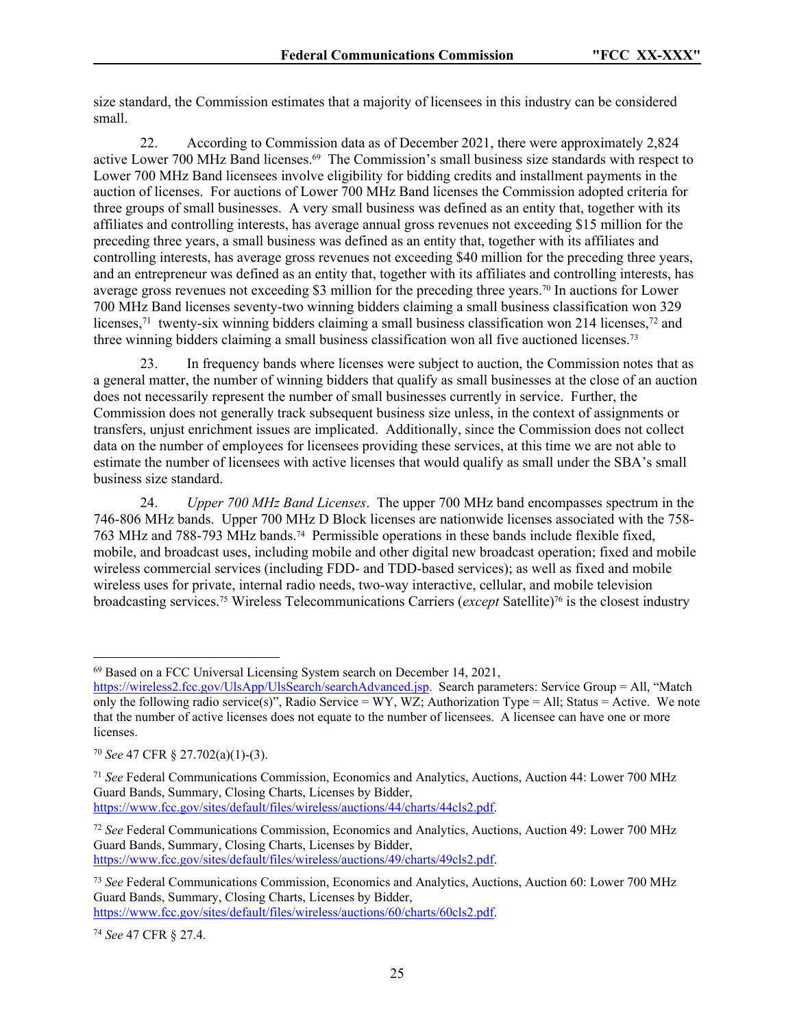size standard, the Commission estimates that a majority of licensees in this industry can be considered small.

22. According to Commission data as of December 2021, there were approximately 2,824 active Lower 700 MHz Band licenses.[69] The Commission's small business size standards with respect to Lower 700 MHz Band licensees involve eligibility for bidding credits and installment payments in the auction of licenses. For auctions of Lower 700 MHz Band licenses the Commission adopted criteria for three groups of small businesses. A very small business was defined as an entity that, together with its affiliates and controlling interests, has average annual gross revenues not exceeding $15 million for the preceding three years, a small business was defined as an entity that, together with its affiliates and controlling interests, has average gross revenues not exceeding $40 million for the preceding three years, and an entrepreneur was defined as an entity that, together with its affiliates and controlling interests, has average gross revenues not exceeding $3 million for the preceding three years.[70] In auctions for Lower 700 MHz Band licenses seventy-two winning bidders claiming a small business classification won 329 licenses,[71] twenty-six winning bidders claiming a small business classification won 214 licenses,[72] and three winning bidders claiming a small business classification won all five auctioned licenses.[73]

23. In frequency bands where licenses were subject to auction, the Commission notes that as a general matter, the number of winning bidders that qualify as small businesses at the close of an auction does not necessarily represent the number of small businesses currently in service. Further, the Commission does not generally track subsequent business size unless, in the context of assignments or transfers, unjust enrichment issues are implicated. Additionally, since the Commission does not collect data on the number of employees for licensees providing these services, at this time we are not able to estimate the number of licensees with active licenses that would qualify as small under the SBA's small business size standard.

24. *Upper 700 MHz Band Licenses*. The upper 700 MHz band encompasses spectrum in the 746-806 MHz bands. Upper 700 MHz D Block licenses are nationwide licenses associated with the 758-763 MHz and 788-793 MHz bands.[74] Permissible operations in these bands include flexible fixed, mobile, and broadcast uses, including mobile and other digital new broadcast operation; fixed and mobile wireless commercial services (including FDD- and TDD-based services); as well as fixed and mobile wireless uses for private, internal radio needs, two-way interactive, cellular, and mobile television broadcasting services.[75] Wireless Telecommunications Carriers (*except* Satellite)[76] is the closest industry

---

[69] Based on a FCC Universal Licensing System search on December 14, 2021, https://wireless2.fcc.gov/UlsApp/UlsSearch/searchAdvanced.jsp. Search parameters: Service Group = All, "Match only the following radio service(s)", Radio Service = WY, WZ; Authorization Type = All; Status = Active. We note that the number of active licenses does not equate to the number of licensees. A licensee can have one or more licenses.

[70] *See* 47 CFR § 27.702(a)(1)-(3).

[71] *See* Federal Communications Commission, Economics and Analytics, Auctions, Auction 44: Lower 700 MHz Guard Bands, Summary, Closing Charts, Licenses by Bidder, https://www.fcc.gov/sites/default/files/wireless/auctions/44/charts/44cls2.pdf.

[72] *See* Federal Communications Commission, Economics and Analytics, Auctions, Auction 49: Lower 700 MHz Guard Bands, Summary, Closing Charts, Licenses by Bidder, https://www.fcc.gov/sites/default/files/wireless/auctions/49/charts/49cls2.pdf.

[73] *See* Federal Communications Commission, Economics and Analytics, Auctions, Auction 60: Lower 700 MHz Guard Bands, Summary, Closing Charts, Licenses by Bidder, https://www.fcc.gov/sites/default/files/wireless/auctions/60/charts/60cls2.pdf.

[74] *See* 47 CFR § 27.4.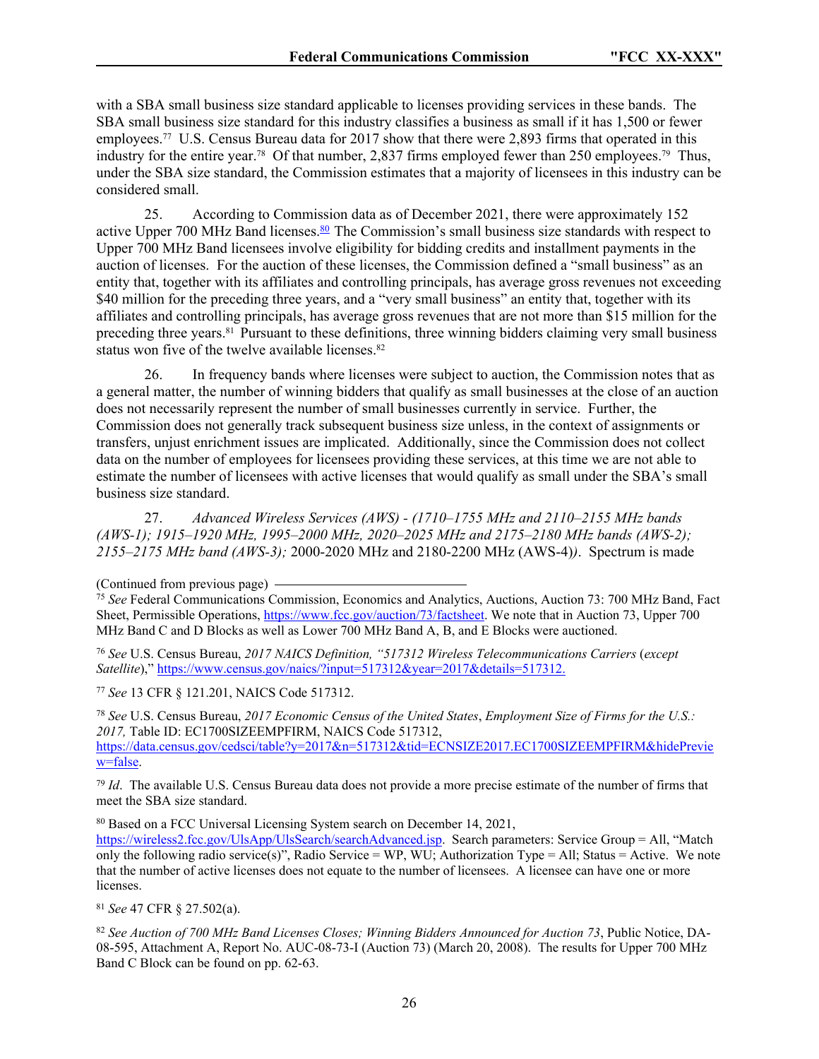with a SBA small business size standard applicable to licenses providing services in these bands. The SBA small business size standard for this industry classifies a business as small if it has 1,500 or fewer employees.[77] U.S. Census Bureau data for 2017 show that there were 2,893 firms that operated in this industry for the entire year.[78] Of that number, 2,837 firms employed fewer than 250 employees.[79] Thus, under the SBA size standard, the Commission estimates that a majority of licensees in this industry can be considered small.

25. According to Commission data as of December 2021, there were approximately 152 active Upper 700 MHz Band licenses.[80] The Commission's small business size standards with respect to Upper 700 MHz Band licensees involve eligibility for bidding credits and installment payments in the auction of licenses. For the auction of these licenses, the Commission defined a "small business" as an entity that, together with its affiliates and controlling principals, has average gross revenues not exceeding $40 million for the preceding three years, and a "very small business" an entity that, together with its affiliates and controlling principals, has average gross revenues that are not more than $15 million for the preceding three years.[81] Pursuant to these definitions, three winning bidders claiming very small business status won five of the twelve available licenses.[82]

26. In frequency bands where licenses were subject to auction, the Commission notes that as a general matter, the number of winning bidders that qualify as small businesses at the close of an auction does not necessarily represent the number of small businesses currently in service. Further, the Commission does not generally track subsequent business size unless, in the context of assignments or transfers, unjust enrichment issues are implicated. Additionally, since the Commission does not collect data on the number of employees for licensees providing these services, at this time we are not able to estimate the number of licensees with active licenses that would qualify as small under the SBA's small business size standard.

27. *Advanced Wireless Services (AWS) - (1710–1755 MHz and 2110–2155 MHz bands (AWS-1); 1915–1920 MHz, 1995–2000 MHz, 2020–2025 MHz and 2175–2180 MHz bands (AWS-2); 2155–2175 MHz band (AWS-3);* 2000-2020 MHz and 2180-2200 MHz (AWS-4)*)*. Spectrum is made

(Continued from previous page)

[75] *See* Federal Communications Commission, Economics and Analytics, Auctions, Auction 73: 700 MHz Band, Fact Sheet, Permissible Operations, https://www.fcc.gov/auction/73/factsheet. We note that in Auction 73, Upper 700 MHz Band C and D Blocks as well as Lower 700 MHz Band A, B, and E Blocks were auctioned.

[76] *See* U.S. Census Bureau, *2017 NAICS Definition, "517312 Wireless Telecommunications Carriers* (*except Satellite*)," https://www.census.gov/naics/?input=517312&year=2017&details=517312.

[77] *See* 13 CFR § 121.201, NAICS Code 517312.

[78] *See* U.S. Census Bureau, *2017 Economic Census of the United States*, *Employment Size of Firms for the U.S.: 2017,* Table ID: EC1700SIZEEMPFIRM, NAICS Code 517312, https://data.census.gov/cedsci/table?y=2017&n=517312&tid=ECNSIZE2017.EC1700SIZEEMPFIRM&hidePreview=false.

[79] *Id*. The available U.S. Census Bureau data does not provide a more precise estimate of the number of firms that meet the SBA size standard.

[80] Based on a FCC Universal Licensing System search on December 14, 2021, https://wireless2.fcc.gov/UlsApp/UlsSearch/searchAdvanced.jsp. Search parameters: Service Group = All, "Match only the following radio service(s)", Radio Service = WP, WU; Authorization Type = All; Status = Active. We note that the number of active licenses does not equate to the number of licensees. A licensee can have one or more licenses.

[81] *See* 47 CFR § 27.502(a).

[82] *See Auction of 700 MHz Band Licenses Closes; Winning Bidders Announced for Auction 73*, Public Notice, DA-08-595, Attachment A, Report No. AUC-08-73-I (Auction 73) (March 20, 2008). The results for Upper 700 MHz Band C Block can be found on pp. 62-63.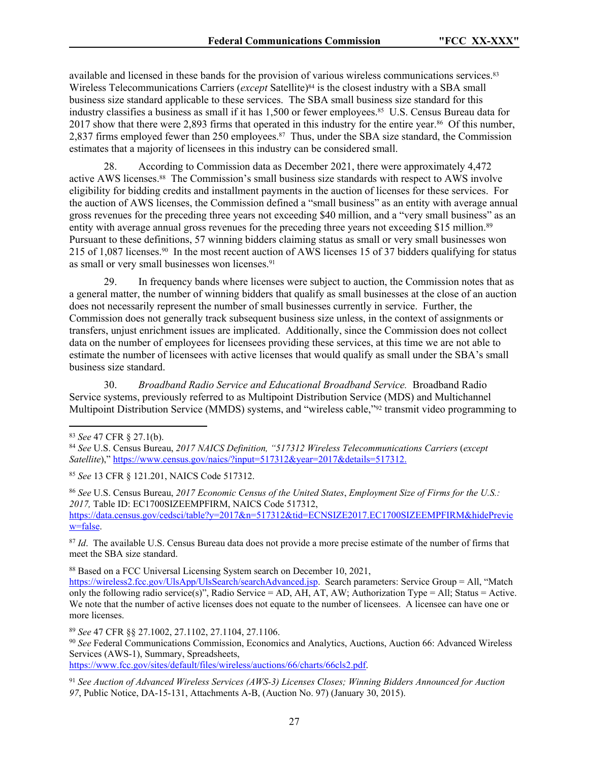available and licensed in these bands for the provision of various wireless communications services.[83] Wireless Telecommunications Carriers (*except* Satellite)[84] is the closest industry with a SBA small business size standard applicable to these services. The SBA small business size standard for this industry classifies a business as small if it has 1,500 or fewer employees.[85] U.S. Census Bureau data for 2017 show that there were 2,893 firms that operated in this industry for the entire year.[86] Of this number, 2,837 firms employed fewer than 250 employees.[87] Thus, under the SBA size standard, the Commission estimates that a majority of licensees in this industry can be considered small.

28. According to Commission data as December 2021, there were approximately 4,472 active AWS licenses.[88] The Commission's small business size standards with respect to AWS involve eligibility for bidding credits and installment payments in the auction of licenses for these services. For the auction of AWS licenses, the Commission defined a "small business" as an entity with average annual gross revenues for the preceding three years not exceeding $40 million, and a "very small business" as an entity with average annual gross revenues for the preceding three years not exceeding $15 million.[89] Pursuant to these definitions, 57 winning bidders claiming status as small or very small businesses won 215 of 1,087 licenses.[90] In the most recent auction of AWS licenses 15 of 37 bidders qualifying for status as small or very small businesses won licenses.[91]

29. In frequency bands where licenses were subject to auction, the Commission notes that as a general matter, the number of winning bidders that qualify as small businesses at the close of an auction does not necessarily represent the number of small businesses currently in service. Further, the Commission does not generally track subsequent business size unless, in the context of assignments or transfers, unjust enrichment issues are implicated. Additionally, since the Commission does not collect data on the number of employees for licensees providing these services, at this time we are not able to estimate the number of licensees with active licenses that would qualify as small under the SBA's small business size standard.

30. *Broadband Radio Service and Educational Broadband Service.* Broadband Radio Service systems, previously referred to as Multipoint Distribution Service (MDS) and Multichannel Multipoint Distribution Service (MMDS) systems, and "wireless cable,"[92] transmit video programming to

---

[83] *See* 47 CFR § 27.1(b).

[84] *See* U.S. Census Bureau, *2017 NAICS Definition, "517312 Wireless Telecommunications Carriers* (*except Satellite*)," https://www.census.gov/naics/?input=517312&year=2017&details=517312.

[85] *See* 13 CFR § 121.201, NAICS Code 517312.

[86] *See* U.S. Census Bureau, *2017 Economic Census of the United States*, *Employment Size of Firms for the U.S.: 2017,* Table ID: EC1700SIZEEMPFIRM, NAICS Code 517312, https://data.census.gov/cedsci/table?y=2017&n=517312&tid=ECNSIZE2017.EC1700SIZEEMPFIRM&hidePreview=false.

[87] *Id*. The available U.S. Census Bureau data does not provide a more precise estimate of the number of firms that meet the SBA size standard.

[88] Based on a FCC Universal Licensing System search on December 10, 2021, https://wireless2.fcc.gov/UlsApp/UlsSearch/searchAdvanced.jsp. Search parameters: Service Group = All, "Match only the following radio service(s)", Radio Service = AD, AH, AT, AW; Authorization Type = All; Status = Active. We note that the number of active licenses does not equate to the number of licensees. A licensee can have one or more licenses.

[89] *See* 47 CFR §§ 27.1002, 27.1102, 27.1104, 27.1106.

[90] *See* Federal Communications Commission, Economics and Analytics, Auctions, Auction 66: Advanced Wireless Services (AWS-1), Summary, Spreadsheets, https://www.fcc.gov/sites/default/files/wireless/auctions/66/charts/66cls2.pdf.

[91] *See Auction of Advanced Wireless Services (AWS-3) Licenses Closes; Winning Bidders Announced for Auction 97*, Public Notice, DA-15-131, Attachments A-B, (Auction No. 97) (January 30, 2015).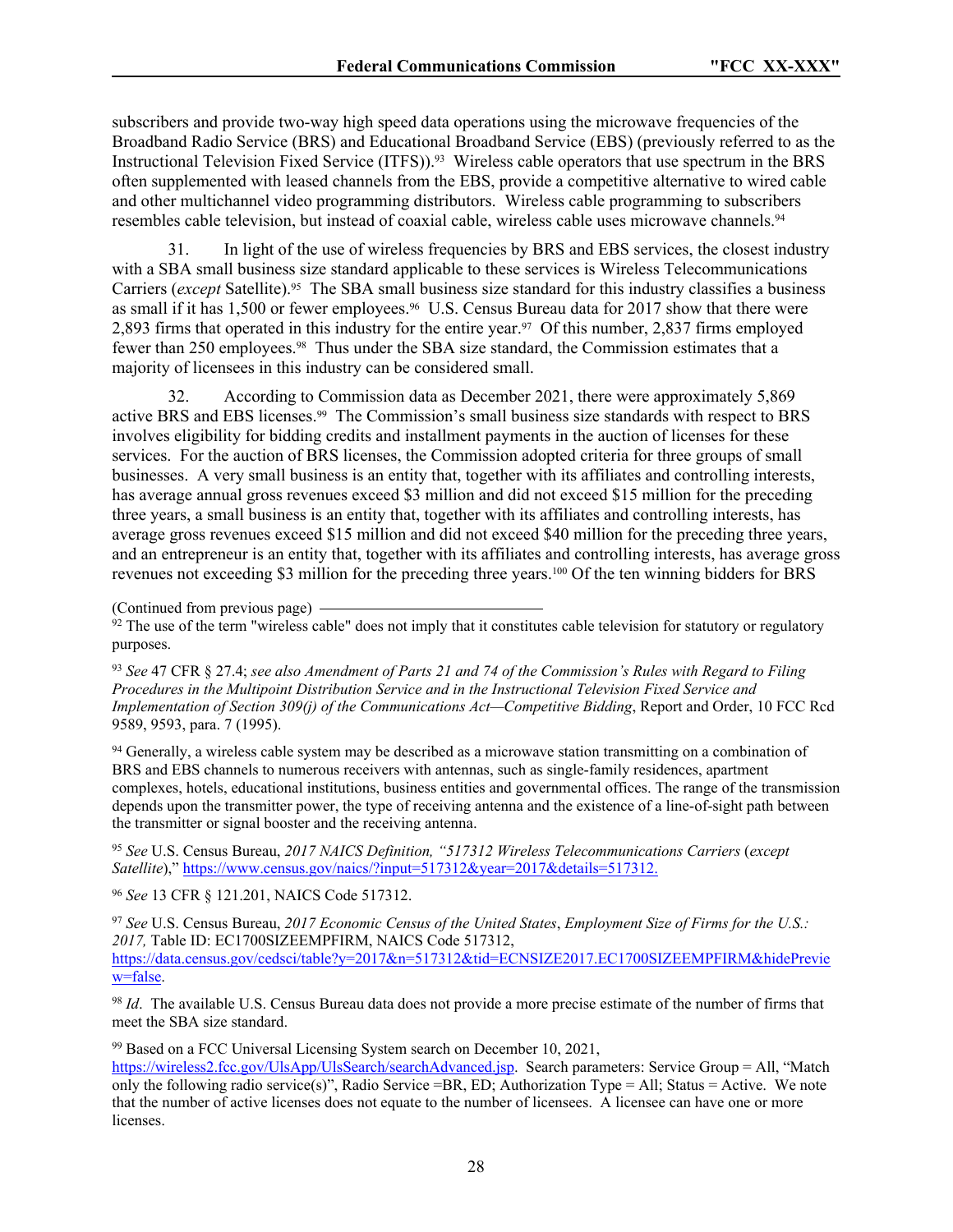subscribers and provide two-way high speed data operations using the microwave frequencies of the Broadband Radio Service (BRS) and Educational Broadband Service (EBS) (previously referred to as the Instructional Television Fixed Service (ITFS)).[93] Wireless cable operators that use spectrum in the BRS often supplemented with leased channels from the EBS, provide a competitive alternative to wired cable and other multichannel video programming distributors. Wireless cable programming to subscribers resembles cable television, but instead of coaxial cable, wireless cable uses microwave channels.[94]

31. In light of the use of wireless frequencies by BRS and EBS services, the closest industry with a SBA small business size standard applicable to these services is Wireless Telecommunications Carriers (*except* Satellite).[95] The SBA small business size standard for this industry classifies a business as small if it has 1,500 or fewer employees.[96] U.S. Census Bureau data for 2017 show that there were 2,893 firms that operated in this industry for the entire year.[97] Of this number, 2,837 firms employed fewer than 250 employees.[98] Thus under the SBA size standard, the Commission estimates that a majority of licensees in this industry can be considered small.

32. According to Commission data as December 2021, there were approximately 5,869 active BRS and EBS licenses.[99] The Commission's small business size standards with respect to BRS involves eligibility for bidding credits and installment payments in the auction of licenses for these services. For the auction of BRS licenses, the Commission adopted criteria for three groups of small businesses. A very small business is an entity that, together with its affiliates and controlling interests, has average annual gross revenues exceed $3 million and did not exceed $15 million for the preceding three years, a small business is an entity that, together with its affiliates and controlling interests, has average gross revenues exceed $15 million and did not exceed $40 million for the preceding three years, and an entrepreneur is an entity that, together with its affiliates and controlling interests, has average gross revenues not exceeding $3 million for the preceding three years.[100] Of the ten winning bidders for BRS

---

(Continued from previous page)

[92] The use of the term "wireless cable" does not imply that it constitutes cable television for statutory or regulatory purposes.

[93] *See* 47 CFR § 27.4; *see also Amendment of Parts 21 and 74 of the Commission's Rules with Regard to Filing Procedures in the Multipoint Distribution Service and in the Instructional Television Fixed Service and Implementation of Section 309(j) of the Communications Act—Competitive Bidding*, Report and Order, 10 FCC Rcd 9589, 9593, para. 7 (1995).

[94] Generally, a wireless cable system may be described as a microwave station transmitting on a combination of BRS and EBS channels to numerous receivers with antennas, such as single-family residences, apartment complexes, hotels, educational institutions, business entities and governmental offices. The range of the transmission depends upon the transmitter power, the type of receiving antenna and the existence of a line-of-sight path between the transmitter or signal booster and the receiving antenna.

[95] *See* U.S. Census Bureau, *2017 NAICS Definition, "517312 Wireless Telecommunications Carriers* (*except Satellite*)," https://www.census.gov/naics/?input=517312&year=2017&details=517312.

[96] *See* 13 CFR § 121.201, NAICS Code 517312.

[97] *See* U.S. Census Bureau, *2017 Economic Census of the United States*, *Employment Size of Firms for the U.S.: 2017,* Table ID: EC1700SIZEEMPFIRM, NAICS Code 517312, https://data.census.gov/cedsci/table?y=2017&n=517312&tid=ECNSIZE2017.EC1700SIZEEMPFIRM&hidePreview=false.

[98] *Id*. The available U.S. Census Bureau data does not provide a more precise estimate of the number of firms that meet the SBA size standard.

[99] Based on a FCC Universal Licensing System search on December 10, 2021, https://wireless2.fcc.gov/UlsApp/UlsSearch/searchAdvanced.jsp. Search parameters: Service Group = All, "Match only the following radio service(s)", Radio Service =BR, ED; Authorization Type = All; Status = Active. We note that the number of active licenses does not equate to the number of licensees. A licensee can have one or more licenses.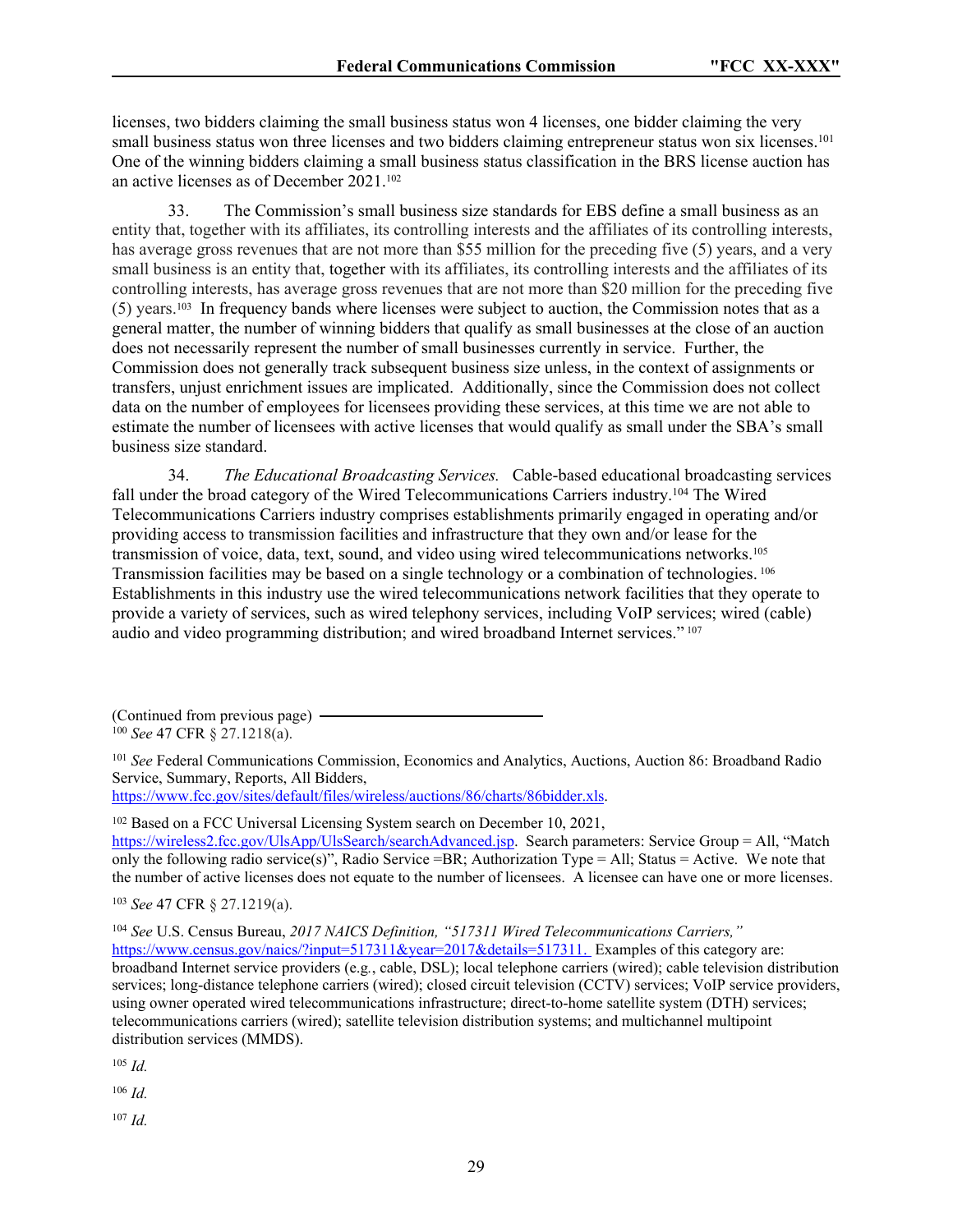licenses, two bidders claiming the small business status won 4 licenses, one bidder claiming the very small business status won three licenses and two bidders claiming entrepreneur status won six licenses.[101] One of the winning bidders claiming a small business status classification in the BRS license auction has an active licenses as of December 2021.[102]

33. The Commission's small business size standards for EBS define a small business as an entity that, together with its affiliates, its controlling interests and the affiliates of its controlling interests, has average gross revenues that are not more than $55 million for the preceding five (5) years, and a very small business is an entity that, together with its affiliates, its controlling interests and the affiliates of its controlling interests, has average gross revenues that are not more than $20 million for the preceding five (5) years.[103] In frequency bands where licenses were subject to auction, the Commission notes that as a general matter, the number of winning bidders that qualify as small businesses at the close of an auction does not necessarily represent the number of small businesses currently in service. Further, the Commission does not generally track subsequent business size unless, in the context of assignments or transfers, unjust enrichment issues are implicated. Additionally, since the Commission does not collect data on the number of employees for licensees providing these services, at this time we are not able to estimate the number of licensees with active licenses that would qualify as small under the SBA's small business size standard.

34. *The Educational Broadcasting Services.* Cable-based educational broadcasting services fall under the broad category of the Wired Telecommunications Carriers industry.[104] The Wired Telecommunications Carriers industry comprises establishments primarily engaged in operating and/or providing access to transmission facilities and infrastructure that they own and/or lease for the transmission of voice, data, text, sound, and video using wired telecommunications networks.[105] Transmission facilities may be based on a single technology or a combination of technologies.[106] Establishments in this industry use the wired telecommunications network facilities that they operate to provide a variety of services, such as wired telephony services, including VoIP services; wired (cable) audio and video programming distribution; and wired broadband Internet services."[107]

(Continued from previous page)

[100] *See* 47 CFR § 27.1218(a).

[101] *See* Federal Communications Commission, Economics and Analytics, Auctions, Auction 86: Broadband Radio Service, Summary, Reports, All Bidders, https://www.fcc.gov/sites/default/files/wireless/auctions/86/charts/86bidder.xls.

[102] Based on a FCC Universal Licensing System search on December 10, 2021, https://wireless2.fcc.gov/UlsApp/UlsSearch/searchAdvanced.jsp. Search parameters: Service Group = All, "Match only the following radio service(s)", Radio Service =BR; Authorization Type = All; Status = Active. We note that the number of active licenses does not equate to the number of licensees. A licensee can have one or more licenses.

[103] *See* 47 CFR § 27.1219(a).

[104] *See* U.S. Census Bureau, *2017 NAICS Definition, "517311 Wired Telecommunications Carriers,"* https://www.census.gov/naics/?input=517311&year=2017&details=517311. Examples of this category are: broadband Internet service providers (e.g., cable, DSL); local telephone carriers (wired); cable television distribution services; long-distance telephone carriers (wired); closed circuit television (CCTV) services; VoIP service providers, using owner operated wired telecommunications infrastructure; direct-to-home satellite system (DTH) services; telecommunications carriers (wired); satellite television distribution systems; and multichannel multipoint distribution services (MMDS).

[105] *Id.*

[106] *Id.*

[107] *Id.*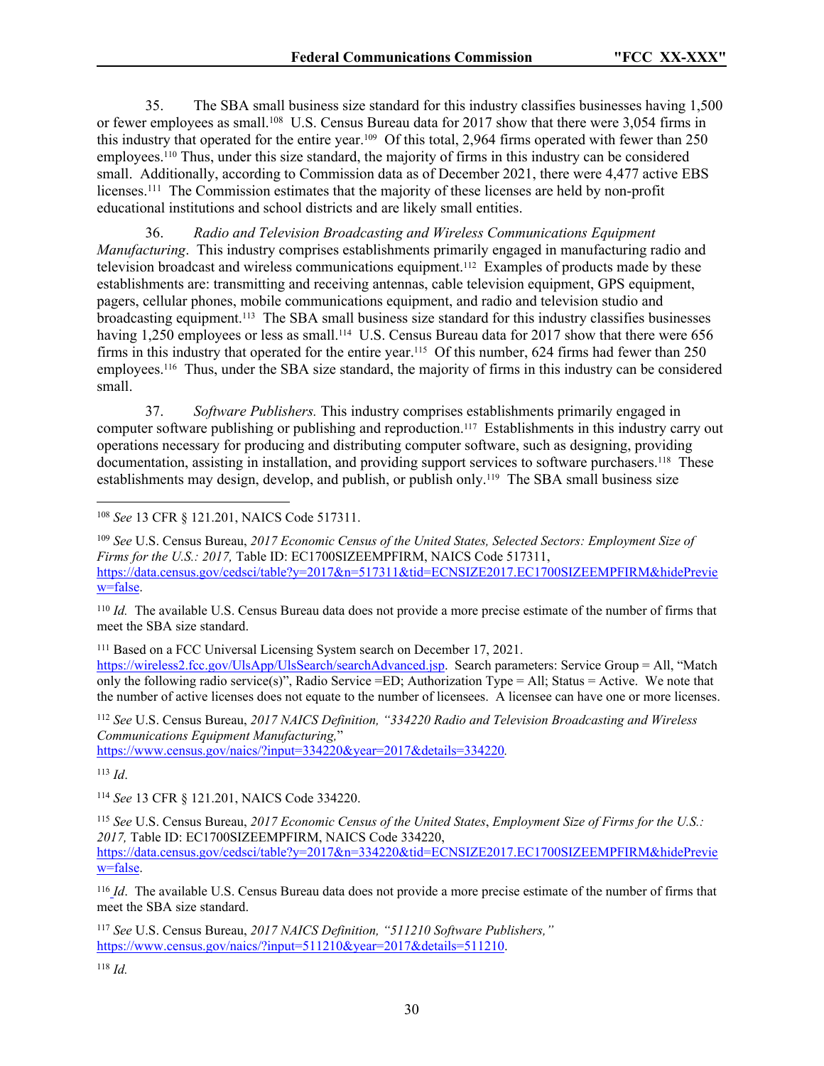35. The SBA small business size standard for this industry classifies businesses having 1,500 or fewer employees as small.[108] U.S. Census Bureau data for 2017 show that there were 3,054 firms in this industry that operated for the entire year.[109] Of this total, 2,964 firms operated with fewer than 250 employees.[110] Thus, under this size standard, the majority of firms in this industry can be considered small. Additionally, according to Commission data as of December 2021, there were 4,477 active EBS licenses.[111] The Commission estimates that the majority of these licenses are held by non-profit educational institutions and school districts and are likely small entities.

36. *Radio and Television Broadcasting and Wireless Communications Equipment Manufacturing*. This industry comprises establishments primarily engaged in manufacturing radio and television broadcast and wireless communications equipment.[112] Examples of products made by these establishments are: transmitting and receiving antennas, cable television equipment, GPS equipment, pagers, cellular phones, mobile communications equipment, and radio and television studio and broadcasting equipment.[113] The SBA small business size standard for this industry classifies businesses having 1,250 employees or less as small.[114] U.S. Census Bureau data for 2017 show that there were 656 firms in this industry that operated for the entire year.[115] Of this number, 624 firms had fewer than 250 employees.[116] Thus, under the SBA size standard, the majority of firms in this industry can be considered small.

37. *Software Publishers.* This industry comprises establishments primarily engaged in computer software publishing or publishing and reproduction.[117] Establishments in this industry carry out operations necessary for producing and distributing computer software, such as designing, providing documentation, assisting in installation, and providing support services to software purchasers.[118] These establishments may design, develop, and publish, or publish only.[119] The SBA small business size

---

[108] *See* 13 CFR § 121.201, NAICS Code 517311.

[109] *See* U.S. Census Bureau, *2017 Economic Census of the United States, Selected Sectors: Employment Size of Firms for the U.S.: 2017,* Table ID: EC1700SIZEEMPFIRM, NAICS Code 517311, https://data.census.gov/cedsci/table?y=2017&n=517311&tid=ECNSIZE2017.EC1700SIZEEMPFIRM&hidePreview=false.

[110] *Id.* The available U.S. Census Bureau data does not provide a more precise estimate of the number of firms that meet the SBA size standard.

[111] Based on a FCC Universal Licensing System search on December 17, 2021. https://wireless2.fcc.gov/UlsApp/UlsSearch/searchAdvanced.jsp. Search parameters: Service Group = All, "Match only the following radio service(s)", Radio Service =ED; Authorization Type = All; Status = Active. We note that the number of active licenses does not equate to the number of licensees. A licensee can have one or more licenses.

[112] *See* U.S. Census Bureau, *2017 NAICS Definition, "334220 Radio and Television Broadcasting and Wireless Communications Equipment Manufacturing,"* https://www.census.gov/naics/?input=334220&year=2017&details=334220.

[113] *Id*.

[114] *See* 13 CFR § 121.201, NAICS Code 334220.

[115] *See* U.S. Census Bureau, *2017 Economic Census of the United States*, *Employment Size of Firms for the U.S.: 2017,* Table ID: EC1700SIZEEMPFIRM, NAICS Code 334220, https://data.census.gov/cedsci/table?y=2017&n=334220&tid=ECNSIZE2017.EC1700SIZEEMPFIRM&hidePreview=false.

[116] *Id*. The available U.S. Census Bureau data does not provide a more precise estimate of the number of firms that meet the SBA size standard.

[117] *See* U.S. Census Bureau, *2017 NAICS Definition, "511210 Software Publishers,"* https://www.census.gov/naics/?input=511210&year=2017&details=511210.

[118] *Id.*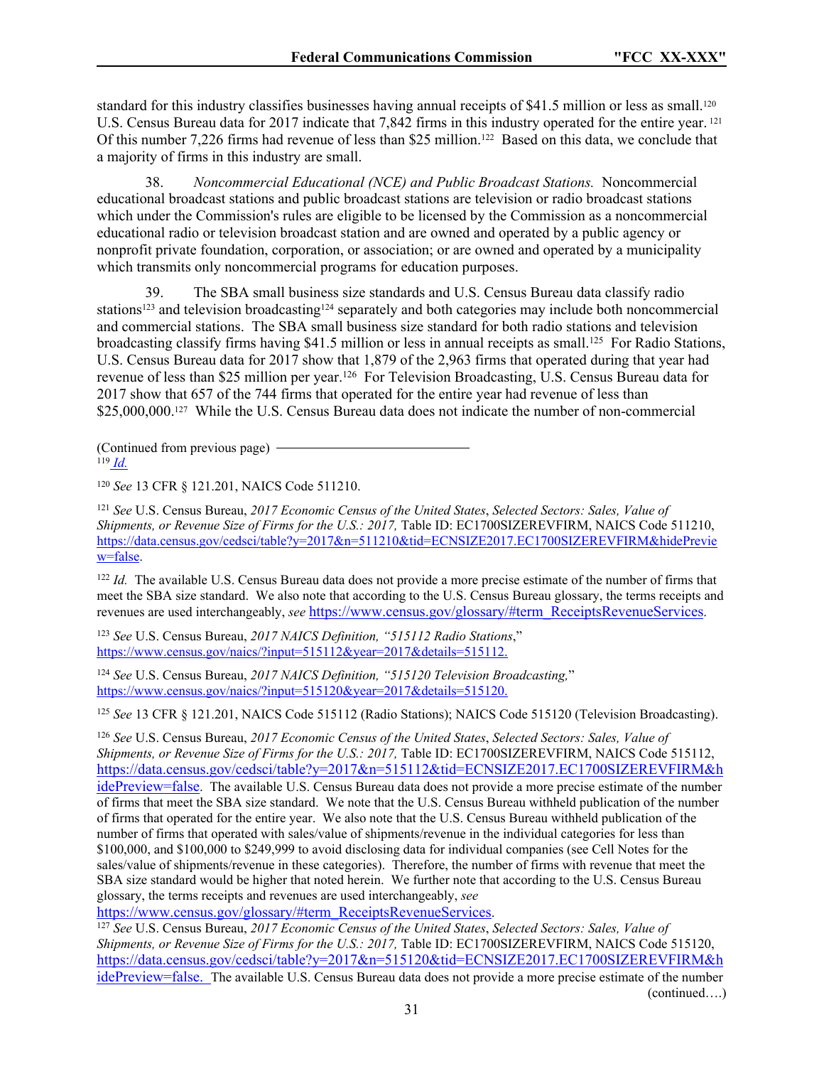standard for this industry classifies businesses having annual receipts of $41.5 million or less as small.[120] U.S. Census Bureau data for 2017 indicate that 7,842 firms in this industry operated for the entire year.[121] Of this number 7,226 firms had revenue of less than $25 million.[122] Based on this data, we conclude that a majority of firms in this industry are small.

38. *Noncommercial Educational (NCE) and Public Broadcast Stations.* Noncommercial educational broadcast stations and public broadcast stations are television or radio broadcast stations which under the Commission's rules are eligible to be licensed by the Commission as a noncommercial educational radio or television broadcast station and are owned and operated by a public agency or nonprofit private foundation, corporation, or association; or are owned and operated by a municipality which transmits only noncommercial programs for education purposes.

39. The SBA small business size standards and U.S. Census Bureau data classify radio stations[123] and television broadcasting[124] separately and both categories may include both noncommercial and commercial stations. The SBA small business size standard for both radio stations and television broadcasting classify firms having $41.5 million or less in annual receipts as small.[125] For Radio Stations, U.S. Census Bureau data for 2017 show that 1,879 of the 2,963 firms that operated during that year had revenue of less than $25 million per year.[126] For Television Broadcasting, U.S. Census Bureau data for 2017 show that 657 of the 744 firms that operated for the entire year had revenue of less than $25,000,000.[127] While the U.S. Census Bureau data does not indicate the number of non-commercial

---

(Continued from previous page)
[119] *Id.*

[120] *See* 13 CFR § 121.201, NAICS Code 511210.

[121] *See* U.S. Census Bureau, *2017 Economic Census of the United States*, *Selected Sectors: Sales, Value of Shipments, or Revenue Size of Firms for the U.S.: 2017,* Table ID: EC1700SIZEREVFIRM, NAICS Code 511210, https://data.census.gov/cedsci/table?y=2017&n=511210&tid=ECNSIZE2017.EC1700SIZEREVFIRM&hidePreview=false.

[122] *Id.* The available U.S. Census Bureau data does not provide a more precise estimate of the number of firms that meet the SBA size standard. We also note that according to the U.S. Census Bureau glossary, the terms receipts and revenues are used interchangeably, *see* https://www.census.gov/glossary/#term_ReceiptsRevenueServices.

[123] *See* U.S. Census Bureau, *2017 NAICS Definition, "515112 Radio Stations*," https://www.census.gov/naics/?input=515112&year=2017&details=515112.

[124] *See* U.S. Census Bureau, *2017 NAICS Definition, "515120 Television Broadcasting,*" https://www.census.gov/naics/?input=515120&year=2017&details=515120.

[125] *See* 13 CFR § 121.201, NAICS Code 515112 (Radio Stations); NAICS Code 515120 (Television Broadcasting).

[126] *See* U.S. Census Bureau, *2017 Economic Census of the United States*, *Selected Sectors: Sales, Value of Shipments, or Revenue Size of Firms for the U.S.: 2017,* Table ID: EC1700SIZEREVFIRM, NAICS Code 515112, https://data.census.gov/cedsci/table?y=2017&n=515112&tid=ECNSIZE2017.EC1700SIZEREVFIRM&hidePreview=false. The available U.S. Census Bureau data does not provide a more precise estimate of the number of firms that meet the SBA size standard. We note that the U.S. Census Bureau withheld publication of the number of firms that operated for the entire year. We also note that the U.S. Census Bureau withheld publication of the number of firms that operated with sales/value of shipments/revenue in the individual categories for less than $100,000, and $100,000 to $249,999 to avoid disclosing data for individual companies (see Cell Notes for the sales/value of shipments/revenue in these categories). Therefore, the number of firms with revenue that meet the SBA size standard would be higher that noted herein. We further note that according to the U.S. Census Bureau glossary, the terms receipts and revenues are used interchangeably, *see* https://www.census.gov/glossary/#term_ReceiptsRevenueServices.

[127] *See* U.S. Census Bureau, *2017 Economic Census of the United States*, *Selected Sectors: Sales, Value of Shipments, or Revenue Size of Firms for the U.S.: 2017,* Table ID: EC1700SIZEREVFIRM, NAICS Code 515120, https://data.census.gov/cedsci/table?y=2017&n=515120&tid=ECNSIZE2017.EC1700SIZEREVFIRM&hidePreview=false. The available U.S. Census Bureau data does not provide a more precise estimate of the number (continued….)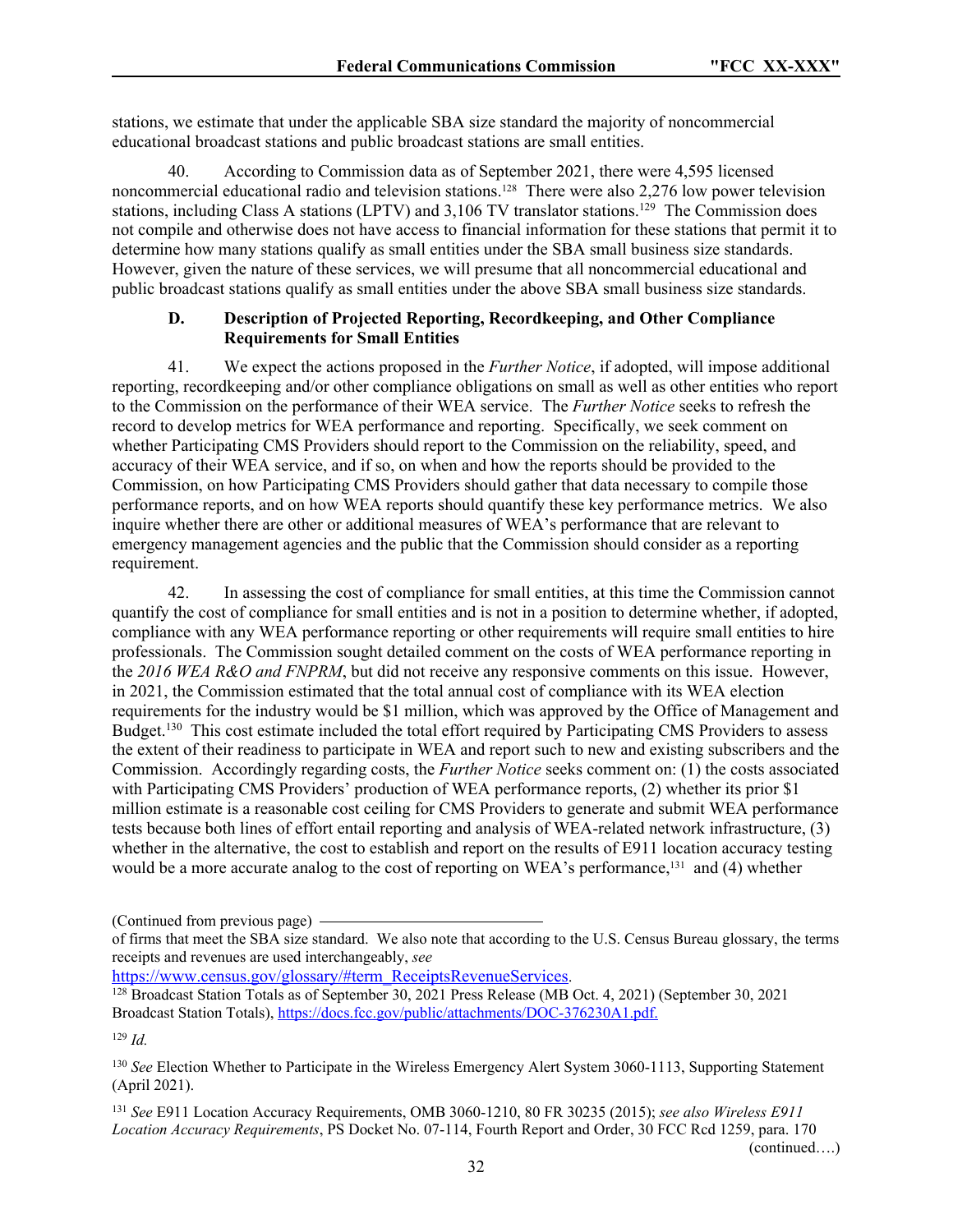stations, we estimate that under the applicable SBA size standard the majority of noncommercial educational broadcast stations and public broadcast stations are small entities.

40. According to Commission data as of September 2021, there were 4,595 licensed noncommercial educational radio and television stations.[128] There were also 2,276 low power television stations, including Class A stations (LPTV) and 3,106 TV translator stations.[129] The Commission does not compile and otherwise does not have access to financial information for these stations that permit it to determine how many stations qualify as small entities under the SBA small business size standards. However, given the nature of these services, we will presume that all noncommercial educational and public broadcast stations qualify as small entities under the above SBA small business size standards.

### D. Description of Projected Reporting, Recordkeeping, and Other Compliance Requirements for Small Entities

41. We expect the actions proposed in the *Further Notice*, if adopted, will impose additional reporting, recordkeeping and/or other compliance obligations on small as well as other entities who report to the Commission on the performance of their WEA service. The *Further Notice* seeks to refresh the record to develop metrics for WEA performance and reporting. Specifically, we seek comment on whether Participating CMS Providers should report to the Commission on the reliability, speed, and accuracy of their WEA service, and if so, on when and how the reports should be provided to the Commission, on how Participating CMS Providers should gather that data necessary to compile those performance reports, and on how WEA reports should quantify these key performance metrics. We also inquire whether there are other or additional measures of WEA's performance that are relevant to emergency management agencies and the public that the Commission should consider as a reporting requirement.

42. In assessing the cost of compliance for small entities, at this time the Commission cannot quantify the cost of compliance for small entities and is not in a position to determine whether, if adopted, compliance with any WEA performance reporting or other requirements will require small entities to hire professionals. The Commission sought detailed comment on the costs of WEA performance reporting in the *2016 WEA R&O and FNPRM*, but did not receive any responsive comments on this issue. However, in 2021, the Commission estimated that the total annual cost of compliance with its WEA election requirements for the industry would be $1 million, which was approved by the Office of Management and Budget.[130] This cost estimate included the total effort required by Participating CMS Providers to assess the extent of their readiness to participate in WEA and report such to new and existing subscribers and the Commission. Accordingly regarding costs, the *Further Notice* seeks comment on: (1) the costs associated with Participating CMS Providers' production of WEA performance reports, (2) whether its prior $1 million estimate is a reasonable cost ceiling for CMS Providers to generate and submit WEA performance tests because both lines of effort entail reporting and analysis of WEA-related network infrastructure, (3) whether in the alternative, the cost to establish and report on the results of E911 location accuracy testing would be a more accurate analog to the cost of reporting on WEA's performance,[131] and (4) whether

---

(Continued from previous page)
of firms that meet the SBA size standard. We also note that according to the U.S. Census Bureau glossary, the terms receipts and revenues are used interchangeably, *see* https://www.census.gov/glossary/#term_ReceiptsRevenueServices.

[128] Broadcast Station Totals as of September 30, 2021 Press Release (MB Oct. 4, 2021) (September 30, 2021 Broadcast Station Totals), https://docs.fcc.gov/public/attachments/DOC-376230A1.pdf.

[129] *Id.*

[130] *See* Election Whether to Participate in the Wireless Emergency Alert System 3060-1113, Supporting Statement (April 2021).

[131] *See* E911 Location Accuracy Requirements, OMB 3060-1210, 80 FR 30235 (2015); *see also Wireless E911 Location Accuracy Requirements*, PS Docket No. 07-114, Fourth Report and Order, 30 FCC Rcd 1259, para. 170
(continued….)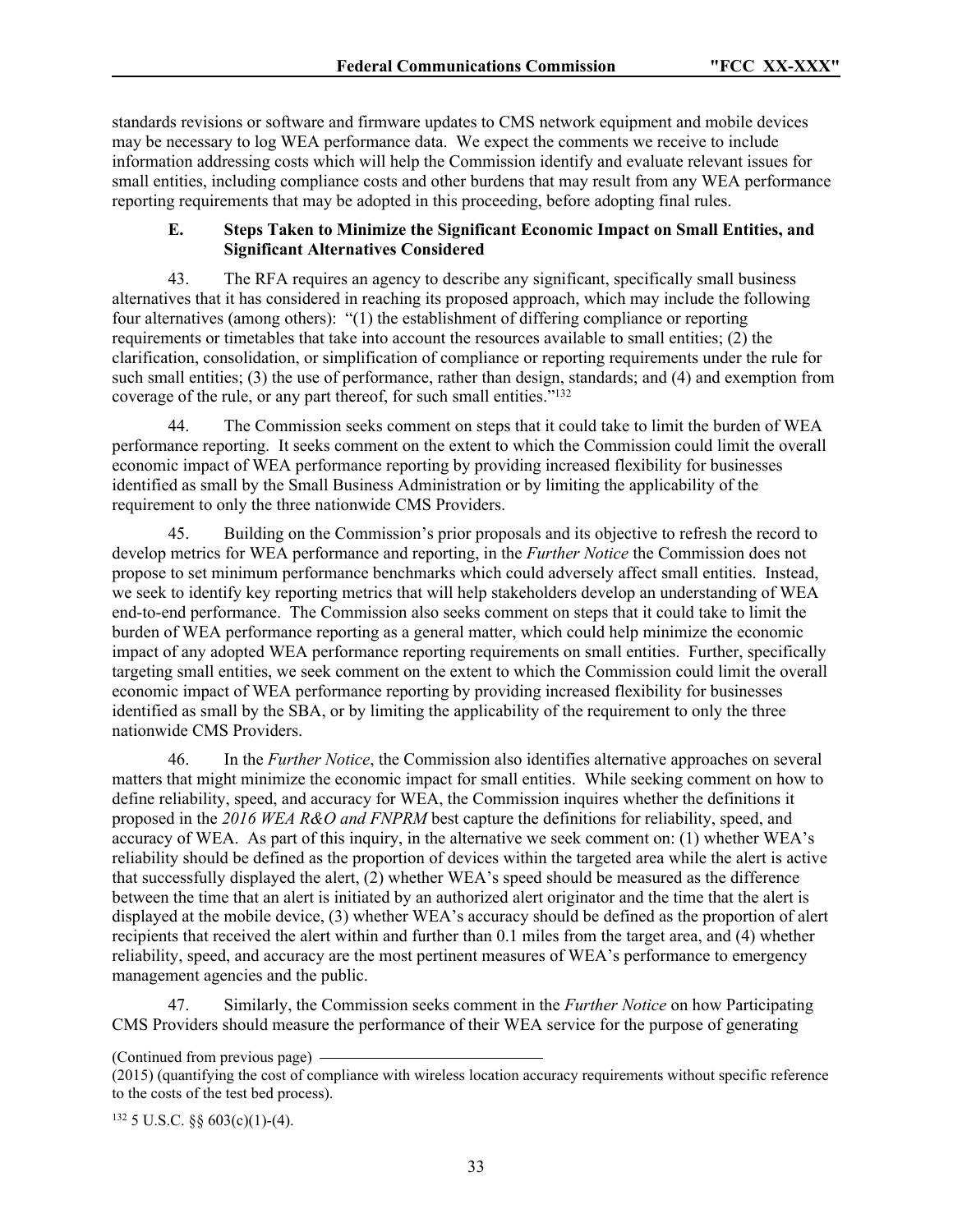standards revisions or software and firmware updates to CMS network equipment and mobile devices may be necessary to log WEA performance data. We expect the comments we receive to include information addressing costs which will help the Commission identify and evaluate relevant issues for small entities, including compliance costs and other burdens that may result from any WEA performance reporting requirements that may be adopted in this proceeding, before adopting final rules.

### E. Steps Taken to Minimize the Significant Economic Impact on Small Entities, and Significant Alternatives Considered

43. The RFA requires an agency to describe any significant, specifically small business alternatives that it has considered in reaching its proposed approach, which may include the following four alternatives (among others): "(1) the establishment of differing compliance or reporting requirements or timetables that take into account the resources available to small entities; (2) the clarification, consolidation, or simplification of compliance or reporting requirements under the rule for such small entities; (3) the use of performance, rather than design, standards; and (4) and exemption from coverage of the rule, or any part thereof, for such small entities."[132]

44. The Commission seeks comment on steps that it could take to limit the burden of WEA performance reporting. It seeks comment on the extent to which the Commission could limit the overall economic impact of WEA performance reporting by providing increased flexibility for businesses identified as small by the Small Business Administration or by limiting the applicability of the requirement to only the three nationwide CMS Providers.

45. Building on the Commission's prior proposals and its objective to refresh the record to develop metrics for WEA performance and reporting, in the *Further Notice* the Commission does not propose to set minimum performance benchmarks which could adversely affect small entities. Instead, we seek to identify key reporting metrics that will help stakeholders develop an understanding of WEA end-to-end performance. The Commission also seeks comment on steps that it could take to limit the burden of WEA performance reporting as a general matter, which could help minimize the economic impact of any adopted WEA performance reporting requirements on small entities. Further, specifically targeting small entities, we seek comment on the extent to which the Commission could limit the overall economic impact of WEA performance reporting by providing increased flexibility for businesses identified as small by the SBA, or by limiting the applicability of the requirement to only the three nationwide CMS Providers.

46. In the *Further Notice*, the Commission also identifies alternative approaches on several matters that might minimize the economic impact for small entities. While seeking comment on how to define reliability, speed, and accuracy for WEA, the Commission inquires whether the definitions it proposed in the *2016 WEA R&O and FNPRM* best capture the definitions for reliability, speed, and accuracy of WEA. As part of this inquiry, in the alternative we seek comment on: (1) whether WEA's reliability should be defined as the proportion of devices within the targeted area while the alert is active that successfully displayed the alert, (2) whether WEA's speed should be measured as the difference between the time that an alert is initiated by an authorized alert originator and the time that the alert is displayed at the mobile device, (3) whether WEA's accuracy should be defined as the proportion of alert recipients that received the alert within and further than 0.1 miles from the target area, and (4) whether reliability, speed, and accuracy are the most pertinent measures of WEA's performance to emergency management agencies and the public.

47. Similarly, the Commission seeks comment in the *Further Notice* on how Participating CMS Providers should measure the performance of their WEA service for the purpose of generating

(Continued from previous page)
(2015) (quantifying the cost of compliance with wireless location accuracy requirements without specific reference to the costs of the test bed process).

[132] 5 U.S.C. §§ 603(c)(1)-(4).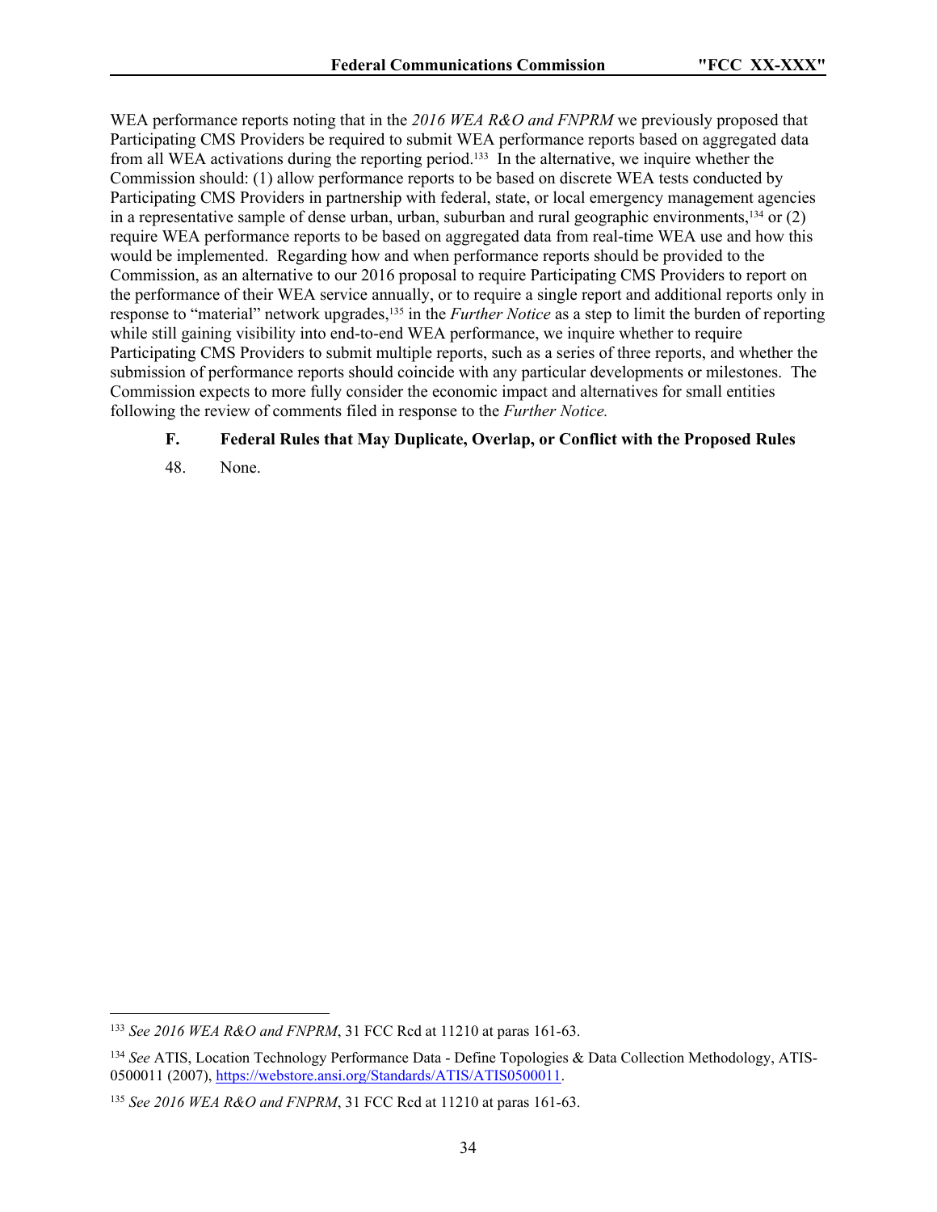WEA performance reports noting that in the *2016 WEA R&O and FNPRM* we previously proposed that Participating CMS Providers be required to submit WEA performance reports based on aggregated data from all WEA activations during the reporting period.[133] In the alternative, we inquire whether the Commission should: (1) allow performance reports to be based on discrete WEA tests conducted by Participating CMS Providers in partnership with federal, state, or local emergency management agencies in a representative sample of dense urban, urban, suburban and rural geographic environments,[134] or (2) require WEA performance reports to be based on aggregated data from real-time WEA use and how this would be implemented. Regarding how and when performance reports should be provided to the Commission, as an alternative to our 2016 proposal to require Participating CMS Providers to report on the performance of their WEA service annually, or to require a single report and additional reports only in response to "material" network upgrades,[135] in the *Further Notice* as a step to limit the burden of reporting while still gaining visibility into end-to-end WEA performance, we inquire whether to require Participating CMS Providers to submit multiple reports, such as a series of three reports, and whether the submission of performance reports should coincide with any particular developments or milestones. The Commission expects to more fully consider the economic impact and alternatives for small entities following the review of comments filed in response to the *Further Notice.*

### F. Federal Rules that May Duplicate, Overlap, or Conflict with the Proposed Rules

48. None.

---

[133] *See 2016 WEA R&O and FNPRM*, 31 FCC Rcd at 11210 at paras 161-63.

[134] *See* ATIS, Location Technology Performance Data - Define Topologies & Data Collection Methodology, ATIS-0500011 (2007), https://webstore.ansi.org/Standards/ATIS/ATIS0500011.

[135] *See 2016 WEA R&O and FNPRM*, 31 FCC Rcd at 11210 at paras 161-63.